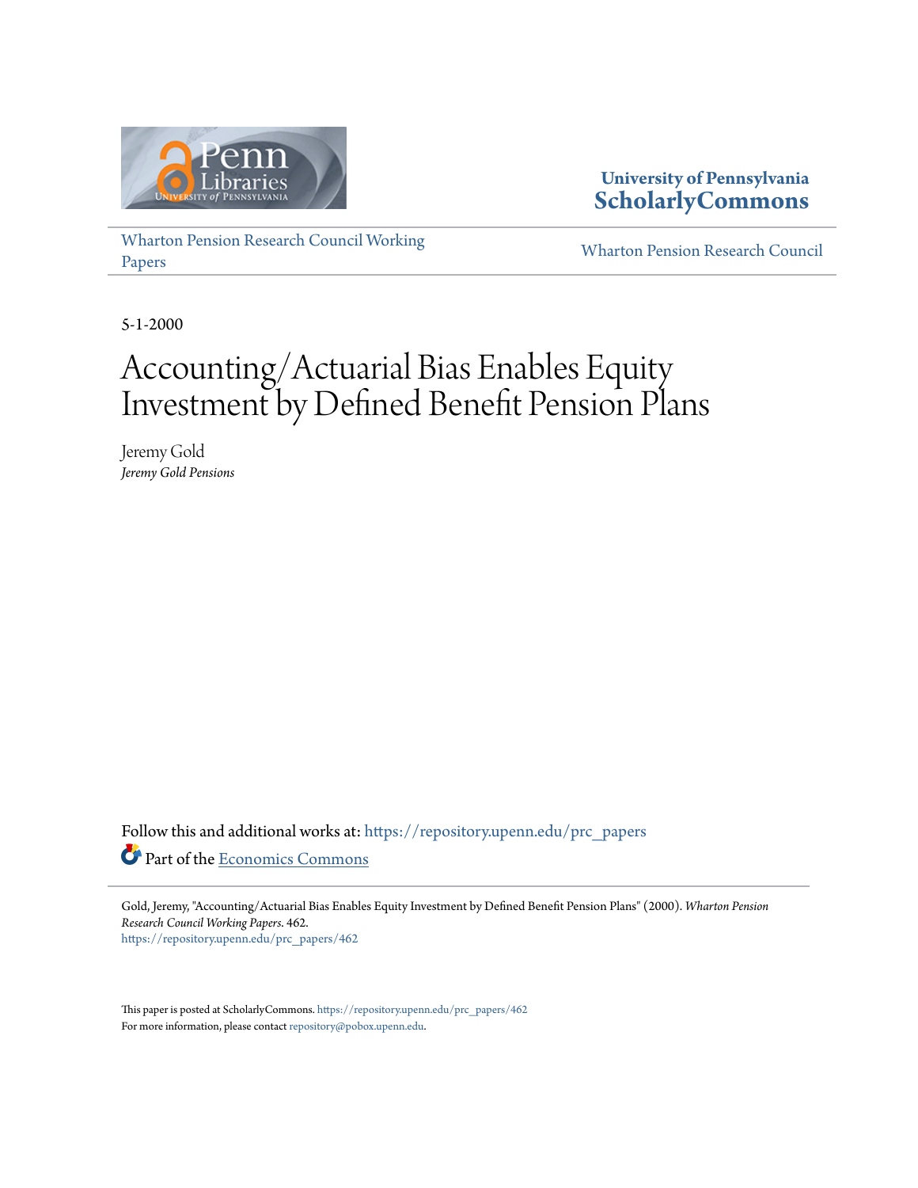University of Pennsylvania
**ScholarlyCommons**

Wharton Pension Research Council Working Papers

Wharton Pension Research Council

5-1-2000

# Accounting/Actuarial Bias Enables Equity Investment by Defined Benefit Pension Plans

Jeremy Gold
*Jeremy Gold Pensions*

Follow this and additional works at: https://repository.upenn.edu/prc_papers

Part of the Economics Commons

Gold, Jeremy, "Accounting/Actuarial Bias Enables Equity Investment by Defined Benefit Pension Plans" (2000). *Wharton Pension Research Council Working Papers*. 462.
https://repository.upenn.edu/prc_papers/462

This paper is posted at ScholarlyCommons. https://repository.upenn.edu/prc_papers/462
For more information, please contact repository@pobox.upenn.edu.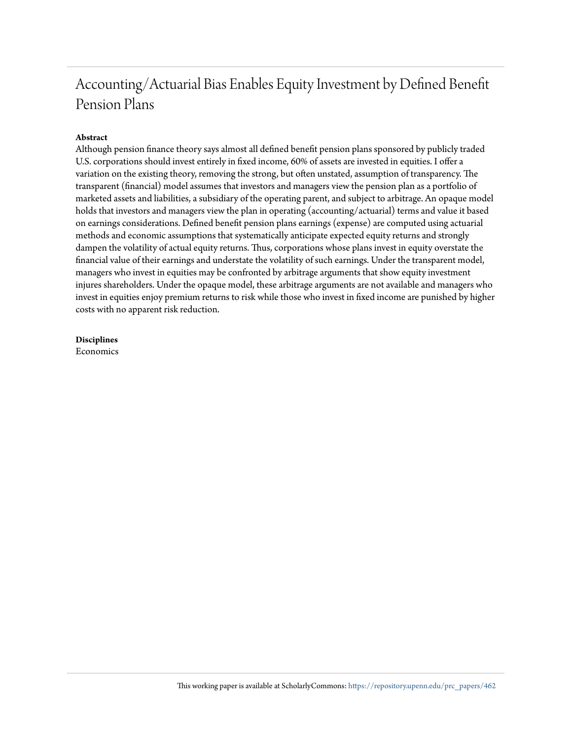# Accounting/Actuarial Bias Enables Equity Investment by Defined Benefit Pension Plans

**Abstract**

Although pension finance theory says almost all defined benefit pension plans sponsored by publicly traded U.S. corporations should invest entirely in fixed income, 60% of assets are invested in equities. I offer a variation on the existing theory, removing the strong, but often unstated, assumption of transparency. The transparent (financial) model assumes that investors and managers view the pension plan as a portfolio of marketed assets and liabilities, a subsidiary of the operating parent, and subject to arbitrage. An opaque model holds that investors and managers view the plan in operating (accounting/actuarial) terms and value it based on earnings considerations. Defined benefit pension plans earnings (expense) are computed using actuarial methods and economic assumptions that systematically anticipate expected equity returns and strongly dampen the volatility of actual equity returns. Thus, corporations whose plans invest in equity overstate the financial value of their earnings and understate the volatility of such earnings. Under the transparent model, managers who invest in equities may be confronted by arbitrage arguments that show equity investment injures shareholders. Under the opaque model, these arbitrage arguments are not available and managers who invest in equities enjoy premium returns to risk while those who invest in fixed income are punished by higher costs with no apparent risk reduction.

**Disciplines**

Economics

This working paper is available at ScholarlyCommons: https://repository.upenn.edu/prc_papers/462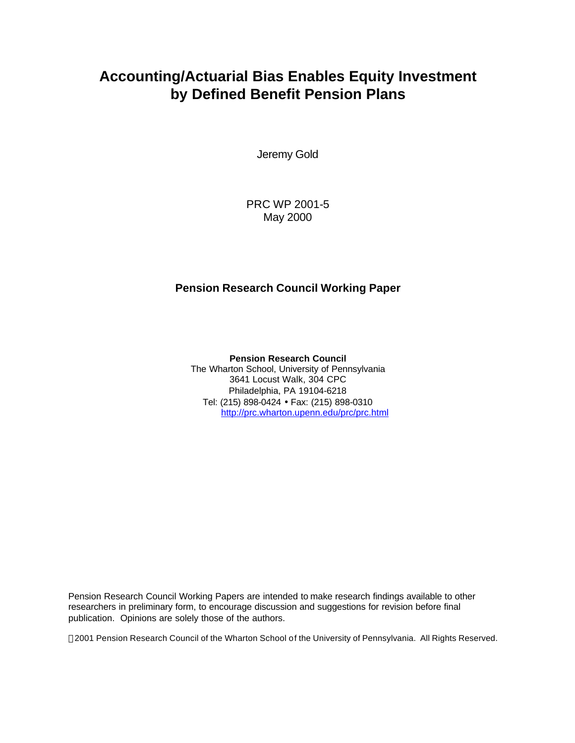# Accounting/Actuarial Bias Enables Equity Investment by Defined Benefit Pension Plans

Jeremy Gold

PRC WP 2001-5
May 2000

**Pension Research Council Working Paper**

**Pension Research Council**
The Wharton School, University of Pennsylvania
3641 Locust Walk, 304 CPC
Philadelphia, PA 19104-6218
Tel: (215) 898-0424 • Fax: (215) 898-0310
http://prc.wharton.upenn.edu/prc/prc.html

Pension Research Council Working Papers are intended to make research findings available to other researchers in preliminary form, to encourage discussion and suggestions for revision before final publication. Opinions are solely those of the authors.

©2001 Pension Research Council of the Wharton School of the University of Pennsylvania. All Rights Reserved.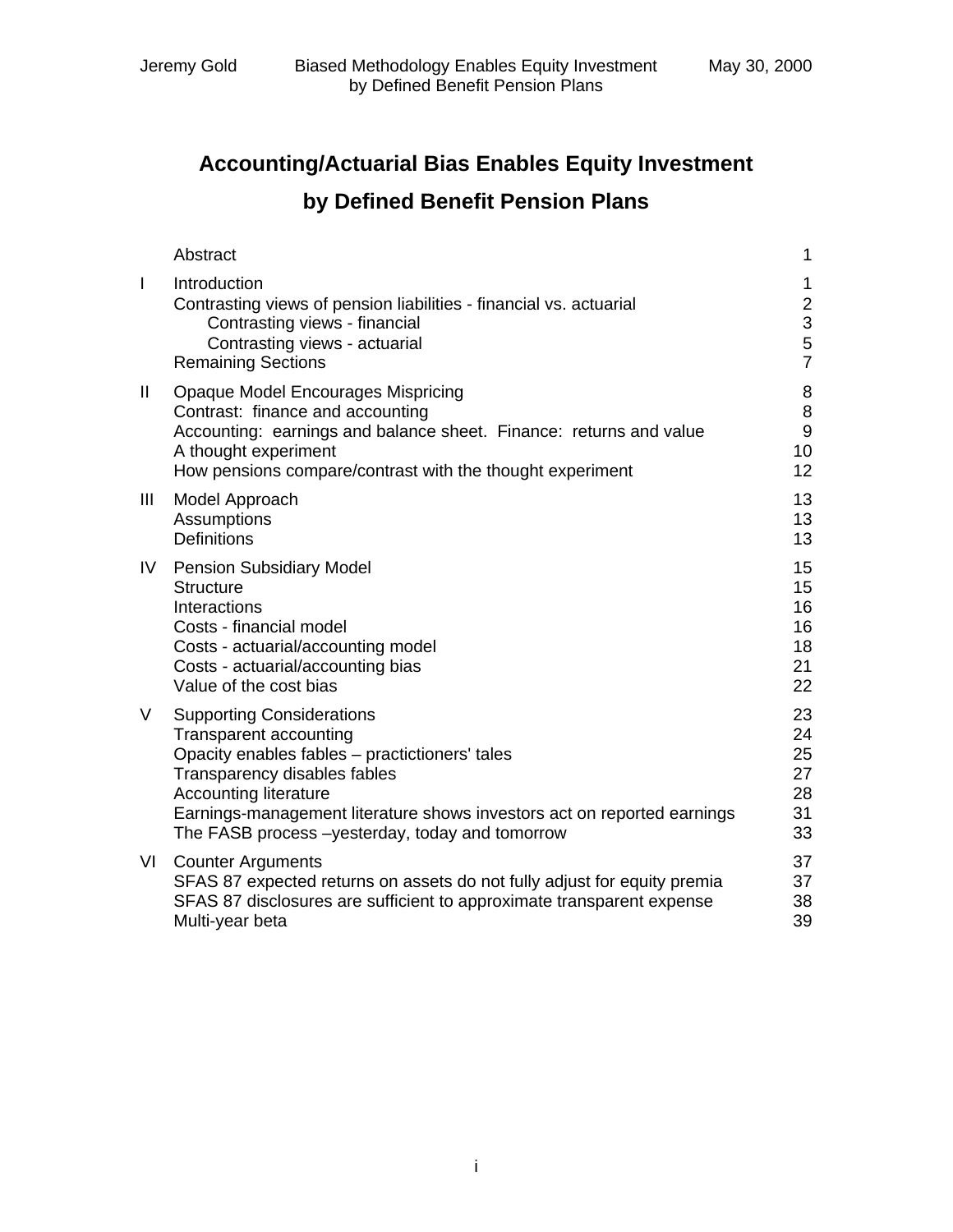# Accounting/Actuarial Bias Enables Equity Investment by Defined Benefit Pension Plans

| | | |
|---|---|---|
| | Abstract | 1 |
| I | Introduction | 1 |
| | Contrasting views of pension liabilities - financial vs. actuarial | 2 |
| | Contrasting views - financial | 3 |
| | Contrasting views - actuarial | 5 |
| | Remaining Sections | 7 |
| II | Opaque Model Encourages Mispricing | 8 |
| | Contrast: finance and accounting | 8 |
| | Accounting: earnings and balance sheet. Finance: returns and value | 9 |
| | A thought experiment | 10 |
| | How pensions compare/contrast with the thought experiment | 12 |
| III | Model Approach | 13 |
| | Assumptions | 13 |
| | Definitions | 13 |
| IV | Pension Subsidiary Model | 15 |
| | Structure | 15 |
| | Interactions | 16 |
| | Costs - financial model | 16 |
| | Costs - actuarial/accounting model | 18 |
| | Costs - actuarial/accounting bias | 21 |
| | Value of the cost bias | 22 |
| V | Supporting Considerations | 23 |
| | Transparent accounting | 24 |
| | Opacity enables fables – practictioners' tales | 25 |
| | Transparency disables fables | 27 |
| | Accounting literature | 28 |
| | Earnings-management literature shows investors act on reported earnings | 31 |
| | The FASB process –yesterday, today and tomorrow | 33 |
| VI | Counter Arguments | 37 |
| | SFAS 87 expected returns on assets do not fully adjust for equity premia | 37 |
| | SFAS 87 disclosures are sufficient to approximate transparent expense | 38 |
| | Multi-year beta | 39 |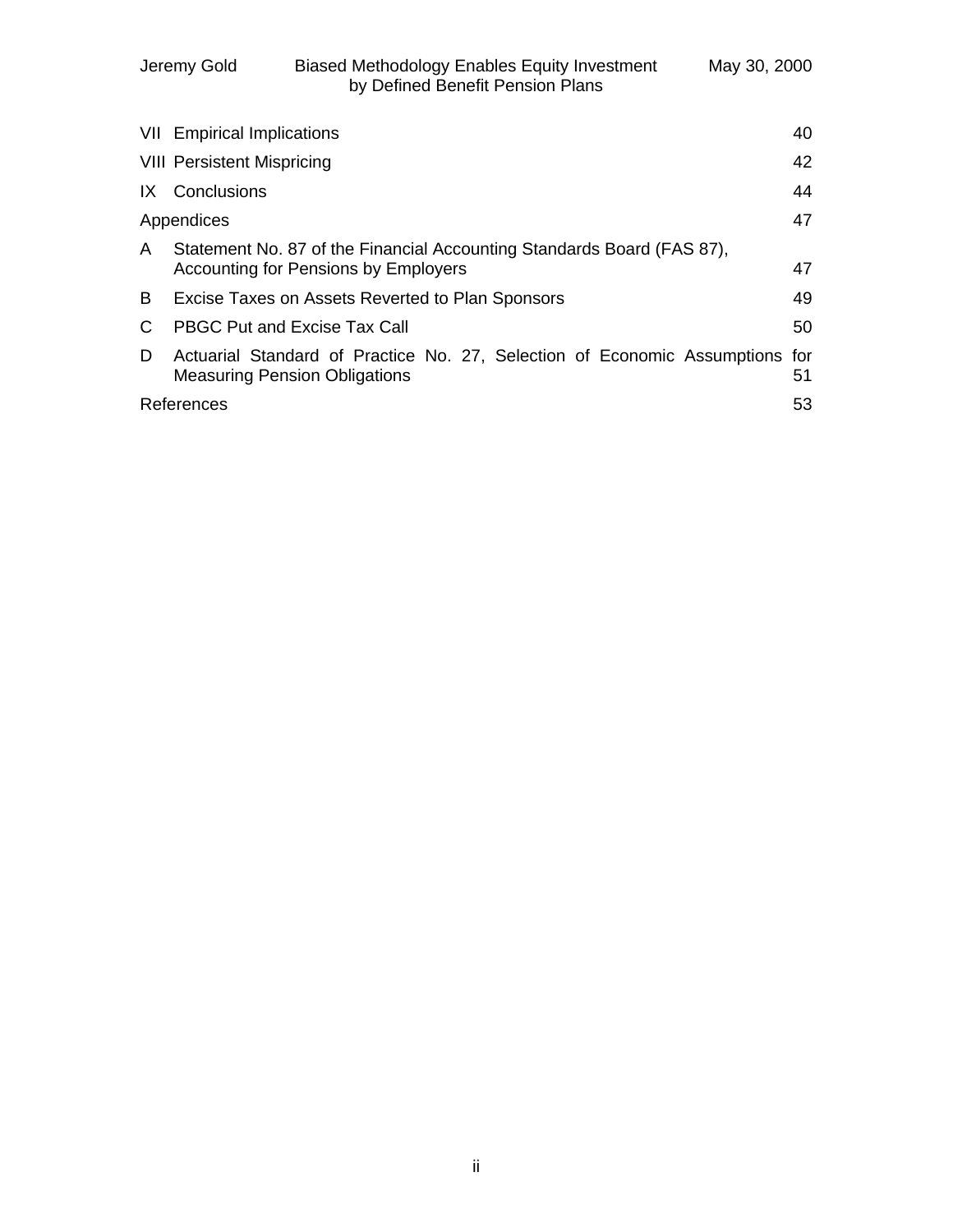| | | |
|---|---|---|
| VII | Empirical Implications | 40 |
| VIII | Persistent Mispricing | 42 |
| IX | Conclusions | 44 |
| Appendices | | 47 |
| A | Statement No. 87 of the Financial Accounting Standards Board (FAS 87), Accounting for Pensions by Employers | 47 |
| B | Excise Taxes on Assets Reverted to Plan Sponsors | 49 |
| C | PBGC Put and Excise Tax Call | 50 |
| D | Actuarial Standard of Practice No. 27, Selection of Economic Assumptions for Measuring Pension Obligations | 51 |
| References | | 53 |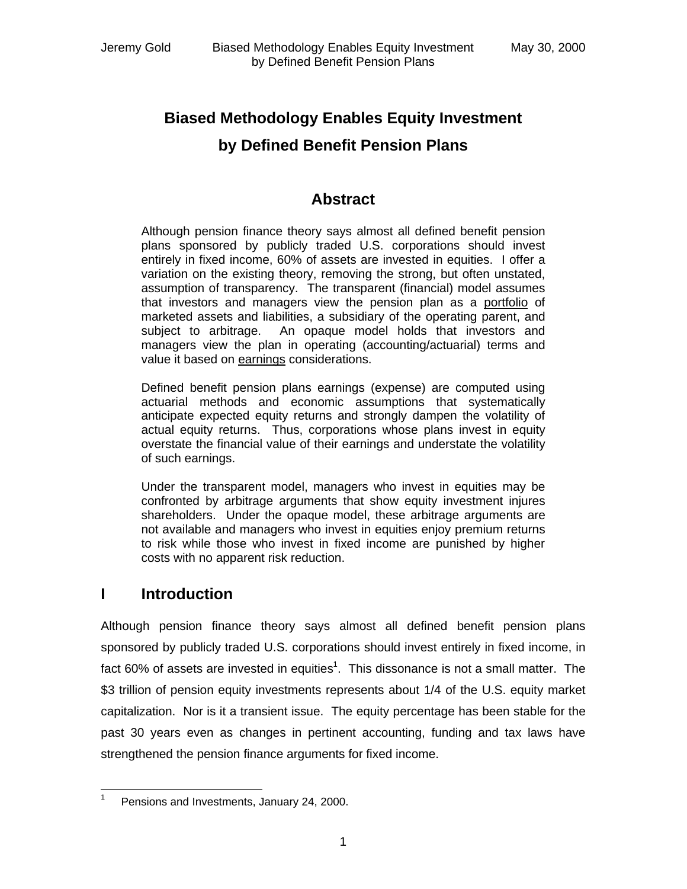# Biased Methodology Enables Equity Investment by Defined Benefit Pension Plans

## Abstract

Although pension finance theory says almost all defined benefit pension plans sponsored by publicly traded U.S. corporations should invest entirely in fixed income, 60% of assets are invested in equities. I offer a variation on the existing theory, removing the strong, but often unstated, assumption of transparency. The transparent (financial) model assumes that investors and managers view the pension plan as a portfolio of marketed assets and liabilities, a subsidiary of the operating parent, and subject to arbitrage. An opaque model holds that investors and managers view the plan in operating (accounting/actuarial) terms and value it based on earnings considerations.

Defined benefit pension plans earnings (expense) are computed using actuarial methods and economic assumptions that systematically anticipate expected equity returns and strongly dampen the volatility of actual equity returns. Thus, corporations whose plans invest in equity overstate the financial value of their earnings and understate the volatility of such earnings.

Under the transparent model, managers who invest in equities may be confronted by arbitrage arguments that show equity investment injures shareholders. Under the opaque model, these arbitrage arguments are not available and managers who invest in equities enjoy premium returns to risk while those who invest in fixed income are punished by higher costs with no apparent risk reduction.

## I Introduction

Although pension finance theory says almost all defined benefit pension plans sponsored by publicly traded U.S. corporations should invest entirely in fixed income, in fact 60% of assets are invested in equities[1]. This dissonance is not a small matter. The $3 trillion of pension equity investments represents about 1/4 of the U.S. equity market capitalization. Nor is it a transient issue. The equity percentage has been stable for the past 30 years even as changes in pertinent accounting, funding and tax laws have strengthened the pension finance arguments for fixed income.

[1] Pensions and Investments, January 24, 2000.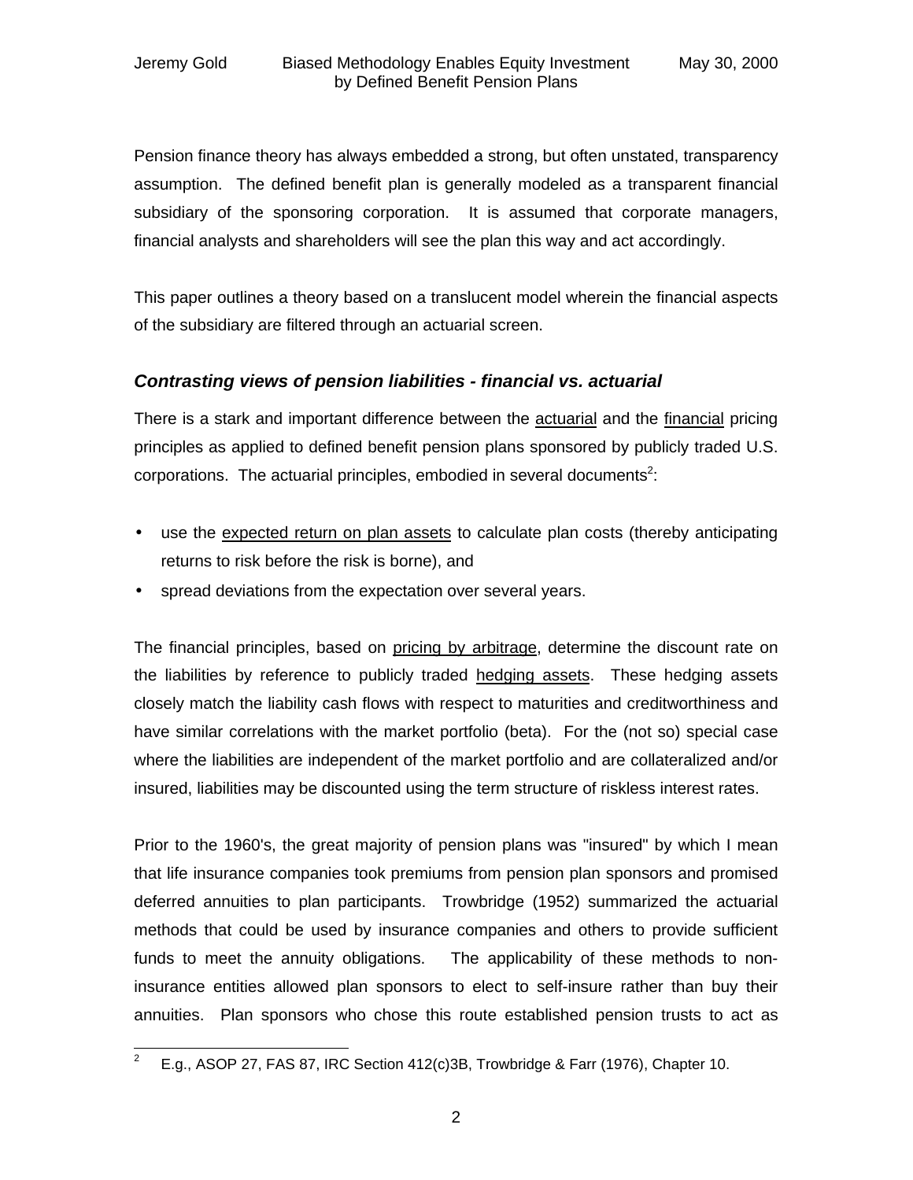Pension finance theory has always embedded a strong, but often unstated, transparency assumption. The defined benefit plan is generally modeled as a transparent financial subsidiary of the sponsoring corporation. It is assumed that corporate managers, financial analysts and shareholders will see the plan this way and act accordingly.

This paper outlines a theory based on a translucent model wherein the financial aspects of the subsidiary are filtered through an actuarial screen.

### *Contrasting views of pension liabilities - financial vs. actuarial*

There is a stark and important difference between the actuarial and the financial pricing principles as applied to defined benefit pension plans sponsored by publicly traded U.S. corporations. The actuarial principles, embodied in several documents[2]:

- use the expected return on plan assets to calculate plan costs (thereby anticipating returns to risk before the risk is borne), and
- spread deviations from the expectation over several years.

The financial principles, based on pricing by arbitrage, determine the discount rate on the liabilities by reference to publicly traded hedging assets. These hedging assets closely match the liability cash flows with respect to maturities and creditworthiness and have similar correlations with the market portfolio (beta). For the (not so) special case where the liabilities are independent of the market portfolio and are collateralized and/or insured, liabilities may be discounted using the term structure of riskless interest rates.

Prior to the 1960's, the great majority of pension plans was "insured" by which I mean that life insurance companies took premiums from pension plan sponsors and promised deferred annuities to plan participants. Trowbridge (1952) summarized the actuarial methods that could be used by insurance companies and others to provide sufficient funds to meet the annuity obligations. The applicability of these methods to non-insurance entities allowed plan sponsors to elect to self-insure rather than buy their annuities. Plan sponsors who chose this route established pension trusts to act as

[2] E.g., ASOP 27, FAS 87, IRC Section 412(c)3B, Trowbridge & Farr (1976), Chapter 10.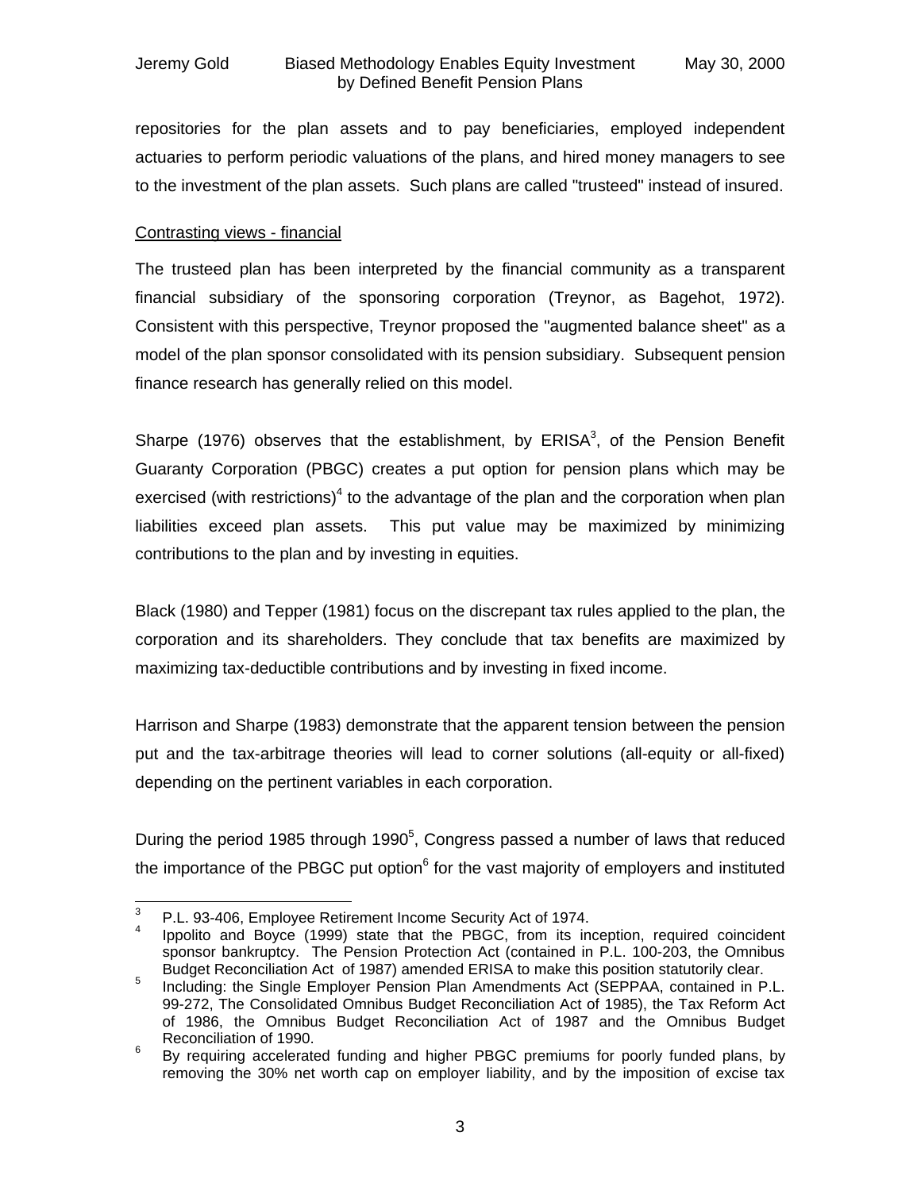repositories for the plan assets and to pay beneficiaries, employed independent actuaries to perform periodic valuations of the plans, and hired money managers to see to the investment of the plan assets. Such plans are called "trusteed" instead of insured.

Contrasting views - financial

The trusteed plan has been interpreted by the financial community as a transparent financial subsidiary of the sponsoring corporation (Treynor, as Bagehot, 1972). Consistent with this perspective, Treynor proposed the "augmented balance sheet" as a model of the plan sponsor consolidated with its pension subsidiary. Subsequent pension finance research has generally relied on this model.

Sharpe (1976) observes that the establishment, by ERISA[3], of the Pension Benefit Guaranty Corporation (PBGC) creates a put option for pension plans which may be exercised (with restrictions)[4] to the advantage of the plan and the corporation when plan liabilities exceed plan assets. This put value may be maximized by minimizing contributions to the plan and by investing in equities.

Black (1980) and Tepper (1981) focus on the discrepant tax rules applied to the plan, the corporation and its shareholders. They conclude that tax benefits are maximized by maximizing tax-deductible contributions and by investing in fixed income.

Harrison and Sharpe (1983) demonstrate that the apparent tension between the pension put and the tax-arbitrage theories will lead to corner solutions (all-equity or all-fixed) depending on the pertinent variables in each corporation.

During the period 1985 through 1990[5], Congress passed a number of laws that reduced the importance of the PBGC put option[6] for the vast majority of employers and instituted

[3] P.L. 93-406, Employee Retirement Income Security Act of 1974.

[4] Ippolito and Boyce (1999) state that the PBGC, from its inception, required coincident sponsor bankruptcy. The Pension Protection Act (contained in P.L. 100-203, the Omnibus Budget Reconciliation Act of 1987) amended ERISA to make this position statutorily clear.

[5] Including: the Single Employer Pension Plan Amendments Act (SEPPAA, contained in P.L. 99-272, The Consolidated Omnibus Budget Reconciliation Act of 1985), the Tax Reform Act of 1986, the Omnibus Budget Reconciliation Act of 1987 and the Omnibus Budget Reconciliation of 1990.

[6] By requiring accelerated funding and higher PBGC premiums for poorly funded plans, by removing the 30% net worth cap on employer liability, and by the imposition of excise tax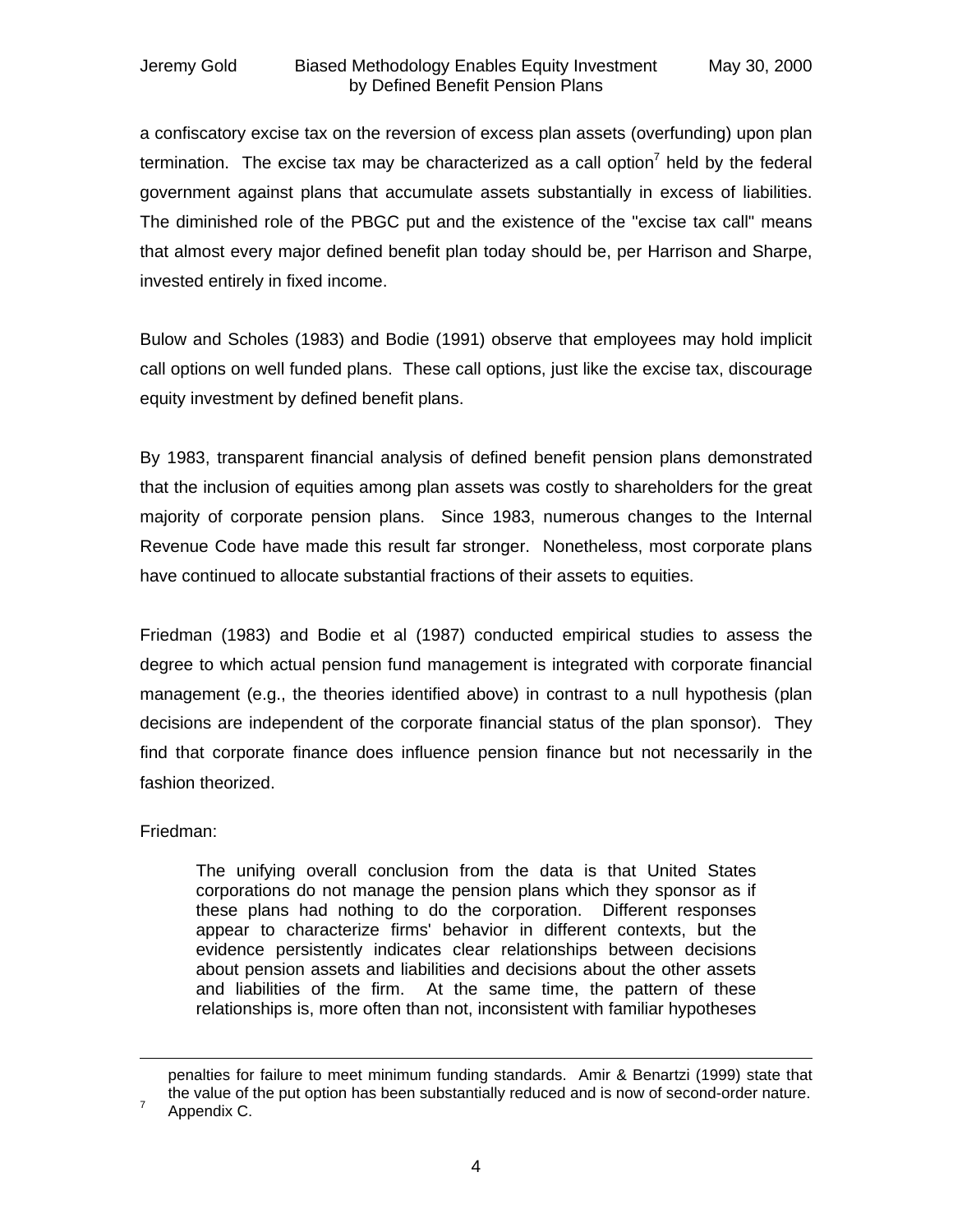a confiscatory excise tax on the reversion of excess plan assets (overfunding) upon plan termination. The excise tax may be characterized as a call option[7] held by the federal government against plans that accumulate assets substantially in excess of liabilities. The diminished role of the PBGC put and the existence of the "excise tax call" means that almost every major defined benefit plan today should be, per Harrison and Sharpe, invested entirely in fixed income.

Bulow and Scholes (1983) and Bodie (1991) observe that employees may hold implicit call options on well funded plans. These call options, just like the excise tax, discourage equity investment by defined benefit plans.

By 1983, transparent financial analysis of defined benefit pension plans demonstrated that the inclusion of equities among plan assets was costly to shareholders for the great majority of corporate pension plans. Since 1983, numerous changes to the Internal Revenue Code have made this result far stronger. Nonetheless, most corporate plans have continued to allocate substantial fractions of their assets to equities.

Friedman (1983) and Bodie et al (1987) conducted empirical studies to assess the degree to which actual pension fund management is integrated with corporate financial management (e.g., the theories identified above) in contrast to a null hypothesis (plan decisions are independent of the corporate financial status of the plan sponsor). They find that corporate finance does influence pension finance but not necessarily in the fashion theorized.

Friedman:

> The unifying overall conclusion from the data is that United States corporations do not manage the pension plans which they sponsor as if these plans had nothing to do the corporation. Different responses appear to characterize firms' behavior in different contexts, but the evidence persistently indicates clear relationships between decisions about pension assets and liabilities and decisions about the other assets and liabilities of the firm. At the same time, the pattern of these relationships is, more often than not, inconsistent with familiar hypotheses

---

penalties for failure to meet minimum funding standards. Amir & Benartzi (1999) state that the value of the put option has been substantially reduced and is now of second-order nature.

[7] Appendix C.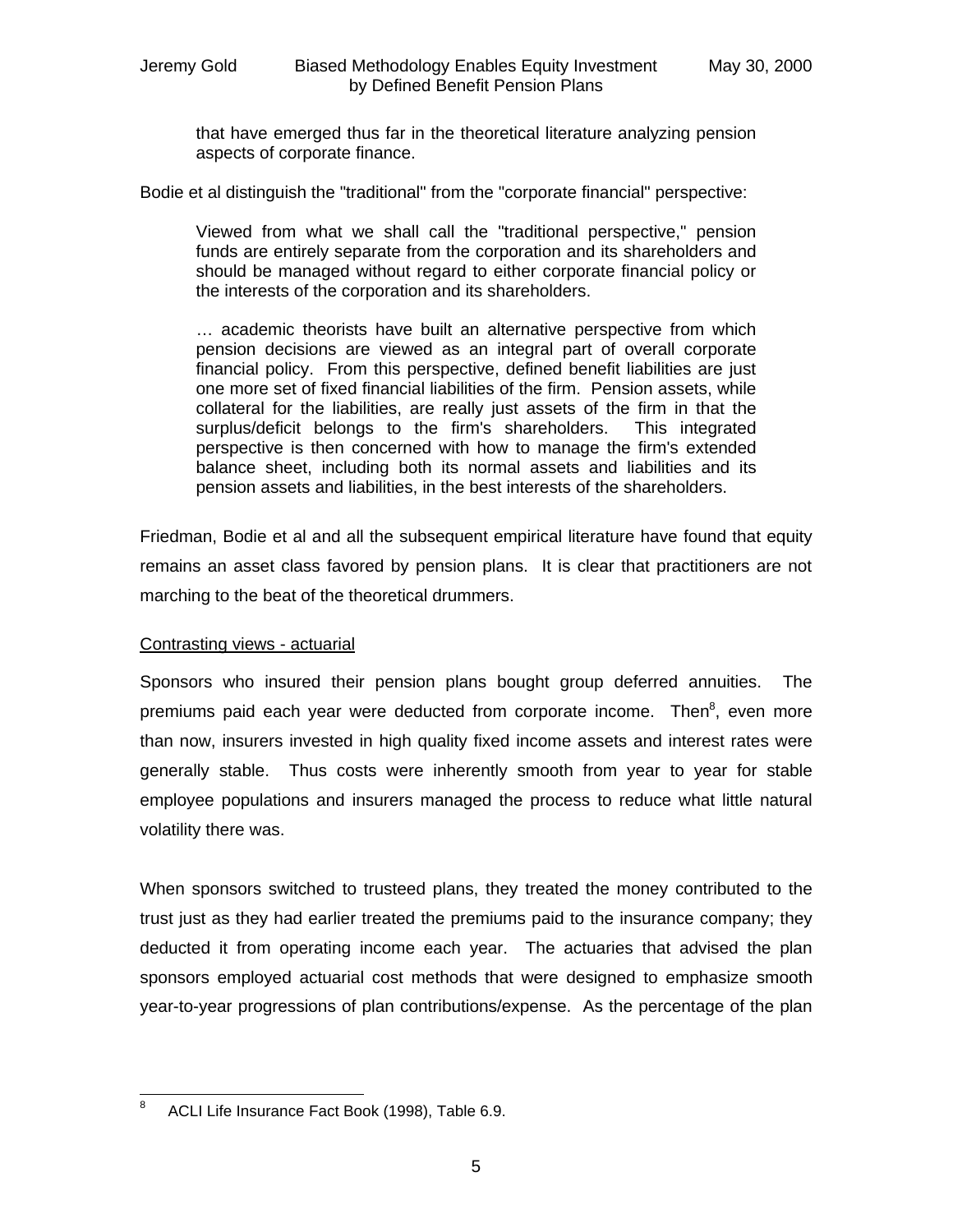> that have emerged thus far in the theoretical literature analyzing pension aspects of corporate finance.

Bodie et al distinguish the "traditional" from the "corporate financial" perspective:

> Viewed from what we shall call the "traditional perspective," pension funds are entirely separate from the corporation and its shareholders and should be managed without regard to either corporate financial policy or the interests of the corporation and its shareholders.
>
> … academic theorists have built an alternative perspective from which pension decisions are viewed as an integral part of overall corporate financial policy. From this perspective, defined benefit liabilities are just one more set of fixed financial liabilities of the firm. Pension assets, while collateral for the liabilities, are really just assets of the firm in that the surplus/deficit belongs to the firm's shareholders. This integrated perspective is then concerned with how to manage the firm's extended balance sheet, including both its normal assets and liabilities and its pension assets and liabilities, in the best interests of the shareholders.

Friedman, Bodie et al and all the subsequent empirical literature have found that equity remains an asset class favored by pension plans. It is clear that practitioners are not marching to the beat of the theoretical drummers.

## Contrasting views - actuarial

Sponsors who insured their pension plans bought group deferred annuities. The premiums paid each year were deducted from corporate income. Then[8], even more than now, insurers invested in high quality fixed income assets and interest rates were generally stable. Thus costs were inherently smooth from year to year for stable employee populations and insurers managed the process to reduce what little natural volatility there was.

When sponsors switched to trusteed plans, they treated the money contributed to the trust just as they had earlier treated the premiums paid to the insurance company; they deducted it from operating income each year. The actuaries that advised the plan sponsors employed actuarial cost methods that were designed to emphasize smooth year-to-year progressions of plan contributions/expense. As the percentage of the plan

[8] ACLI Life Insurance Fact Book (1998), Table 6.9.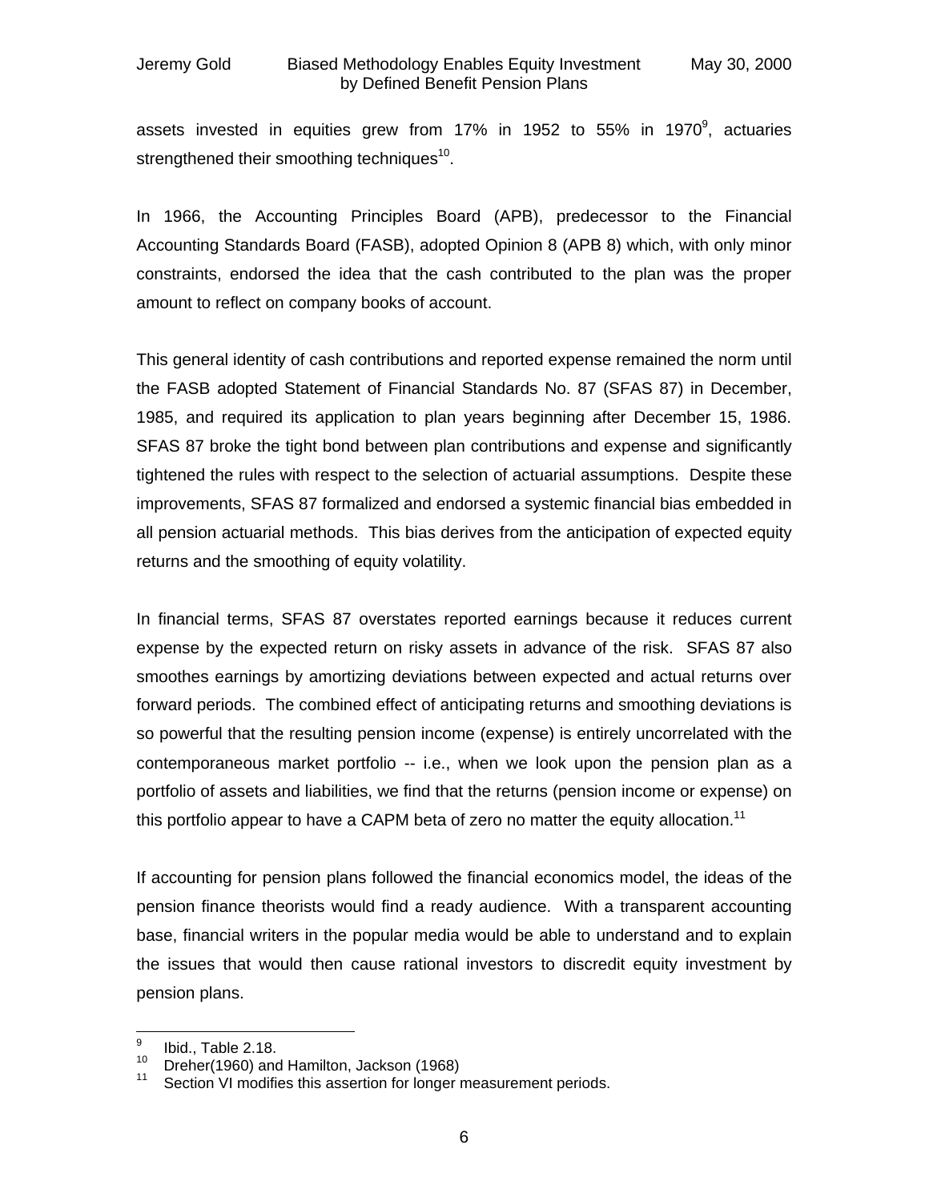assets invested in equities grew from 17% in 1952 to 55% in 1970[9], actuaries strengthened their smoothing techniques[10].

In 1966, the Accounting Principles Board (APB), predecessor to the Financial Accounting Standards Board (FASB), adopted Opinion 8 (APB 8) which, with only minor constraints, endorsed the idea that the cash contributed to the plan was the proper amount to reflect on company books of account.

This general identity of cash contributions and reported expense remained the norm until the FASB adopted Statement of Financial Standards No. 87 (SFAS 87) in December, 1985, and required its application to plan years beginning after December 15, 1986. SFAS 87 broke the tight bond between plan contributions and expense and significantly tightened the rules with respect to the selection of actuarial assumptions. Despite these improvements, SFAS 87 formalized and endorsed a systemic financial bias embedded in all pension actuarial methods. This bias derives from the anticipation of expected equity returns and the smoothing of equity volatility.

In financial terms, SFAS 87 overstates reported earnings because it reduces current expense by the expected return on risky assets in advance of the risk. SFAS 87 also smoothes earnings by amortizing deviations between expected and actual returns over forward periods. The combined effect of anticipating returns and smoothing deviations is so powerful that the resulting pension income (expense) is entirely uncorrelated with the contemporaneous market portfolio -- i.e., when we look upon the pension plan as a portfolio of assets and liabilities, we find that the returns (pension income or expense) on this portfolio appear to have a CAPM beta of zero no matter the equity allocation.[11]

If accounting for pension plans followed the financial economics model, the ideas of the pension finance theorists would find a ready audience. With a transparent accounting base, financial writers in the popular media would be able to understand and to explain the issues that would then cause rational investors to discredit equity investment by pension plans.

---

[9] Ibid., Table 2.18.

[10] Dreher(1960) and Hamilton, Jackson (1968)

[11] Section VI modifies this assertion for longer measurement periods.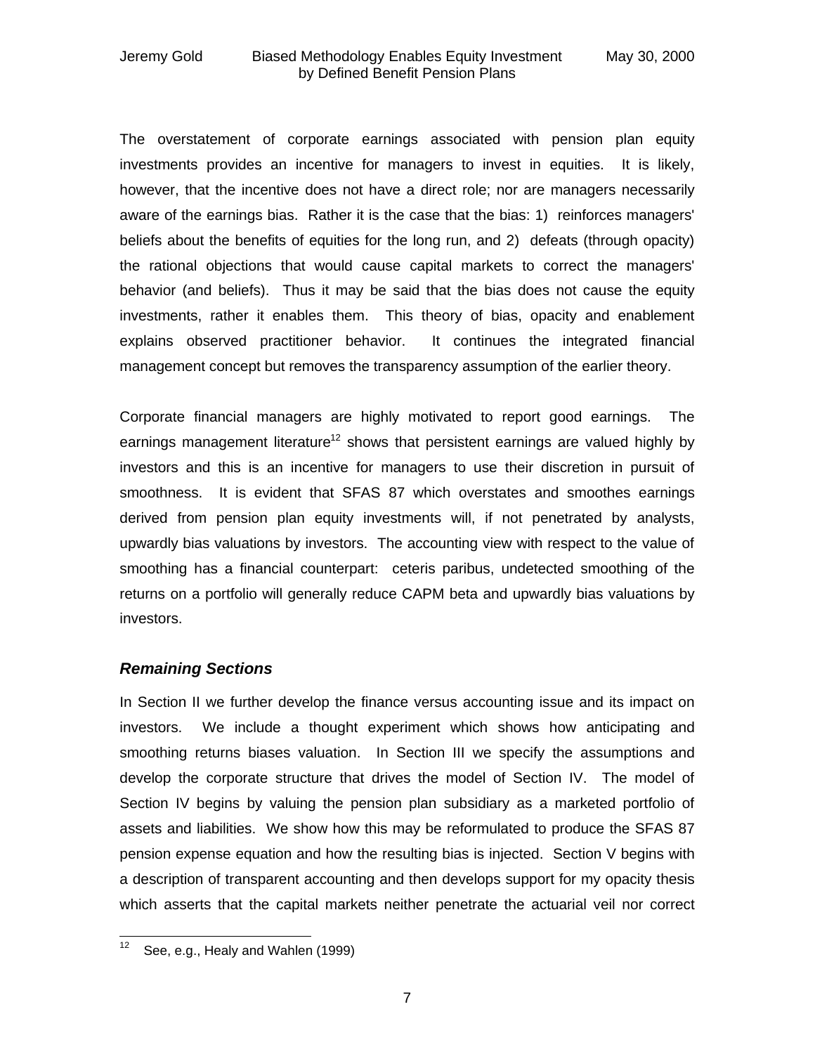The overstatement of corporate earnings associated with pension plan equity investments provides an incentive for managers to invest in equities. It is likely, however, that the incentive does not have a direct role; nor are managers necessarily aware of the earnings bias. Rather it is the case that the bias: 1) reinforces managers' beliefs about the benefits of equities for the long run, and 2) defeats (through opacity) the rational objections that would cause capital markets to correct the managers' behavior (and beliefs). Thus it may be said that the bias does not cause the equity investments, rather it enables them. This theory of bias, opacity and enablement explains observed practitioner behavior. It continues the integrated financial management concept but removes the transparency assumption of the earlier theory.

Corporate financial managers are highly motivated to report good earnings. The earnings management literature[12] shows that persistent earnings are valued highly by investors and this is an incentive for managers to use their discretion in pursuit of smoothness. It is evident that SFAS 87 which overstates and smoothes earnings derived from pension plan equity investments will, if not penetrated by analysts, upwardly bias valuations by investors. The accounting view with respect to the value of smoothing has a financial counterpart: ceteris paribus, undetected smoothing of the returns on a portfolio will generally reduce CAPM beta and upwardly bias valuations by investors.

### *Remaining Sections*

In Section II we further develop the finance versus accounting issue and its impact on investors. We include a thought experiment which shows how anticipating and smoothing returns biases valuation. In Section III we specify the assumptions and develop the corporate structure that drives the model of Section IV. The model of Section IV begins by valuing the pension plan subsidiary as a marketed portfolio of assets and liabilities. We show how this may be reformulated to produce the SFAS 87 pension expense equation and how the resulting bias is injected. Section V begins with a description of transparent accounting and then develops support for my opacity thesis which asserts that the capital markets neither penetrate the actuarial veil nor correct

[12] See, e.g., Healy and Wahlen (1999)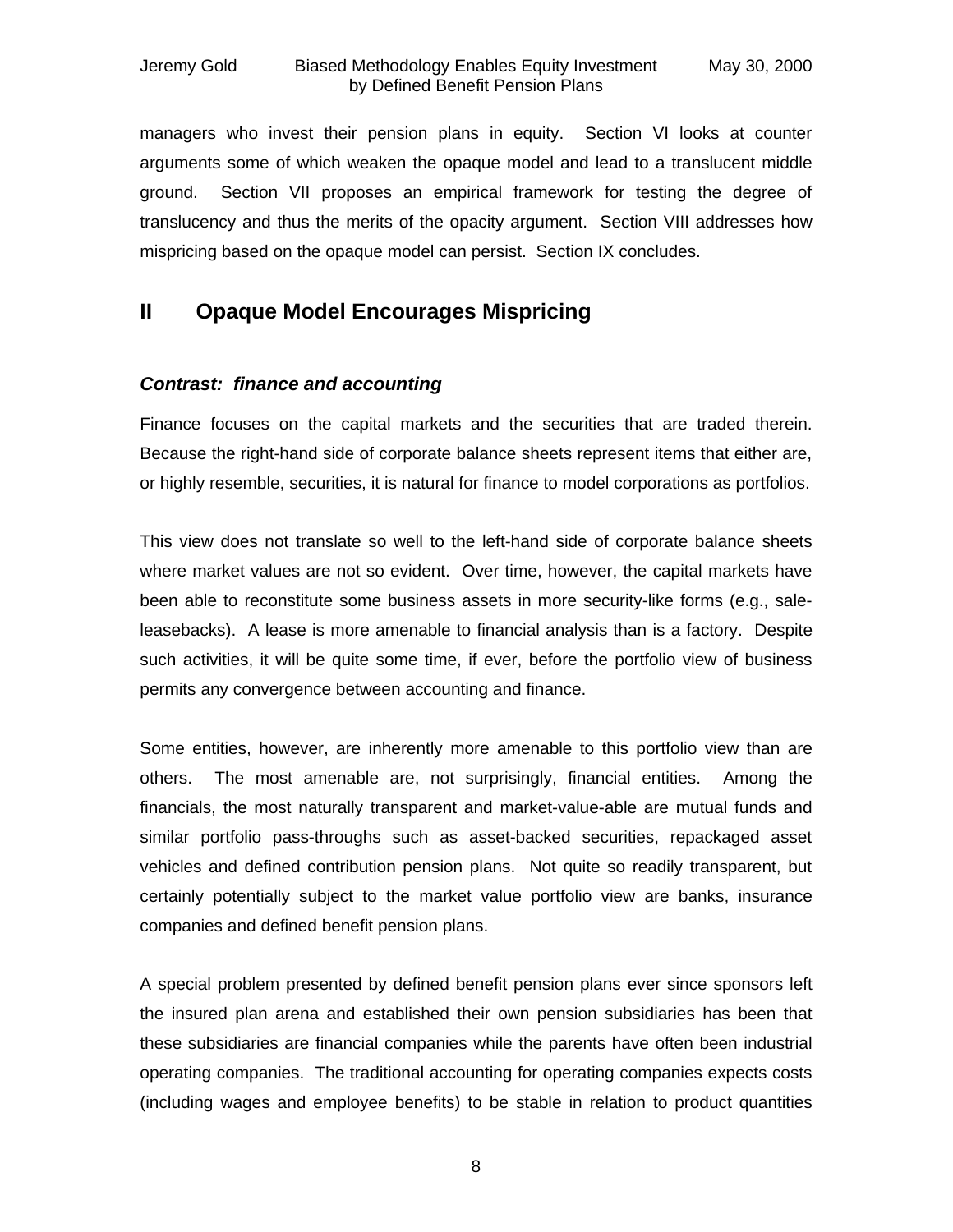managers who invest their pension plans in equity. Section VI looks at counter arguments some of which weaken the opaque model and lead to a translucent middle ground. Section VII proposes an empirical framework for testing the degree of translucency and thus the merits of the opacity argument. Section VIII addresses how mispricing based on the opaque model can persist. Section IX concludes.

## II Opaque Model Encourages Mispricing

### *Contrast: finance and accounting*

Finance focuses on the capital markets and the securities that are traded therein. Because the right-hand side of corporate balance sheets represent items that either are, or highly resemble, securities, it is natural for finance to model corporations as portfolios.

This view does not translate so well to the left-hand side of corporate balance sheets where market values are not so evident. Over time, however, the capital markets have been able to reconstitute some business assets in more security-like forms (e.g., sale-leasebacks). A lease is more amenable to financial analysis than is a factory. Despite such activities, it will be quite some time, if ever, before the portfolio view of business permits any convergence between accounting and finance.

Some entities, however, are inherently more amenable to this portfolio view than are others. The most amenable are, not surprisingly, financial entities. Among the financials, the most naturally transparent and market-value-able are mutual funds and similar portfolio pass-throughs such as asset-backed securities, repackaged asset vehicles and defined contribution pension plans. Not quite so readily transparent, but certainly potentially subject to the market value portfolio view are banks, insurance companies and defined benefit pension plans.

A special problem presented by defined benefit pension plans ever since sponsors left the insured plan arena and established their own pension subsidiaries has been that these subsidiaries are financial companies while the parents have often been industrial operating companies. The traditional accounting for operating companies expects costs (including wages and employee benefits) to be stable in relation to product quantities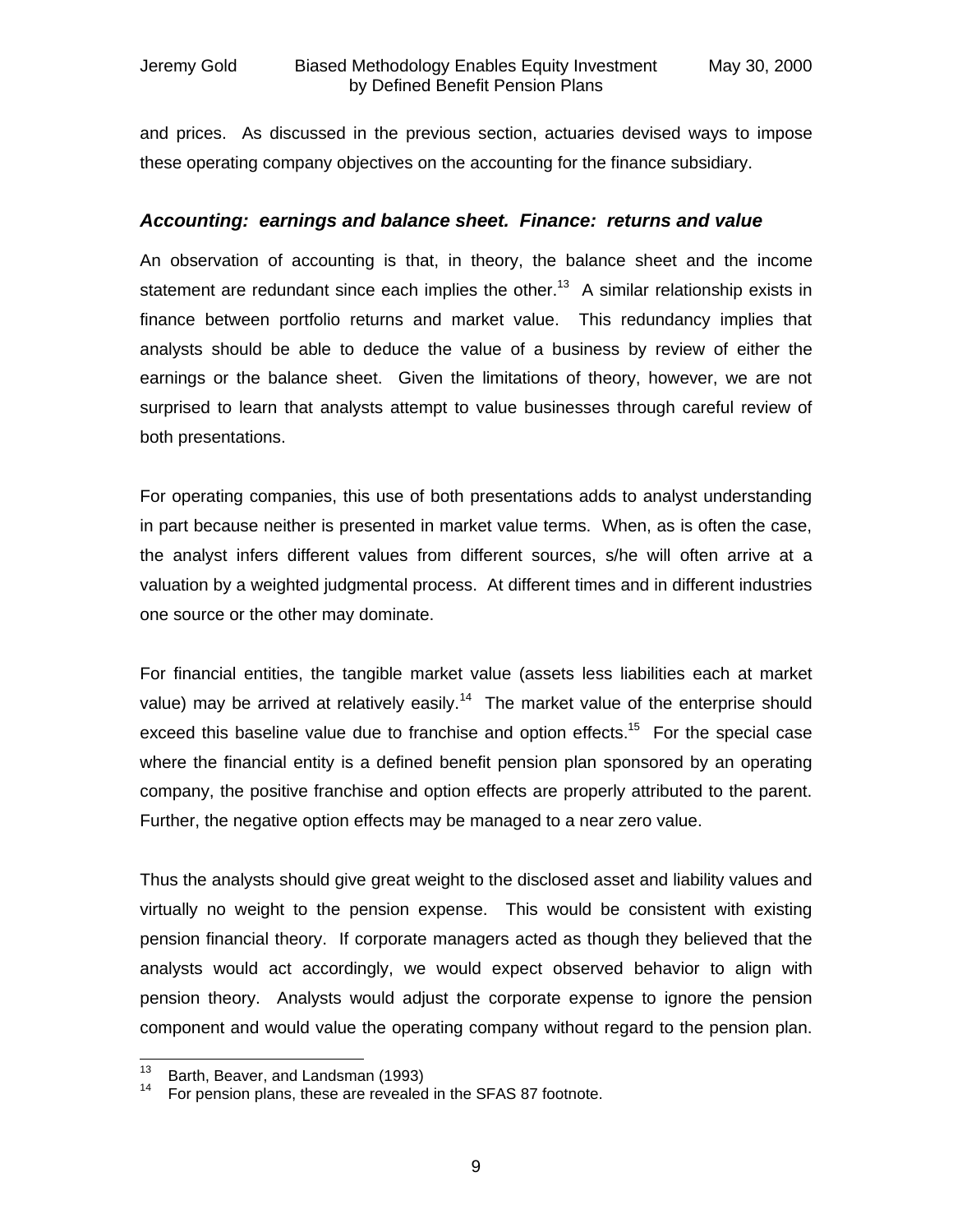and prices. As discussed in the previous section, actuaries devised ways to impose these operating company objectives on the accounting for the finance subsidiary.

### *Accounting: earnings and balance sheet. Finance: returns and value*

An observation of accounting is that, in theory, the balance sheet and the income statement are redundant since each implies the other.[13] A similar relationship exists in finance between portfolio returns and market value. This redundancy implies that analysts should be able to deduce the value of a business by review of either the earnings or the balance sheet. Given the limitations of theory, however, we are not surprised to learn that analysts attempt to value businesses through careful review of both presentations.

For operating companies, this use of both presentations adds to analyst understanding in part because neither is presented in market value terms. When, as is often the case, the analyst infers different values from different sources, s/he will often arrive at a valuation by a weighted judgmental process. At different times and in different industries one source or the other may dominate.

For financial entities, the tangible market value (assets less liabilities each at market value) may be arrived at relatively easily.[14] The market value of the enterprise should exceed this baseline value due to franchise and option effects.[15] For the special case where the financial entity is a defined benefit pension plan sponsored by an operating company, the positive franchise and option effects are properly attributed to the parent. Further, the negative option effects may be managed to a near zero value.

Thus the analysts should give great weight to the disclosed asset and liability values and virtually no weight to the pension expense. This would be consistent with existing pension financial theory. If corporate managers acted as though they believed that the analysts would act accordingly, we would expect observed behavior to align with pension theory. Analysts would adjust the corporate expense to ignore the pension component and would value the operating company without regard to the pension plan.

[13] Barth, Beaver, and Landsman (1993)

[14] For pension plans, these are revealed in the SFAS 87 footnote.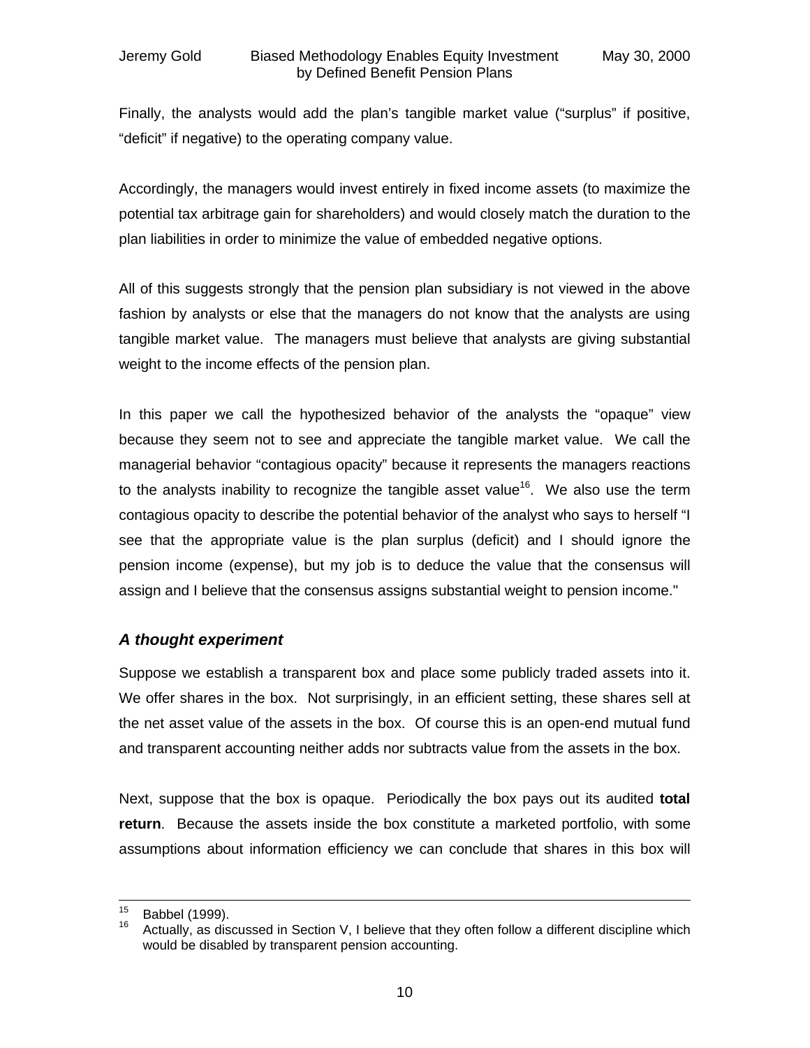Finally, the analysts would add the plan's tangible market value ("surplus" if positive, "deficit" if negative) to the operating company value.

Accordingly, the managers would invest entirely in fixed income assets (to maximize the potential tax arbitrage gain for shareholders) and would closely match the duration to the plan liabilities in order to minimize the value of embedded negative options.

All of this suggests strongly that the pension plan subsidiary is not viewed in the above fashion by analysts or else that the managers do not know that the analysts are using tangible market value. The managers must believe that analysts are giving substantial weight to the income effects of the pension plan.

In this paper we call the hypothesized behavior of the analysts the "opaque" view because they seem not to see and appreciate the tangible market value. We call the managerial behavior "contagious opacity" because it represents the managers reactions to the analysts inability to recognize the tangible asset value[16]. We also use the term contagious opacity to describe the potential behavior of the analyst who says to herself "I see that the appropriate value is the plan surplus (deficit) and I should ignore the pension income (expense), but my job is to deduce the value that the consensus will assign and I believe that the consensus assigns substantial weight to pension income."

### *A thought experiment*

Suppose we establish a transparent box and place some publicly traded assets into it. We offer shares in the box. Not surprisingly, in an efficient setting, these shares sell at the net asset value of the assets in the box. Of course this is an open-end mutual fund and transparent accounting neither adds nor subtracts value from the assets in the box.

Next, suppose that the box is opaque. Periodically the box pays out its audited **total return**. Because the assets inside the box constitute a marketed portfolio, with some assumptions about information efficiency we can conclude that shares in this box will

---

[15] Babbel (1999).

[16] Actually, as discussed in Section V, I believe that they often follow a different discipline which would be disabled by transparent pension accounting.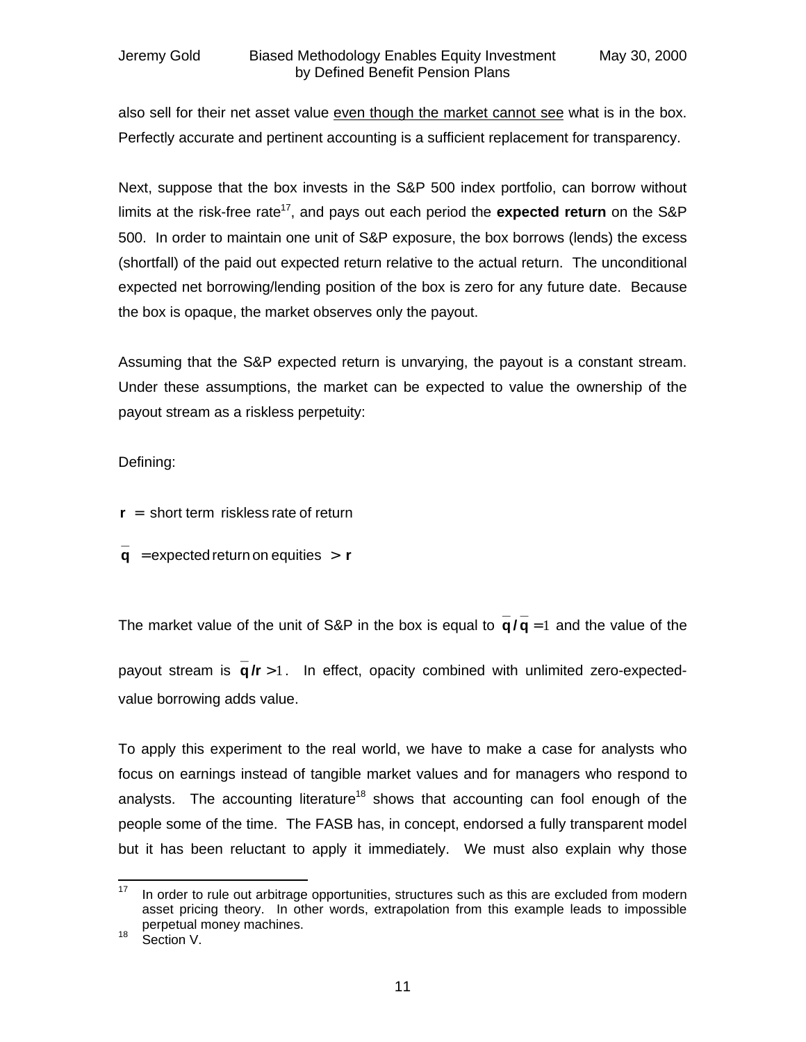also sell for their net asset value <u>even though the market cannot see</u> what is in the box. Perfectly accurate and pertinent accounting is a sufficient replacement for transparency.

Next, suppose that the box invests in the S&P 500 index portfolio, can borrow without limits at the risk-free rate[17], and pays out each period the **expected return** on the S&P 500. In order to maintain one unit of S&P exposure, the box borrows (lends) the excess (shortfall) of the paid out expected return relative to the actual return. The unconditional expected net borrowing/lending position of the box is zero for any future date. Because the box is opaque, the market observes only the payout.

Assuming that the S&P expected return is unvarying, the payout is a constant stream. Under these assumptions, the market can be expected to value the ownership of the payout stream as a riskless perpetuity:

Defining:

$\mathbf{r}$ = short term riskless rate of return

$\bar{\mathbf{q}}$ = expected return on equities $> \mathbf{r}$

The market value of the unit of S&P in the box is equal to $\bar{\mathbf{q}} / \bar{\mathbf{q}} = 1$ and the value of the payout stream is $\bar{\mathbf{q}} / \mathbf{r} > 1$. In effect, opacity combined with unlimited zero-expected-value borrowing adds value.

To apply this experiment to the real world, we have to make a case for analysts who focus on earnings instead of tangible market values and for managers who respond to analysts. The accounting literature[18] shows that accounting can fool enough of the people some of the time. The FASB has, in concept, endorsed a fully transparent model but it has been reluctant to apply it immediately. We must also explain why those

---

[17] In order to rule out arbitrage opportunities, structures such as this are excluded from modern asset pricing theory. In other words, extrapolation from this example leads to impossible perpetual money machines.

[18] Section V.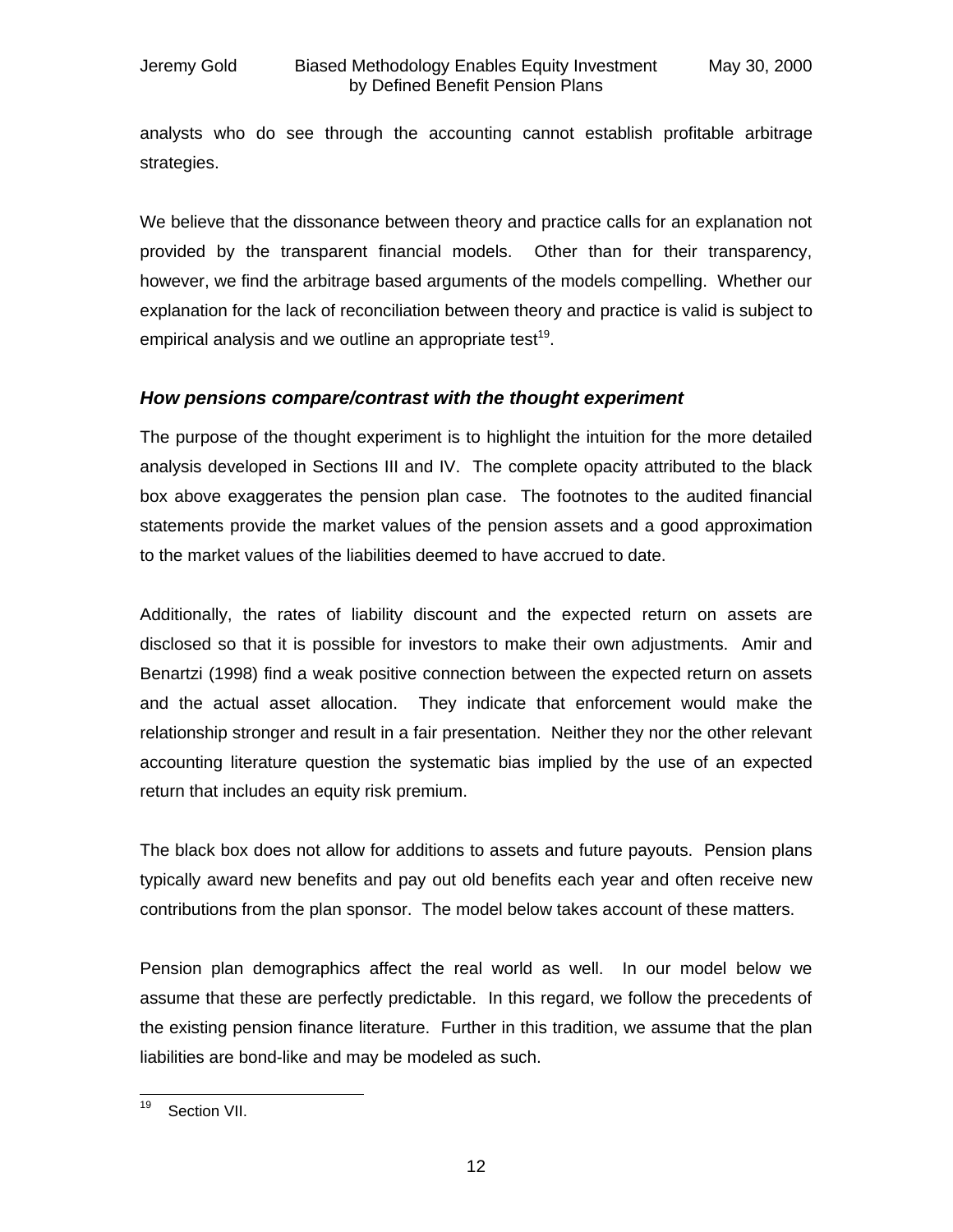analysts who do see through the accounting cannot establish profitable arbitrage strategies.

We believe that the dissonance between theory and practice calls for an explanation not provided by the transparent financial models. Other than for their transparency, however, we find the arbitrage based arguments of the models compelling. Whether our explanation for the lack of reconciliation between theory and practice is valid is subject to empirical analysis and we outline an appropriate test[19].

### *How pensions compare/contrast with the thought experiment*

The purpose of the thought experiment is to highlight the intuition for the more detailed analysis developed in Sections III and IV. The complete opacity attributed to the black box above exaggerates the pension plan case. The footnotes to the audited financial statements provide the market values of the pension assets and a good approximation to the market values of the liabilities deemed to have accrued to date.

Additionally, the rates of liability discount and the expected return on assets are disclosed so that it is possible for investors to make their own adjustments. Amir and Benartzi (1998) find a weak positive connection between the expected return on assets and the actual asset allocation. They indicate that enforcement would make the relationship stronger and result in a fair presentation. Neither they nor the other relevant accounting literature question the systematic bias implied by the use of an expected return that includes an equity risk premium.

The black box does not allow for additions to assets and future payouts. Pension plans typically award new benefits and pay out old benefits each year and often receive new contributions from the plan sponsor. The model below takes account of these matters.

Pension plan demographics affect the real world as well. In our model below we assume that these are perfectly predictable. In this regard, we follow the precedents of the existing pension finance literature. Further in this tradition, we assume that the plan liabilities are bond-like and may be modeled as such.

---

[19] Section VII.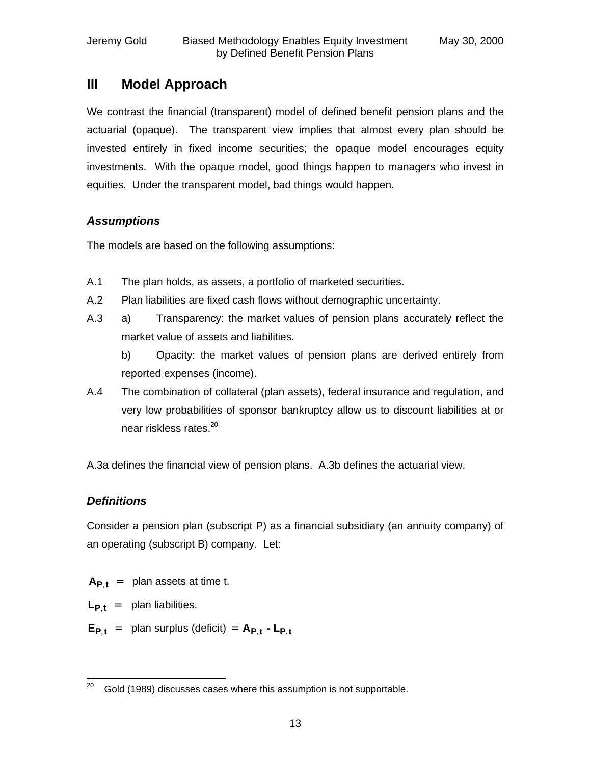## III Model Approach

We contrast the financial (transparent) model of defined benefit pension plans and the actuarial (opaque). The transparent view implies that almost every plan should be invested entirely in fixed income securities; the opaque model encourages equity investments. With the opaque model, good things happen to managers who invest in equities. Under the transparent model, bad things would happen.

### *Assumptions*

The models are based on the following assumptions:

A.1 The plan holds, as assets, a portfolio of marketed securities.

A.2 Plan liabilities are fixed cash flows without demographic uncertainty.

A.3 a) Transparency: the market values of pension plans accurately reflect the market value of assets and liabilities.

b) Opacity: the market values of pension plans are derived entirely from reported expenses (income).

A.4 The combination of collateral (plan assets), federal insurance and regulation, and very low probabilities of sponsor bankruptcy allow us to discount liabilities at or near riskless rates.[20]

A.3a defines the financial view of pension plans. A.3b defines the actuarial view.

### *Definitions*

Consider a pension plan (subscript P) as a financial subsidiary (an annuity company) of an operating (subscript B) company. Let:

$\mathbf{A_{P,t}}$ = plan assets at time t.

$\mathbf{L_{P,t}}$ = plan liabilities.

$\mathbf{E_{P,t}}$ = plan surplus (deficit) $= \mathbf{A_{P,t} - L_{P,t}}$

---

[20] Gold (1989) discusses cases where this assumption is not supportable.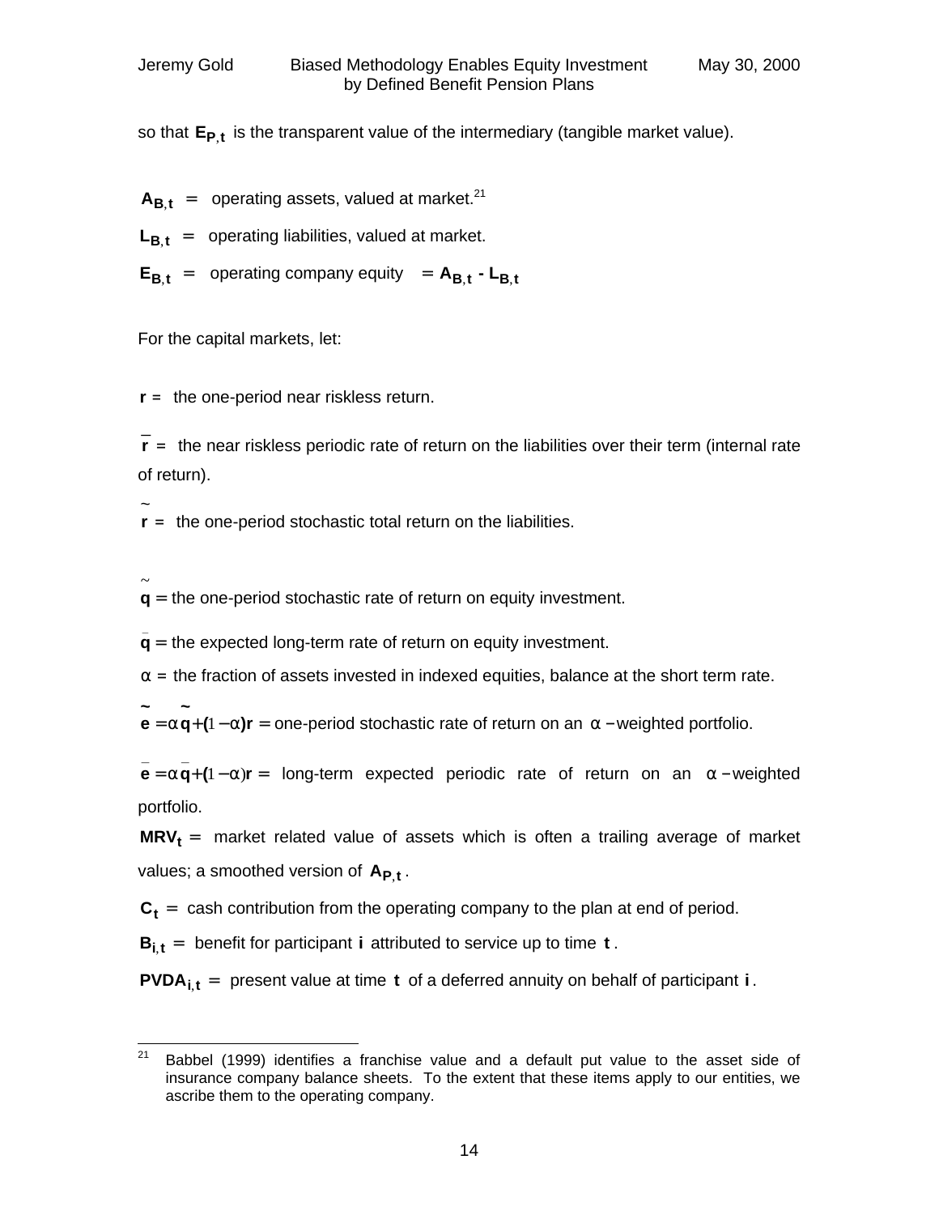so that $\mathbf{E_{P,t}}$ is the transparent value of the intermediary (tangible market value).

$\mathbf{A_{B,t}}$ = operating assets, valued at market.[21]

$\mathbf{L_{B,t}}$ = operating liabilities, valued at market.

$\mathbf{E_{B,t}}$ = operating company equity $= \mathbf{A_{B,t} - L_{B,t}}$

For the capital markets, let:

$\mathbf{r}$ = the one-period near riskless return.

$\bar{\mathbf{r}}$ = the near riskless periodic rate of return on the liabilities over their term (internal rate of return).

$\tilde{\mathbf{r}}$ = the one-period stochastic total return on the liabilities.

$\tilde{\mathbf{q}}$ = the one-period stochastic rate of return on equity investment.

$\bar{\mathbf{q}}$ = the expected long-term rate of return on equity investment.

$\alpha$ = the fraction of assets invested in indexed equities, balance at the short term rate.

$\tilde{\mathbf{e}} = \alpha\tilde{\mathbf{q}} + (1-\alpha)\mathbf{r}$ = one-period stochastic rate of return on an $\alpha$-weighted portfolio.

$\bar{\mathbf{e}} = \alpha\bar{\mathbf{q}} + (1-\alpha)\mathbf{r}$ = long-term expected periodic rate of return on an $\alpha$-weighted portfolio.

$\mathbf{MRV_t}$ = market related value of assets which is often a trailing average of market values; a smoothed version of $\mathbf{A_{P,t}}$.

$\mathbf{C_t}$ = cash contribution from the operating company to the plan at end of period.

$\mathbf{B_{i,t}}$ = benefit for participant $\mathbf{i}$ attributed to service up to time $\mathbf{t}$.

$\mathbf{PVDA_{i,t}}$ = present value at time $\mathbf{t}$ of a deferred annuity on behalf of participant $\mathbf{i}$.

---

[21] Babbel (1999) identifies a franchise value and a default put value to the asset side of insurance company balance sheets. To the extent that these items apply to our entities, we ascribe them to the operating company.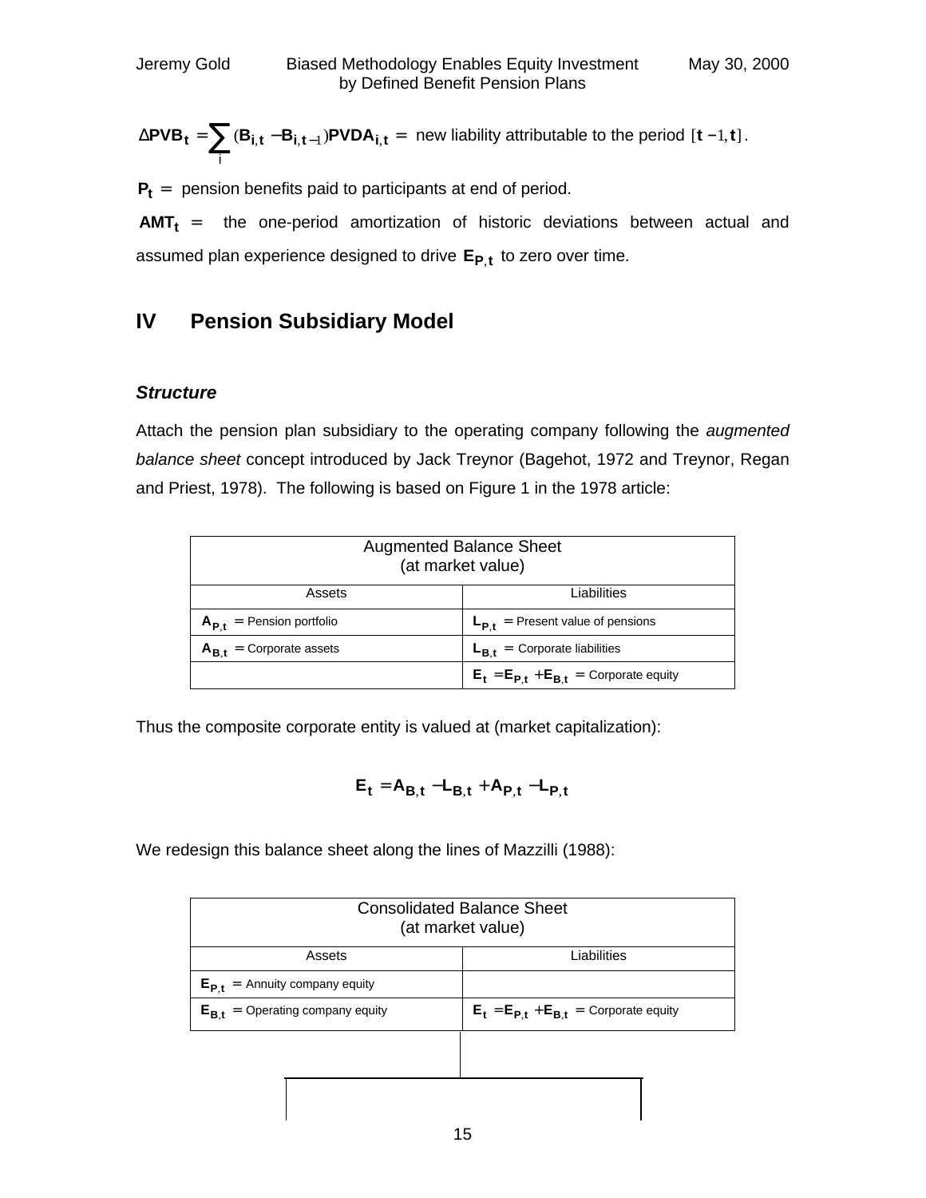$\Delta PVB_t = \sum_i (B_{i,t} - B_{i,t-1}) PVDA_{i,t} =$ new liability attributable to the period $[t-1, t]$.

$P_t =$ pension benefits paid to participants at end of period.

$AMT_t =$ the one-period amortization of historic deviations between actual and assumed plan experience designed to drive $E_{P,t}$ to zero over time.

## IV Pension Subsidiary Model

### *Structure*

Attach the pension plan subsidiary to the operating company following the *augmented balance sheet* concept introduced by Jack Treynor (Bagehot, 1972 and Treynor, Regan and Priest, 1978). The following is based on Figure 1 in the 1978 article:

| Augmented Balance Sheet (at market value) | |
|---|---|
| Assets | Liabilities |
| $A_{P,t}$ = Pension portfolio | $L_{P,t}$ = Present value of pensions |
| $A_{B,t}$ = Corporate assets | $L_{B,t}$ = Corporate liabilities |
| | $E_t = E_{P,t} + E_{B,t}$ = Corporate equity |

Thus the composite corporate entity is valued at (market capitalization):

$$E_t = A_{B,t} - L_{B,t} + A_{P,t} - L_{P,t}$$

We redesign this balance sheet along the lines of Mazzilli (1988):

| Consolidated Balance Sheet (at market value) | |
|---|---|
| Assets | Liabilities |
| $E_{P,t}$ = Annuity company equity | |
| $E_{B,t}$ = Operating company equity | $E_t = E_{P,t} + E_{B,t}$ = Corporate equity |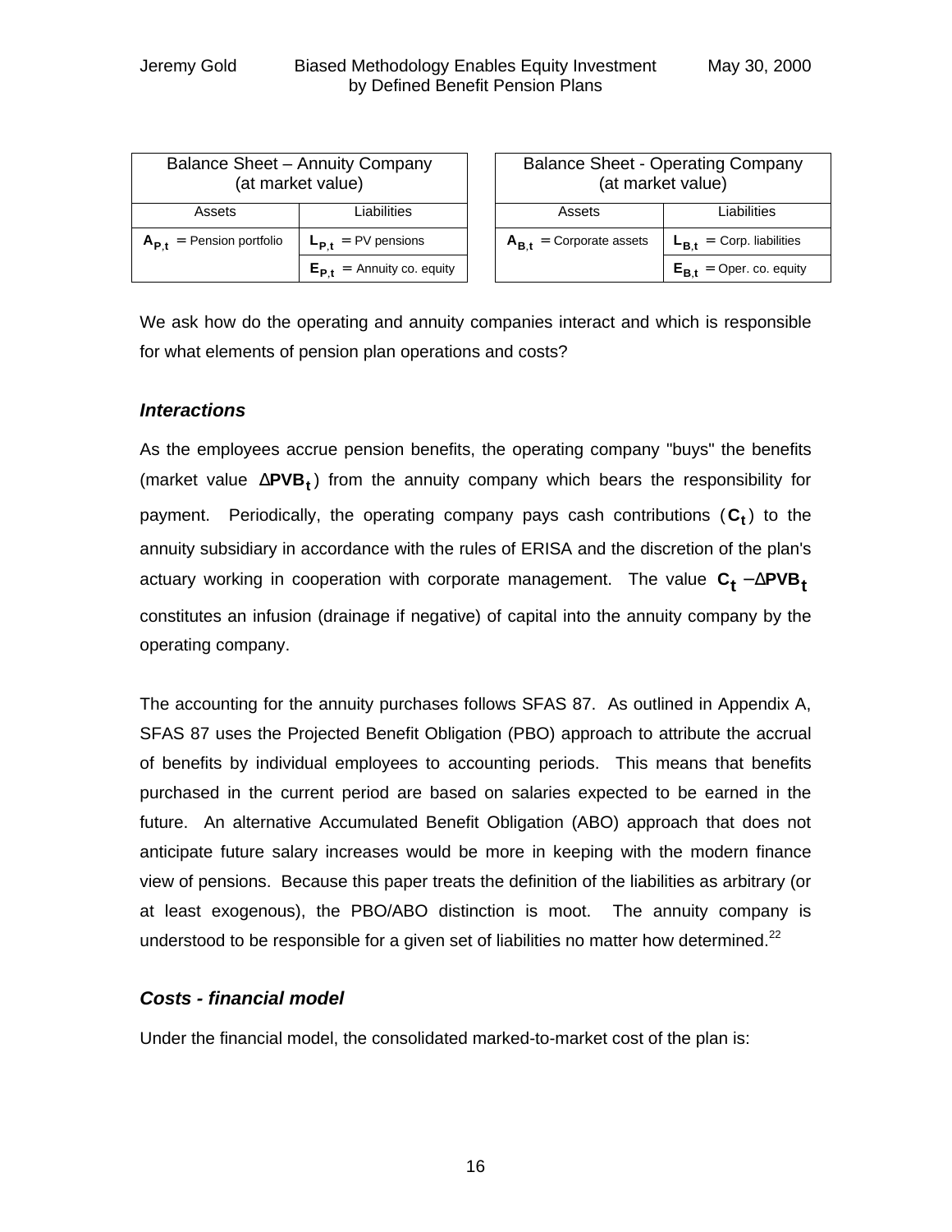| Balance Sheet – Annuity Company (at market value) | |
|---|---|
| Assets | Liabilities |
| $\mathbf{A_{P,t}}$ = Pension portfolio | $\mathbf{L_{P,t}}$ = PV pensions |
| | $\mathbf{E_{P,t}}$ = Annuity co. equity |

| Balance Sheet - Operating Company (at market value) | |
|---|---|
| Assets | Liabilities |
| $\mathbf{A_{B,t}}$ = Corporate assets | $\mathbf{L_{B,t}}$ = Corp. liabilities |
| | $\mathbf{E_{B,t}}$ = Oper. co. equity |

We ask how do the operating and annuity companies interact and which is responsible for what elements of pension plan operations and costs?

### *Interactions*

As the employees accrue pension benefits, the operating company "buys" the benefits (market value $\Delta\mathbf{PVB_t}$) from the annuity company which bears the responsibility for payment. Periodically, the operating company pays cash contributions ($\mathbf{C_t}$) to the annuity subsidiary in accordance with the rules of ERISA and the discretion of the plan's actuary working in cooperation with corporate management. The value $\mathbf{C_t} - \Delta\mathbf{PVB_t}$ constitutes an infusion (drainage if negative) of capital into the annuity company by the operating company.

The accounting for the annuity purchases follows SFAS 87. As outlined in Appendix A, SFAS 87 uses the Projected Benefit Obligation (PBO) approach to attribute the accrual of benefits by individual employees to accounting periods. This means that benefits purchased in the current period are based on salaries expected to be earned in the future. An alternative Accumulated Benefit Obligation (ABO) approach that does not anticipate future salary increases would be more in keeping with the modern finance view of pensions. Because this paper treats the definition of the liabilities as arbitrary (or at least exogenous), the PBO/ABO distinction is moot. The annuity company is understood to be responsible for a given set of liabilities no matter how determined.[22]

### *Costs - financial model*

Under the financial model, the consolidated marked-to-market cost of the plan is: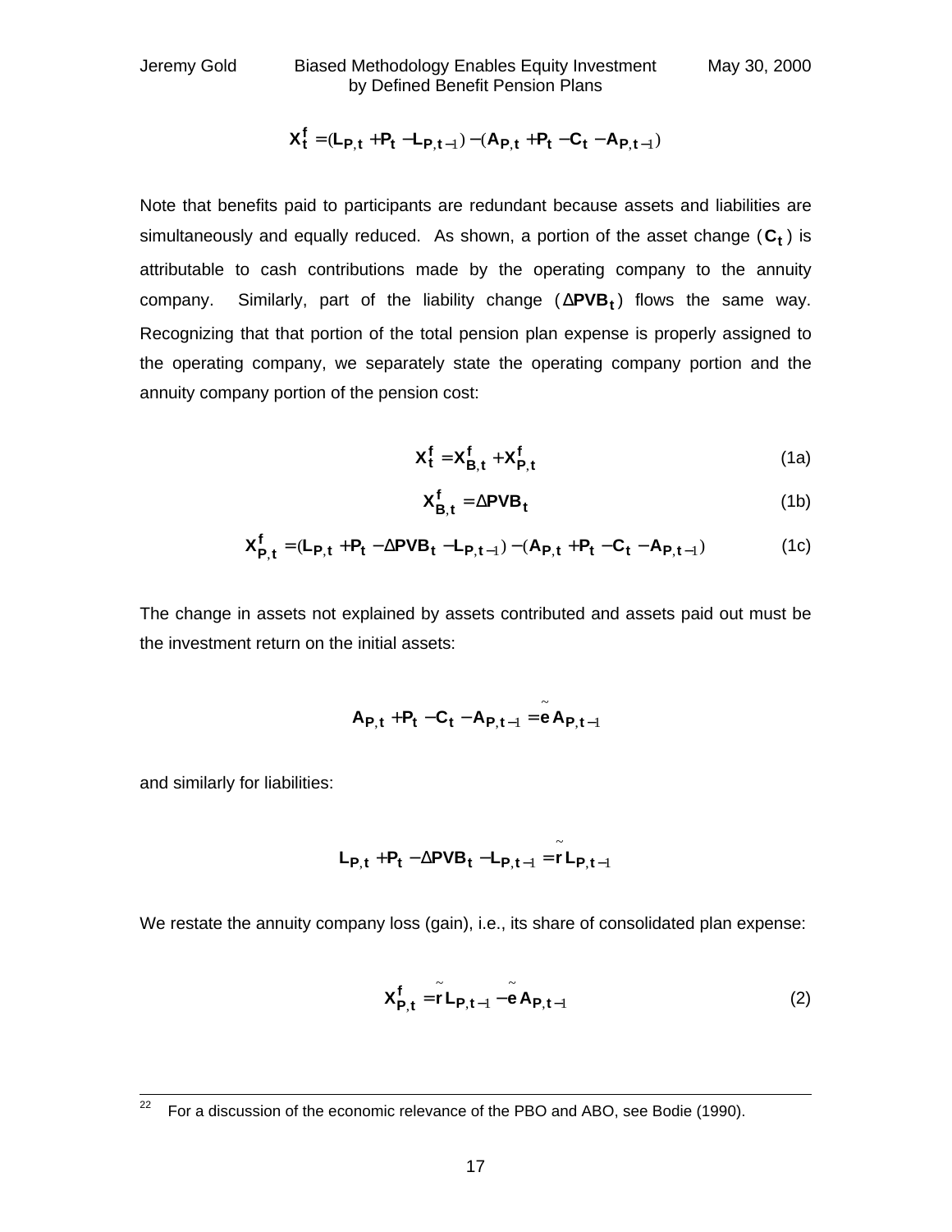$$\mathbf{X_t^f} = (\mathbf{L_{P,t}} + \mathbf{P_t} - \mathbf{L_{P,t-1}}) - (\mathbf{A_{P,t}} + \mathbf{P_t} - \mathbf{C_t} - \mathbf{A_{P,t-1}})$$

Note that benefits paid to participants are redundant because assets and liabilities are simultaneously and equally reduced. As shown, a portion of the asset change ($\mathbf{C_t}$) is attributable to cash contributions made by the operating company to the annuity company. Similarly, part of the liability change ($\Delta\mathbf{PVB_t}$) flows the same way. Recognizing that that portion of the total pension plan expense is properly assigned to the operating company, we separately state the operating company portion and the annuity company portion of the pension cost:

$$\mathbf{X_t^f} = \mathbf{X_{B,t}^f} + \mathbf{X_{P,t}^f} \tag{1a}$$

$$\mathbf{X_{B,t}^f} = \Delta\mathbf{PVB_t} \tag{1b}$$

$$\mathbf{X_{P,t}^f} = (\mathbf{L_{P,t}} + \mathbf{P_t} - \Delta\mathbf{PVB_t} - \mathbf{L_{P,t-1}}) - (\mathbf{A_{P,t}} + \mathbf{P_t} - \mathbf{C_t} - \mathbf{A_{P,t-1}}) \tag{1c}$$

The change in assets not explained by assets contributed and assets paid out must be the investment return on the initial assets:

$$\mathbf{A_{P,t}} + \mathbf{P_t} - \mathbf{C_t} - \mathbf{A_{P,t-1}} = \tilde{\mathbf{e}}\,\mathbf{A_{P,t-1}}$$

and similarly for liabilities:

$$\mathbf{L_{P,t}} + \mathbf{P_t} - \Delta\mathbf{PVB_t} - \mathbf{L_{P,t-1}} = \tilde{\mathbf{r}}\,\mathbf{L_{P,t-1}}$$

We restate the annuity company loss (gain), i.e., its share of consolidated plan expense:

$$\mathbf{X_{P,t}^f} = \tilde{\mathbf{r}}\,\mathbf{L_{P,t-1}} - \tilde{\mathbf{e}}\,\mathbf{A_{P,t-1}} \tag{2}$$

---

[22] For a discussion of the economic relevance of the PBO and ABO, see Bodie (1990).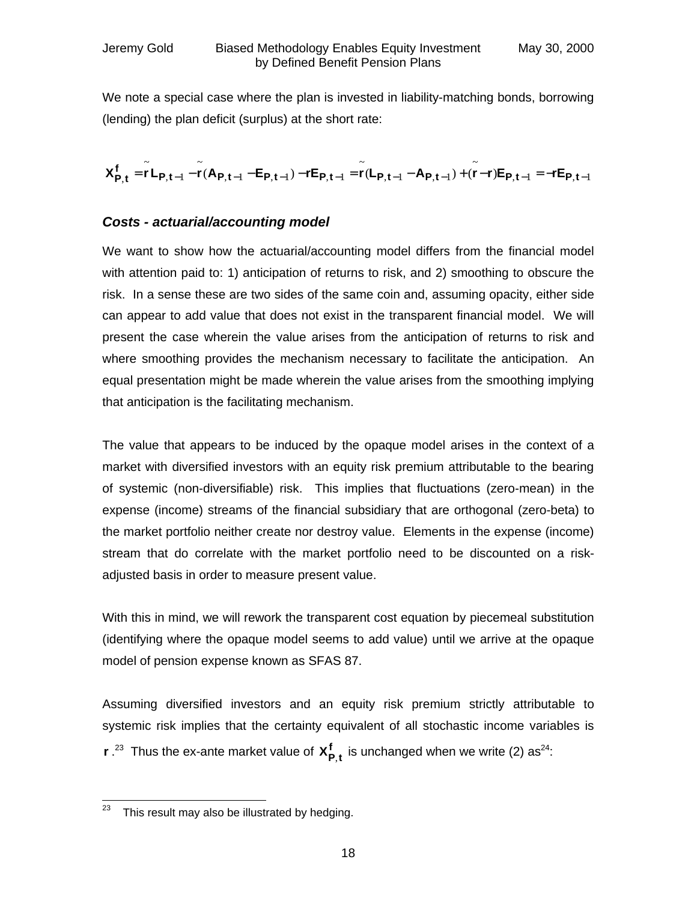We note a special case where the plan is invested in liability-matching bonds, borrowing (lending) the plan deficit (surplus) at the short rate:

$$X^f_{P,t} = \tilde{r} L_{P,t-1} - \tilde{r}(A_{P,t-1} - E_{P,t-1}) - rE_{P,t-1} = \tilde{r}(L_{P,t-1} - A_{P,t-1}) + (\tilde{r} - r)E_{P,t-1} = -rE_{P,t-1}$$

### *Costs - actuarial/accounting model*

We want to show how the actuarial/accounting model differs from the financial model with attention paid to: 1) anticipation of returns to risk, and 2) smoothing to obscure the risk. In a sense these are two sides of the same coin and, assuming opacity, either side can appear to add value that does not exist in the transparent financial model. We will present the case wherein the value arises from the anticipation of returns to risk and where smoothing provides the mechanism necessary to facilitate the anticipation. An equal presentation might be made wherein the value arises from the smoothing implying that anticipation is the facilitating mechanism.

The value that appears to be induced by the opaque model arises in the context of a market with diversified investors with an equity risk premium attributable to the bearing of systemic (non-diversifiable) risk. This implies that fluctuations (zero-mean) in the expense (income) streams of the financial subsidiary that are orthogonal (zero-beta) to the market portfolio neither create nor destroy value. Elements in the expense (income) stream that do correlate with the market portfolio need to be discounted on a risk-adjusted basis in order to measure present value.

With this in mind, we will rework the transparent cost equation by piecemeal substitution (identifying where the opaque model seems to add value) until we arrive at the opaque model of pension expense known as SFAS 87.

Assuming diversified investors and an equity risk premium strictly attributable to systemic risk implies that the certainty equivalent of all stochastic income variables is $r$.[23] Thus the ex-ante market value of $X^f_{P,t}$ is unchanged when we write (2) as[24]:

[23] This result may also be illustrated by hedging.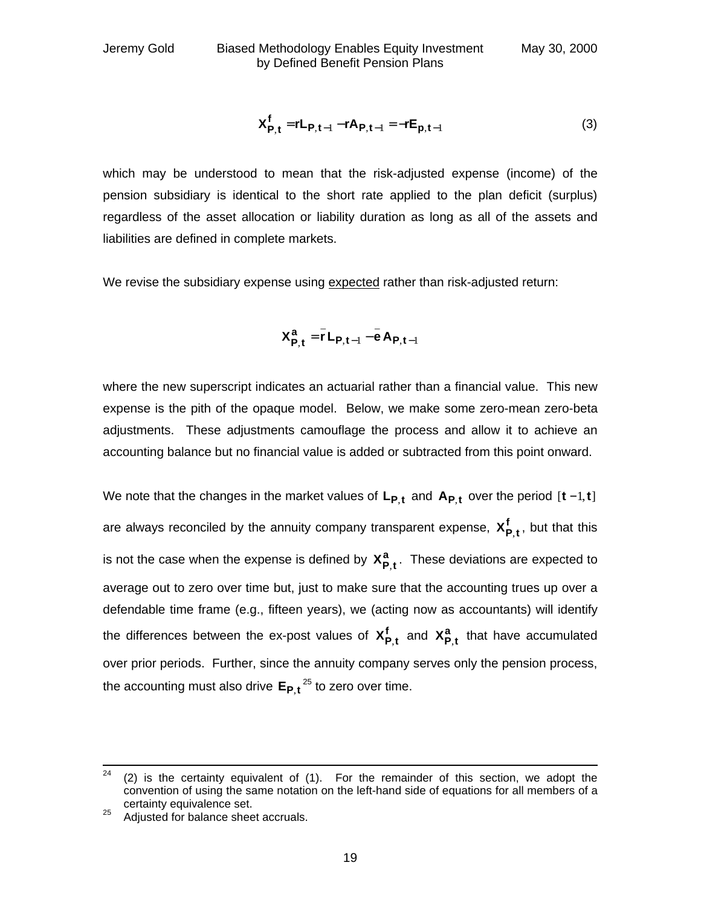$$X^f_{P,t} = rL_{P,t-1} - rA_{P,t-1} = -rE_{p,t-1} \tag{3}$$

which may be understood to mean that the risk-adjusted expense (income) of the pension subsidiary is identical to the short rate applied to the plan deficit (surplus) regardless of the asset allocation or liability duration as long as all of the assets and liabilities are defined in complete markets.

We revise the subsidiary expense using expected rather than risk-adjusted return:

$$X^a_{P,t} = \bar{r}\,L_{P,t-1} - \bar{e}\,A_{P,t-1}$$

where the new superscript indicates an actuarial rather than a financial value. This new expense is the pith of the opaque model. Below, we make some zero-mean zero-beta adjustments. These adjustments camouflage the process and allow it to achieve an accounting balance but no financial value is added or subtracted from this point onward.

We note that the changes in the market values of $L_{P,t}$ and $A_{P,t}$ over the period $[t-1, t]$ are always reconciled by the annuity company transparent expense, $X^f_{P,t}$, but that this is not the case when the expense is defined by $X^a_{P,t}$. These deviations are expected to average out to zero over time but, just to make sure that the accounting trues up over a defendable time frame (e.g., fifteen years), we (acting now as accountants) will identify the differences between the ex-post values of $X^f_{P,t}$ and $X^a_{P,t}$ that have accumulated over prior periods. Further, since the annuity company serves only the pension process, the accounting must also drive $E_{P,t}$[25] to zero over time.

---

[24] (2) is the certainty equivalent of (1). For the remainder of this section, we adopt the convention of using the same notation on the left-hand side of equations for all members of a certainty equivalence set.

[25] Adjusted for balance sheet accruals.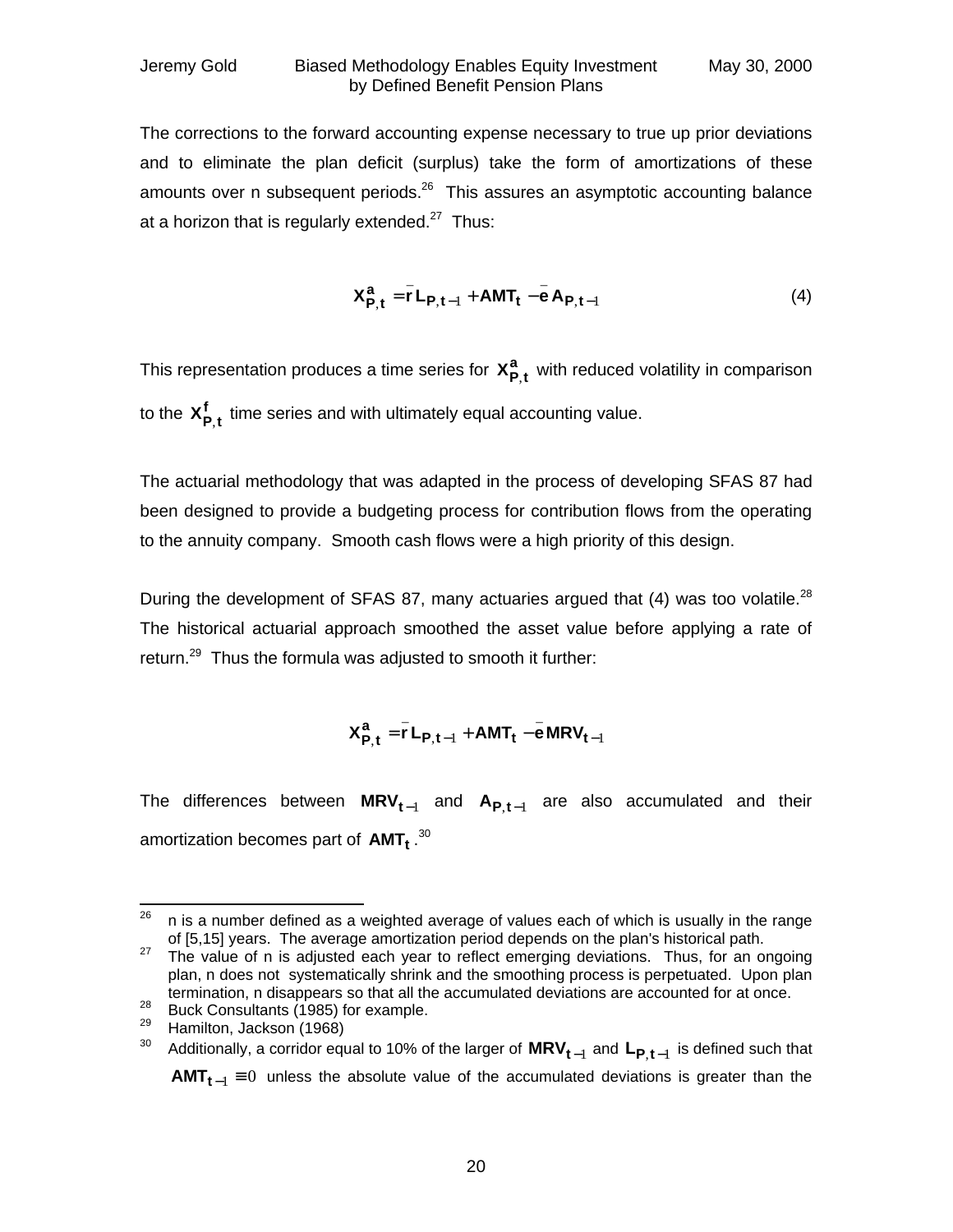The corrections to the forward accounting expense necessary to true up prior deviations and to eliminate the plan deficit (surplus) take the form of amortizations of these amounts over n subsequent periods.[26] This assures an asymptotic accounting balance at a horizon that is regularly extended.[27] Thus:

$$\mathbf{X^{a}_{P,t}} = \bar{\mathbf{r}}\,\mathbf{L_{P,t-1}} + \mathbf{AMT_t} - \bar{\mathbf{e}}\,\mathbf{A_{P,t-1}} \tag{4}$$

This representation produces a time series for $\mathbf{X^{a}_{P,t}}$ with reduced volatility in comparison to the $\mathbf{X^{f}_{P,t}}$ time series and with ultimately equal accounting value.

The actuarial methodology that was adapted in the process of developing SFAS 87 had been designed to provide a budgeting process for contribution flows from the operating to the annuity company. Smooth cash flows were a high priority of this design.

During the development of SFAS 87, many actuaries argued that (4) was too volatile.[28] The historical actuarial approach smoothed the asset value before applying a rate of return.[29] Thus the formula was adjusted to smooth it further:

$$\mathbf{X^{a}_{P,t}} = \bar{\mathbf{r}}\,\mathbf{L_{P,t-1}} + \mathbf{AMT_t} - \bar{\mathbf{e}}\,\mathbf{MRV_{t-1}}$$

The differences between $\mathbf{MRV_{t-1}}$ and $\mathbf{A_{P,t-1}}$ are also accumulated and their amortization becomes part of $\mathbf{AMT_t}$.[30]

---

[26] n is a number defined as a weighted average of values each of which is usually in the range of [5,15] years. The average amortization period depends on the plan's historical path.

[27] The value of n is adjusted each year to reflect emerging deviations. Thus, for an ongoing plan, n does not systematically shrink and the smoothing process is perpetuated. Upon plan termination, n disappears so that all the accumulated deviations are accounted for at once.

[28] Buck Consultants (1985) for example.

[29] Hamilton, Jackson (1968)

[30] Additionally, a corridor equal to 10% of the larger of $\mathbf{MRV_{t-1}}$ and $\mathbf{L_{P,t-1}}$ is defined such that $\mathbf{AMT_{t-1}} \equiv 0$ unless the absolute value of the accumulated deviations is greater than the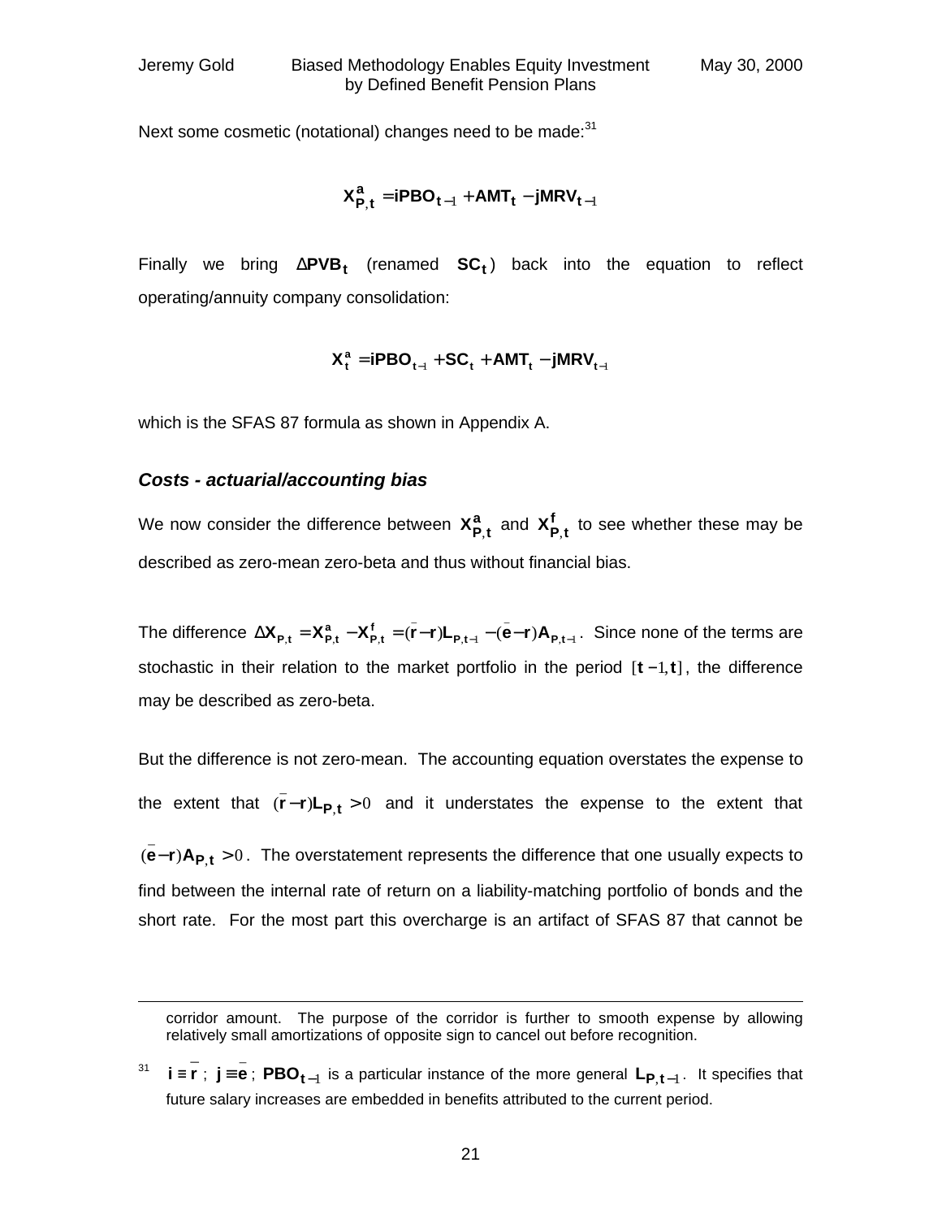Next some cosmetic (notational) changes need to be made:[31]

$$\mathbf{X^a_{P,t} = iPBO_{t-1} + AMT_t - jMRV_{t-1}}$$

Finally we bring $\Delta\mathbf{PVB_t}$ (renamed $\mathbf{SC_t}$) back into the equation to reflect operating/annuity company consolidation:

$$\mathbf{X^a_t = iPBO_{t-1} + SC_t + AMT_t - jMRV_{t-1}}$$

which is the SFAS 87 formula as shown in Appendix A.

### *Costs - actuarial/accounting bias*

We now consider the difference between $\mathbf{X^a_{P,t}}$ and $\mathbf{X^f_{P,t}}$ to see whether these may be described as zero-mean zero-beta and thus without financial bias.

The difference $\Delta\mathbf{X_{P,t} = X^a_{P,t} - X^f_{P,t}} = (\bar{\mathbf{r}} - \mathbf{r})\mathbf{L_{P,t-1}} - (\bar{\mathbf{e}} - \mathbf{r})\mathbf{A_{P,t-1}}$. Since none of the terms are stochastic in their relation to the market portfolio in the period $[\mathbf{t}-1, \mathbf{t}]$, the difference may be described as zero-beta.

But the difference is not zero-mean. The accounting equation overstates the expense to the extent that $(\bar{\mathbf{r}} - \mathbf{r})\mathbf{L_{P,t}} > 0$ and it understates the expense to the extent that $(\bar{\mathbf{e}} - \mathbf{r})\mathbf{A_{P,t}} > 0$. The overstatement represents the difference that one usually expects to find between the internal rate of return on a liability-matching portfolio of bonds and the short rate. For the most part this overcharge is an artifact of SFAS 87 that cannot be

---

corridor amount. The purpose of the corridor is further to smooth expense by allowing relatively small amortizations of opposite sign to cancel out before recognition.

[31] $\mathbf{i} \equiv \bar{\mathbf{r}}$ ; $\mathbf{j} \equiv \bar{\mathbf{e}}$ ; $\mathbf{PBO_{t-1}}$ is a particular instance of the more general $\mathbf{L_{P,t-1}}$. It specifies that future salary increases are embedded in benefits attributed to the current period.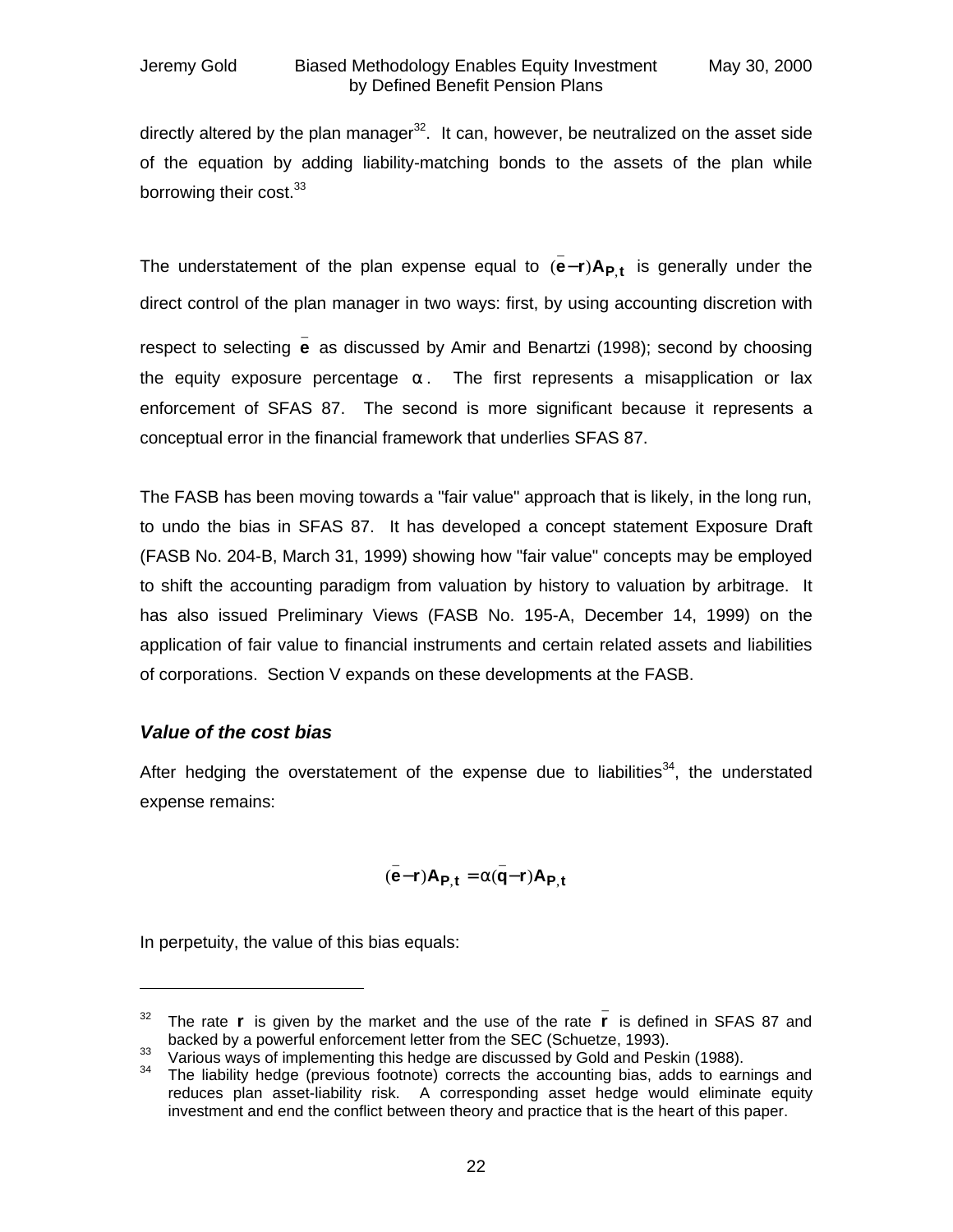directly altered by the plan manager[32]. It can, however, be neutralized on the asset side of the equation by adding liability-matching bonds to the assets of the plan while borrowing their cost.[33]

The understatement of the plan expense equal to $(\bar{e} - r)A_{P,t}$ is generally under the direct control of the plan manager in two ways: first, by using accounting discretion with respect to selecting $\bar{e}$ as discussed by Amir and Benartzi (1998); second by choosing the equity exposure percentage $\alpha$. The first represents a misapplication or lax enforcement of SFAS 87. The second is more significant because it represents a conceptual error in the financial framework that underlies SFAS 87.

The FASB has been moving towards a "fair value" approach that is likely, in the long run, to undo the bias in SFAS 87. It has developed a concept statement Exposure Draft (FASB No. 204-B, March 31, 1999) showing how "fair value" concepts may be employed to shift the accounting paradigm from valuation by history to valuation by arbitrage. It has also issued Preliminary Views (FASB No. 195-A, December 14, 1999) on the application of fair value to financial instruments and certain related assets and liabilities of corporations. Section V expands on these developments at the FASB.

### *Value of the cost bias*

After hedging the overstatement of the expense due to liabilities[34], the understated expense remains:

$$(\bar{e} - r)A_{P,t} = \alpha(\bar{q} - r)A_{P,t}$$

In perpetuity, the value of this bias equals:

---

[32] The rate $r$ is given by the market and the use of the rate $\bar{r}$ is defined in SFAS 87 and backed by a powerful enforcement letter from the SEC (Schuetze, 1993).

[33] Various ways of implementing this hedge are discussed by Gold and Peskin (1988).

[34] The liability hedge (previous footnote) corrects the accounting bias, adds to earnings and reduces plan asset-liability risk. A corresponding asset hedge would eliminate equity investment and end the conflict between theory and practice that is the heart of this paper.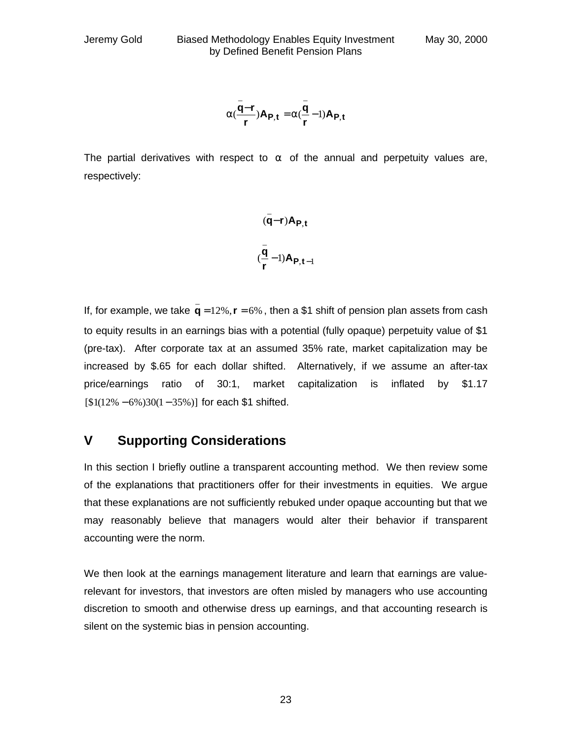$$\alpha\left(\frac{\bar{q}-r}{r}\right)A_{P,t} = \alpha\left(\frac{\bar{q}}{r}-1\right)A_{P,t}$$

The partial derivatives with respect to $\alpha$ of the annual and perpetuity values are, respectively:

$$(\bar{q}-r)A_{P,t}$$

$$\left(\frac{\bar{q}}{r}-1\right)A_{P,t-1}$$

If, for example, we take $\bar{q} = 12\%, r = 6\%$, then a \$1 shift of pension plan assets from cash to equity results in an earnings bias with a potential (fully opaque) perpetuity value of \$1 (pre-tax). After corporate tax at an assumed 35% rate, market capitalization may be increased by \$.65 for each dollar shifted. Alternatively, if we assume an after-tax price/earnings ratio of 30:1, market capitalization is inflated by \$1.17 $[\$1(12\% - 6\%)30(1-35\%)]$ for each \$1 shifted.

## V Supporting Considerations

In this section I briefly outline a transparent accounting method. We then review some of the explanations that practitioners offer for their investments in equities. We argue that these explanations are not sufficiently rebuked under opaque accounting but that we may reasonably believe that managers would alter their behavior if transparent accounting were the norm.

We then look at the earnings management literature and learn that earnings are value-relevant for investors, that investors are often misled by managers who use accounting discretion to smooth and otherwise dress up earnings, and that accounting research is silent on the systemic bias in pension accounting.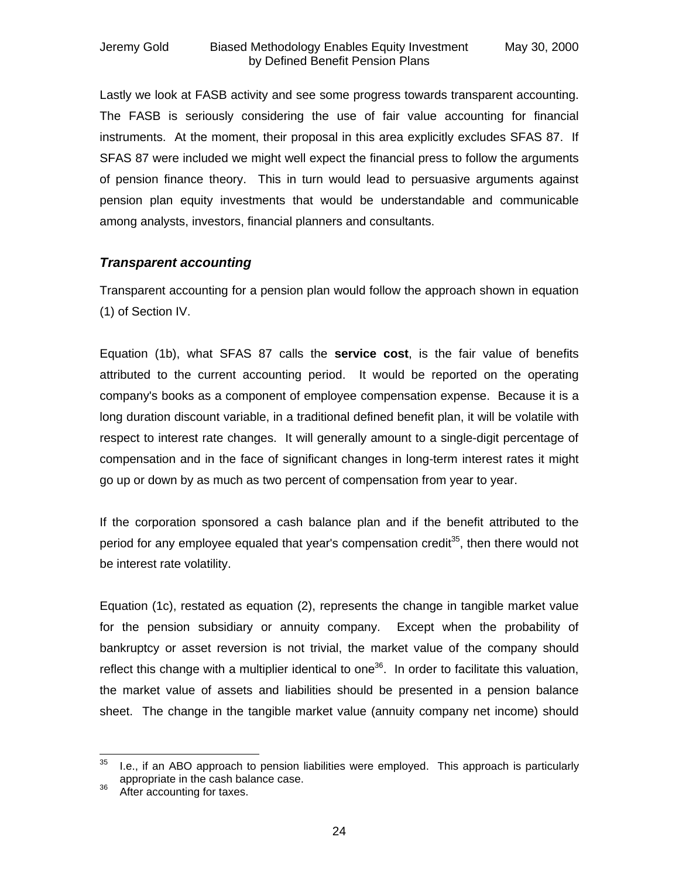Lastly we look at FASB activity and see some progress towards transparent accounting. The FASB is seriously considering the use of fair value accounting for financial instruments. At the moment, their proposal in this area explicitly excludes SFAS 87. If SFAS 87 were included we might well expect the financial press to follow the arguments of pension finance theory. This in turn would lead to persuasive arguments against pension plan equity investments that would be understandable and communicable among analysts, investors, financial planners and consultants.

### *Transparent accounting*

Transparent accounting for a pension plan would follow the approach shown in equation (1) of Section IV.

Equation (1b), what SFAS 87 calls the **service cost**, is the fair value of benefits attributed to the current accounting period. It would be reported on the operating company's books as a component of employee compensation expense. Because it is a long duration discount variable, in a traditional defined benefit plan, it will be volatile with respect to interest rate changes. It will generally amount to a single-digit percentage of compensation and in the face of significant changes in long-term interest rates it might go up or down by as much as two percent of compensation from year to year.

If the corporation sponsored a cash balance plan and if the benefit attributed to the period for any employee equaled that year's compensation credit[35], then there would not be interest rate volatility.

Equation (1c), restated as equation (2), represents the change in tangible market value for the pension subsidiary or annuity company. Except when the probability of bankruptcy or asset reversion is not trivial, the market value of the company should reflect this change with a multiplier identical to one[36]. In order to facilitate this valuation, the market value of assets and liabilities should be presented in a pension balance sheet. The change in the tangible market value (annuity company net income) should

---

[35] I.e., if an ABO approach to pension liabilities were employed. This approach is particularly appropriate in the cash balance case.

[36] After accounting for taxes.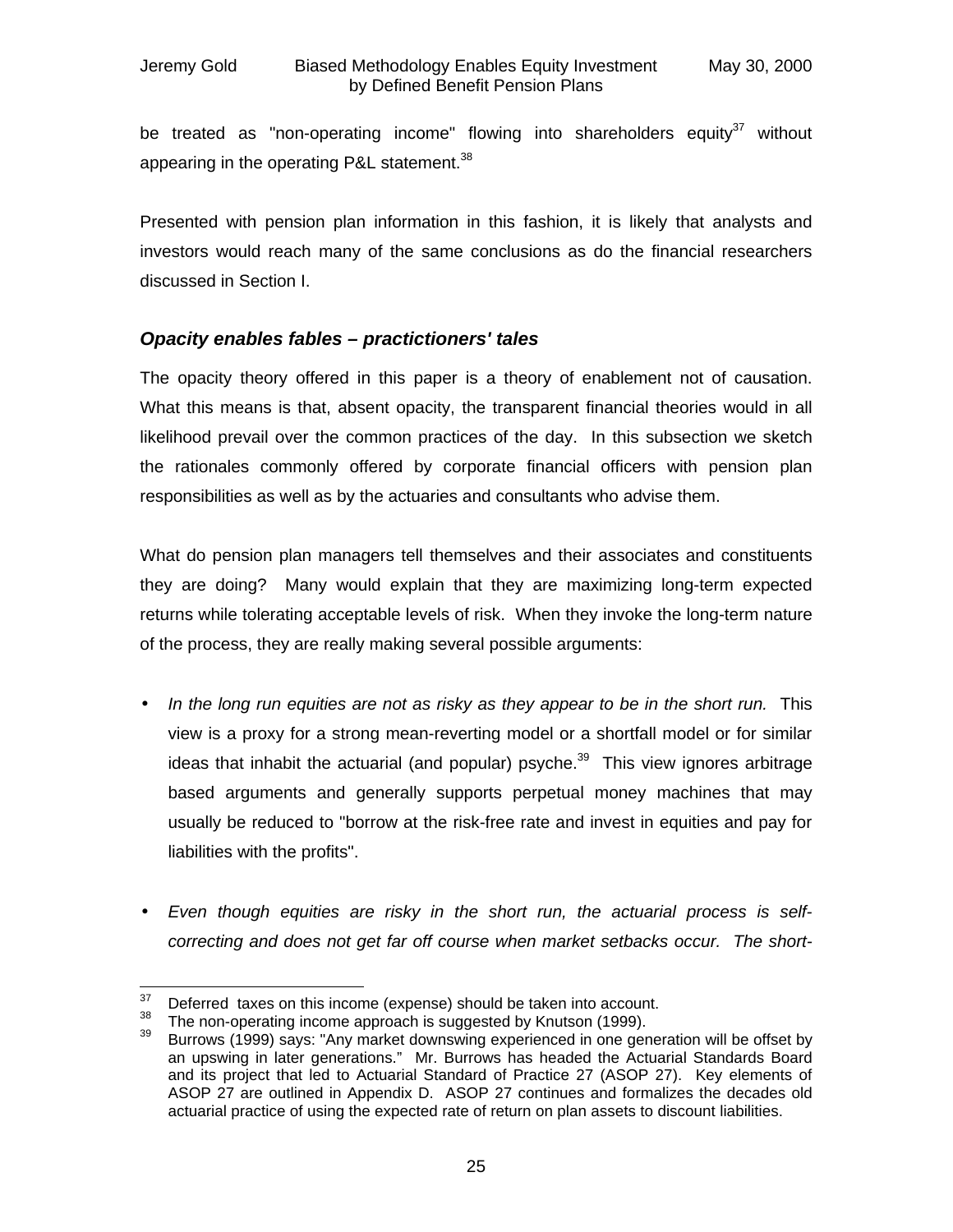be treated as "non-operating income" flowing into shareholders equity[37] without appearing in the operating P&L statement.[38]

Presented with pension plan information in this fashion, it is likely that analysts and investors would reach many of the same conclusions as do the financial researchers discussed in Section I.

### *Opacity enables fables – practictioners' tales*

The opacity theory offered in this paper is a theory of enablement not of causation. What this means is that, absent opacity, the transparent financial theories would in all likelihood prevail over the common practices of the day. In this subsection we sketch the rationales commonly offered by corporate financial officers with pension plan responsibilities as well as by the actuaries and consultants who advise them.

What do pension plan managers tell themselves and their associates and constituents they are doing? Many would explain that they are maximizing long-term expected returns while tolerating acceptable levels of risk. When they invoke the long-term nature of the process, they are really making several possible arguments:

- *In the long run equities are not as risky as they appear to be in the short run.* This view is a proxy for a strong mean-reverting model or a shortfall model or for similar ideas that inhabit the actuarial (and popular) psyche.[39] This view ignores arbitrage based arguments and generally supports perpetual money machines that may usually be reduced to "borrow at the risk-free rate and invest in equities and pay for liabilities with the profits".

- *Even though equities are risky in the short run, the actuarial process is self-correcting and does not get far off course when market setbacks occur. The short-*

---

[37] Deferred taxes on this income (expense) should be taken into account.

[38] The non-operating income approach is suggested by Knutson (1999).

[39] Burrows (1999) says: "Any market downswing experienced in one generation will be offset by an upswing in later generations." Mr. Burrows has headed the Actuarial Standards Board and its project that led to Actuarial Standard of Practice 27 (ASOP 27). Key elements of ASOP 27 are outlined in Appendix D. ASOP 27 continues and formalizes the decades old actuarial practice of using the expected rate of return on plan assets to discount liabilities.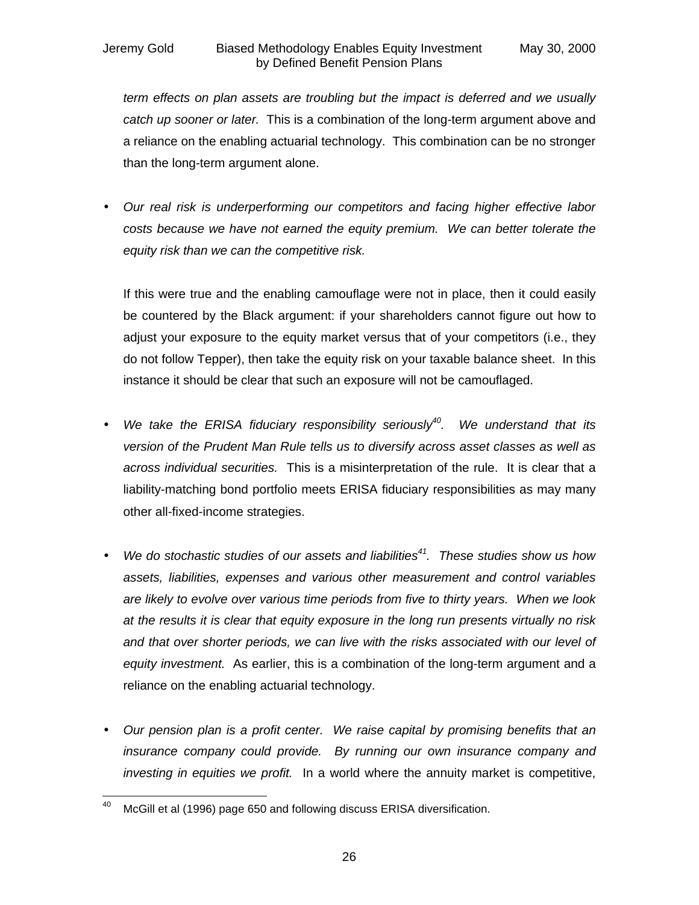*term effects on plan assets are troubling but the impact is deferred and we usually catch up sooner or later.* This is a combination of the long-term argument above and a reliance on the enabling actuarial technology. This combination can be no stronger than the long-term argument alone.

- *Our real risk is underperforming our competitors and facing higher effective labor costs because we have not earned the equity premium. We can better tolerate the equity risk than we can the competitive risk.*

  If this were true and the enabling camouflage were not in place, then it could easily be countered by the Black argument: if your shareholders cannot figure out how to adjust your exposure to the equity market versus that of your competitors (i.e., they do not follow Tepper), then take the equity risk on your taxable balance sheet. In this instance it should be clear that such an exposure will not be camouflaged.

- *We take the ERISA fiduciary responsibility seriously*[40]*. We understand that its version of the Prudent Man Rule tells us to diversify across asset classes as well as across individual securities.* This is a misinterpretation of the rule. It is clear that a liability-matching bond portfolio meets ERISA fiduciary responsibilities as may many other all-fixed-income strategies.

- *We do stochastic studies of our assets and liabilities*[41]*. These studies show us how assets, liabilities, expenses and various other measurement and control variables are likely to evolve over various time periods from five to thirty years. When we look at the results it is clear that equity exposure in the long run presents virtually no risk and that over shorter periods, we can live with the risks associated with our level of equity investment.* As earlier, this is a combination of the long-term argument and a reliance on the enabling actuarial technology.

- *Our pension plan is a profit center. We raise capital by promising benefits that an insurance company could provide. By running our own insurance company and investing in equities we profit.* In a world where the annuity market is competitive,

---

[40] McGill et al (1996) page 650 and following discuss ERISA diversification.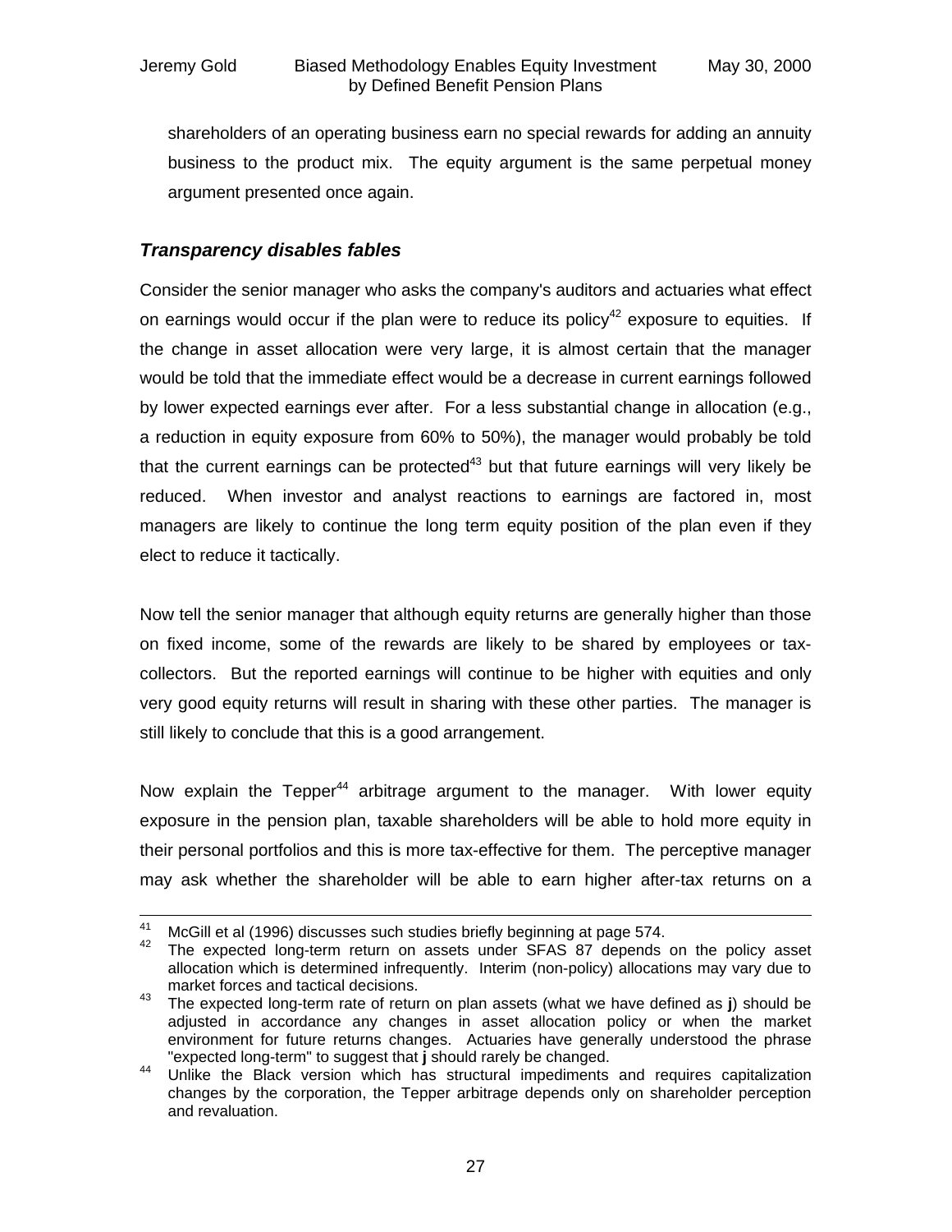shareholders of an operating business earn no special rewards for adding an annuity business to the product mix. The equity argument is the same perpetual money argument presented once again.

### *Transparency disables fables*

Consider the senior manager who asks the company's auditors and actuaries what effect on earnings would occur if the plan were to reduce its policy[42] exposure to equities. If the change in asset allocation were very large, it is almost certain that the manager would be told that the immediate effect would be a decrease in current earnings followed by lower expected earnings ever after. For a less substantial change in allocation (e.g., a reduction in equity exposure from 60% to 50%), the manager would probably be told that the current earnings can be protected[43] but that future earnings will very likely be reduced. When investor and analyst reactions to earnings are factored in, most managers are likely to continue the long term equity position of the plan even if they elect to reduce it tactically.

Now tell the senior manager that although equity returns are generally higher than those on fixed income, some of the rewards are likely to be shared by employees or tax-collectors. But the reported earnings will continue to be higher with equities and only very good equity returns will result in sharing with these other parties. The manager is still likely to conclude that this is a good arrangement.

Now explain the Tepper[44] arbitrage argument to the manager. With lower equity exposure in the pension plan, taxable shareholders will be able to hold more equity in their personal portfolios and this is more tax-effective for them. The perceptive manager may ask whether the shareholder will be able to earn higher after-tax returns on a

---

[41] McGill et al (1996) discusses such studies briefly beginning at page 574.

[42] The expected long-term return on assets under SFAS 87 depends on the policy asset allocation which is determined infrequently. Interim (non-policy) allocations may vary due to market forces and tactical decisions.

[43] The expected long-term rate of return on plan assets (what we have defined as **j**) should be adjusted in accordance any changes in asset allocation policy or when the market environment for future returns changes. Actuaries have generally understood the phrase "expected long-term" to suggest that **j** should rarely be changed.

[44] Unlike the Black version which has structural impediments and requires capitalization changes by the corporation, the Tepper arbitrage depends only on shareholder perception and revaluation.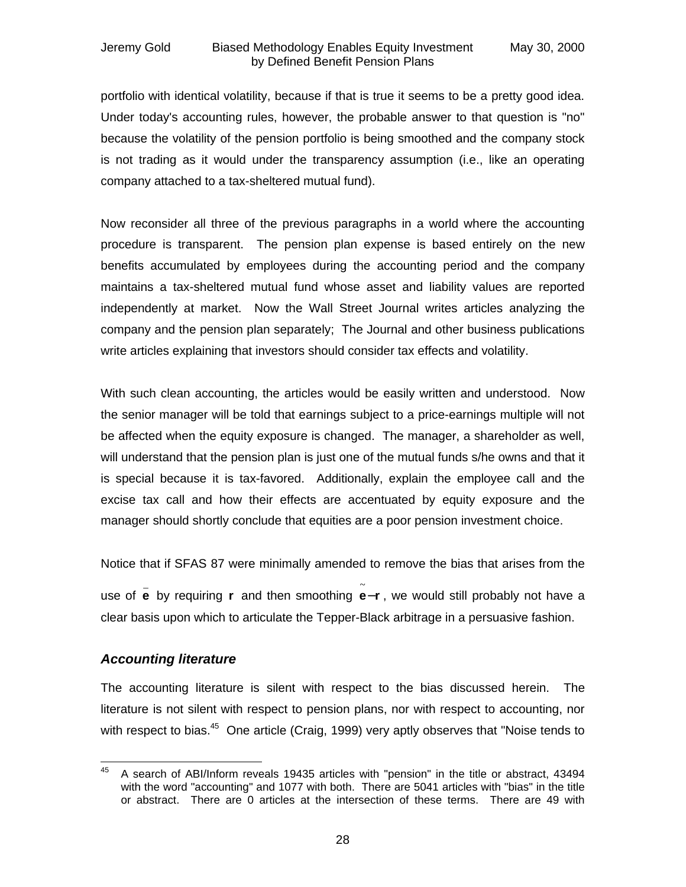portfolio with identical volatility, because if that is true it seems to be a pretty good idea. Under today's accounting rules, however, the probable answer to that question is "no" because the volatility of the pension portfolio is being smoothed and the company stock is not trading as it would under the transparency assumption (i.e., like an operating company attached to a tax-sheltered mutual fund).

Now reconsider all three of the previous paragraphs in a world where the accounting procedure is transparent. The pension plan expense is based entirely on the new benefits accumulated by employees during the accounting period and the company maintains a tax-sheltered mutual fund whose asset and liability values are reported independently at market. Now the Wall Street Journal writes articles analyzing the company and the pension plan separately; The Journal and other business publications write articles explaining that investors should consider tax effects and volatility.

With such clean accounting, the articles would be easily written and understood. Now the senior manager will be told that earnings subject to a price-earnings multiple will not be affected when the equity exposure is changed. The manager, a shareholder as well, will understand that the pension plan is just one of the mutual funds s/he owns and that it is special because it is tax-favored. Additionally, explain the employee call and the excise tax call and how their effects are accentuated by equity exposure and the manager should shortly conclude that equities are a poor pension investment choice.

Notice that if SFAS 87 were minimally amended to remove the bias that arises from the use of $\bar{\mathbf{e}}$ by requiring $\mathbf{r}$ and then smoothing $\tilde{\mathbf{e}}-\mathbf{r}$, we would still probably not have a clear basis upon which to articulate the Tepper-Black arbitrage in a persuasive fashion.

### *Accounting literature*

The accounting literature is silent with respect to the bias discussed herein. The literature is not silent with respect to pension plans, nor with respect to accounting, nor with respect to bias.[45] One article (Craig, 1999) very aptly observes that "Noise tends to

[45] A search of ABI/Inform reveals 19435 articles with "pension" in the title or abstract, 43494 with the word "accounting" and 1077 with both. There are 5041 articles with "bias" in the title or abstract. There are 0 articles at the intersection of these terms. There are 49 with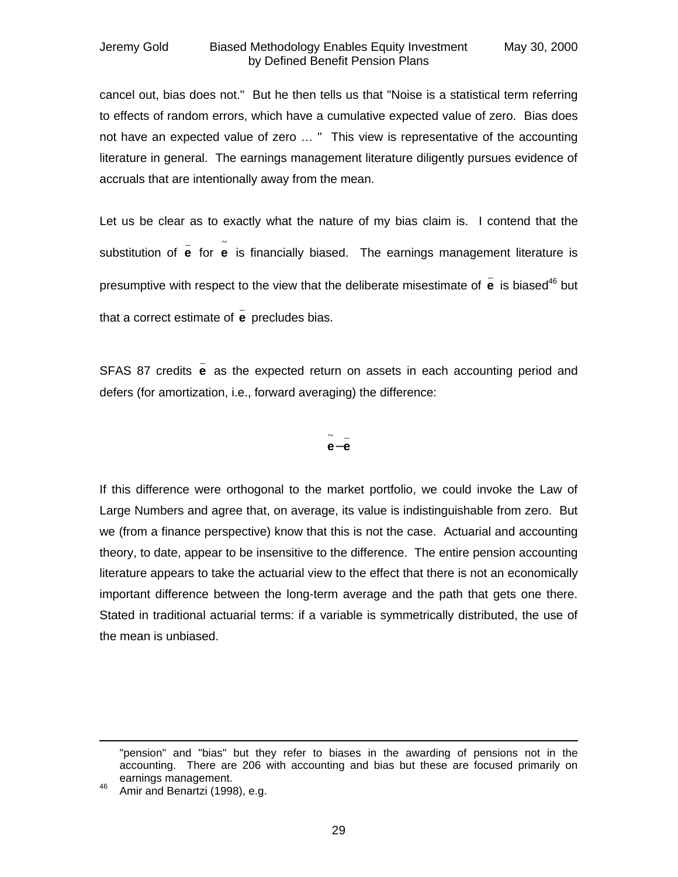cancel out, bias does not." But he then tells us that "Noise is a statistical term referring to effects of random errors, which have a cumulative expected value of zero. Bias does not have an expected value of zero … " This view is representative of the accounting literature in general. The earnings management literature diligently pursues evidence of accruals that are intentionally away from the mean.

Let us be clear as to exactly what the nature of my bias claim is. I contend that the substitution of $\bar{\mathbf{e}}$ for $\tilde{\mathbf{e}}$ is financially biased. The earnings management literature is presumptive with respect to the view that the deliberate misestimate of $\bar{\mathbf{e}}$ is biased[46] but that a correct estimate of $\bar{\mathbf{e}}$ precludes bias.

SFAS 87 credits $\bar{\mathbf{e}}$ as the expected return on assets in each accounting period and defers (for amortization, i.e., forward averaging) the difference:

$$\tilde{\mathbf{e}} - \bar{\mathbf{e}}$$

If this difference were orthogonal to the market portfolio, we could invoke the Law of Large Numbers and agree that, on average, its value is indistinguishable from zero. But we (from a finance perspective) know that this is not the case. Actuarial and accounting theory, to date, appear to be insensitive to the difference. The entire pension accounting literature appears to take the actuarial view to the effect that there is not an economically important difference between the long-term average and the path that gets one there. Stated in traditional actuarial terms: if a variable is symmetrically distributed, the use of the mean is unbiased.

---

"pension" and "bias" but they refer to biases in the awarding of pensions not in the accounting. There are 206 with accounting and bias but these are focused primarily on earnings management.

[46] Amir and Benartzi (1998), e.g.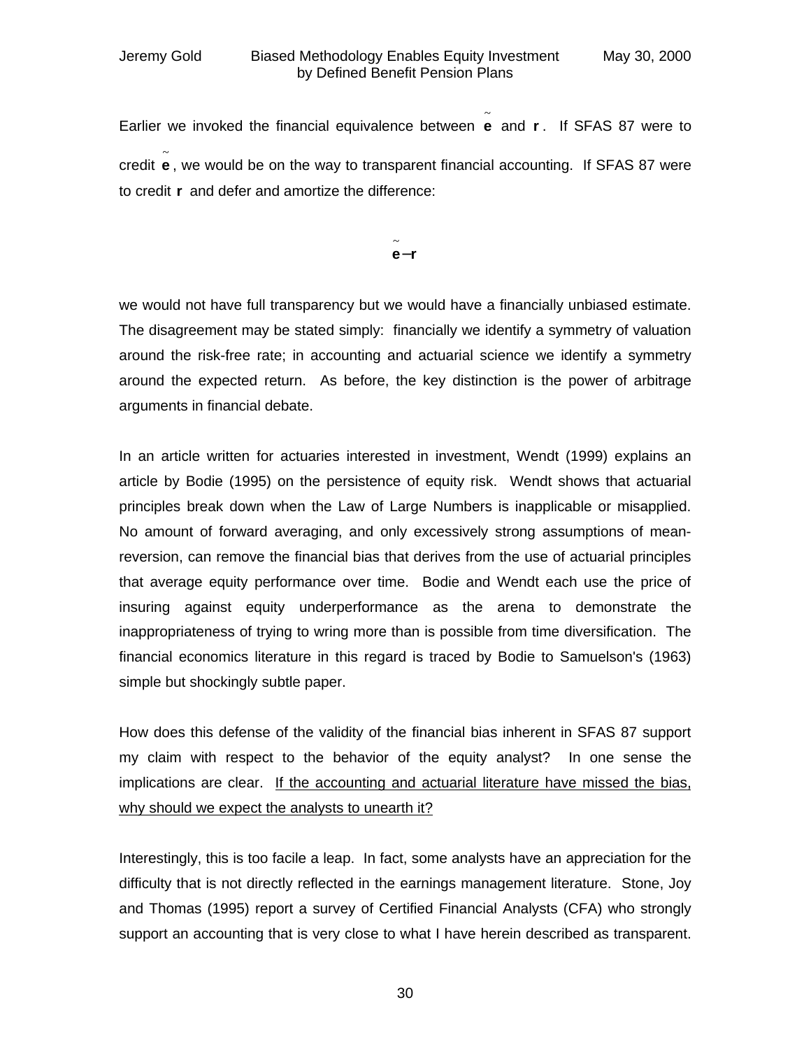Earlier we invoked the financial equivalence between $\tilde{\mathbf{e}}$ and $\mathbf{r}$. If SFAS 87 were to credit $\tilde{\mathbf{e}}$, we would be on the way to transparent financial accounting. If SFAS 87 were to credit $\mathbf{r}$ and defer and amortize the difference:

$$\tilde{\mathbf{e}} - \mathbf{r}$$

we would not have full transparency but we would have a financially unbiased estimate. The disagreement may be stated simply: financially we identify a symmetry of valuation around the risk-free rate; in accounting and actuarial science we identify a symmetry around the expected return. As before, the key distinction is the power of arbitrage arguments in financial debate.

In an article written for actuaries interested in investment, Wendt (1999) explains an article by Bodie (1995) on the persistence of equity risk. Wendt shows that actuarial principles break down when the Law of Large Numbers is inapplicable or misapplied. No amount of forward averaging, and only excessively strong assumptions of mean-reversion, can remove the financial bias that derives from the use of actuarial principles that average equity performance over time. Bodie and Wendt each use the price of insuring against equity underperformance as the arena to demonstrate the inappropriateness of trying to wring more than is possible from time diversification. The financial economics literature in this regard is traced by Bodie to Samuelson's (1963) simple but shockingly subtle paper.

How does this defense of the validity of the financial bias inherent in SFAS 87 support my claim with respect to the behavior of the equity analyst? In one sense the implications are clear. <u>If the accounting and actuarial literature have missed the bias, why should we expect the analysts to unearth it?</u>

Interestingly, this is too facile a leap. In fact, some analysts have an appreciation for the difficulty that is not directly reflected in the earnings management literature. Stone, Joy and Thomas (1995) report a survey of Certified Financial Analysts (CFA) who strongly support an accounting that is very close to what I have herein described as transparent.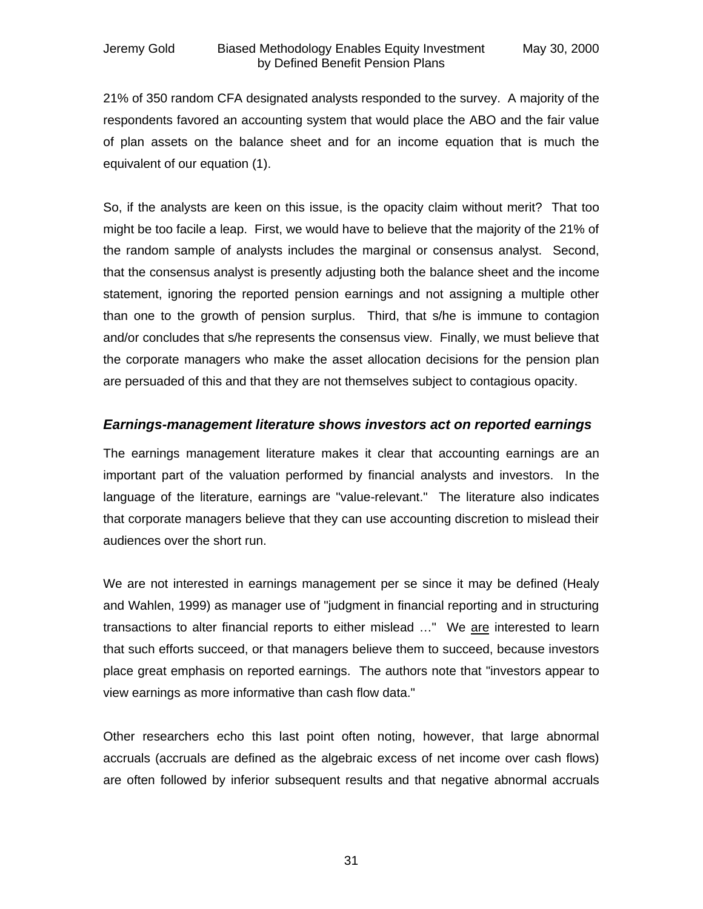21% of 350 random CFA designated analysts responded to the survey. A majority of the respondents favored an accounting system that would place the ABO and the fair value of plan assets on the balance sheet and for an income equation that is much the equivalent of our equation (1).

So, if the analysts are keen on this issue, is the opacity claim without merit? That too might be too facile a leap. First, we would have to believe that the majority of the 21% of the random sample of analysts includes the marginal or consensus analyst. Second, that the consensus analyst is presently adjusting both the balance sheet and the income statement, ignoring the reported pension earnings and not assigning a multiple other than one to the growth of pension surplus. Third, that s/he is immune to contagion and/or concludes that s/he represents the consensus view. Finally, we must believe that the corporate managers who make the asset allocation decisions for the pension plan are persuaded of this and that they are not themselves subject to contagious opacity.

### *Earnings-management literature shows investors act on reported earnings*

The earnings management literature makes it clear that accounting earnings are an important part of the valuation performed by financial analysts and investors. In the language of the literature, earnings are "value-relevant." The literature also indicates that corporate managers believe that they can use accounting discretion to mislead their audiences over the short run.

We are not interested in earnings management per se since it may be defined (Healy and Wahlen, 1999) as manager use of "judgment in financial reporting and in structuring transactions to alter financial reports to either mislead …" We <u>are</u> interested to learn that such efforts succeed, or that managers believe them to succeed, because investors place great emphasis on reported earnings. The authors note that "investors appear to view earnings as more informative than cash flow data."

Other researchers echo this last point often noting, however, that large abnormal accruals (accruals are defined as the algebraic excess of net income over cash flows) are often followed by inferior subsequent results and that negative abnormal accruals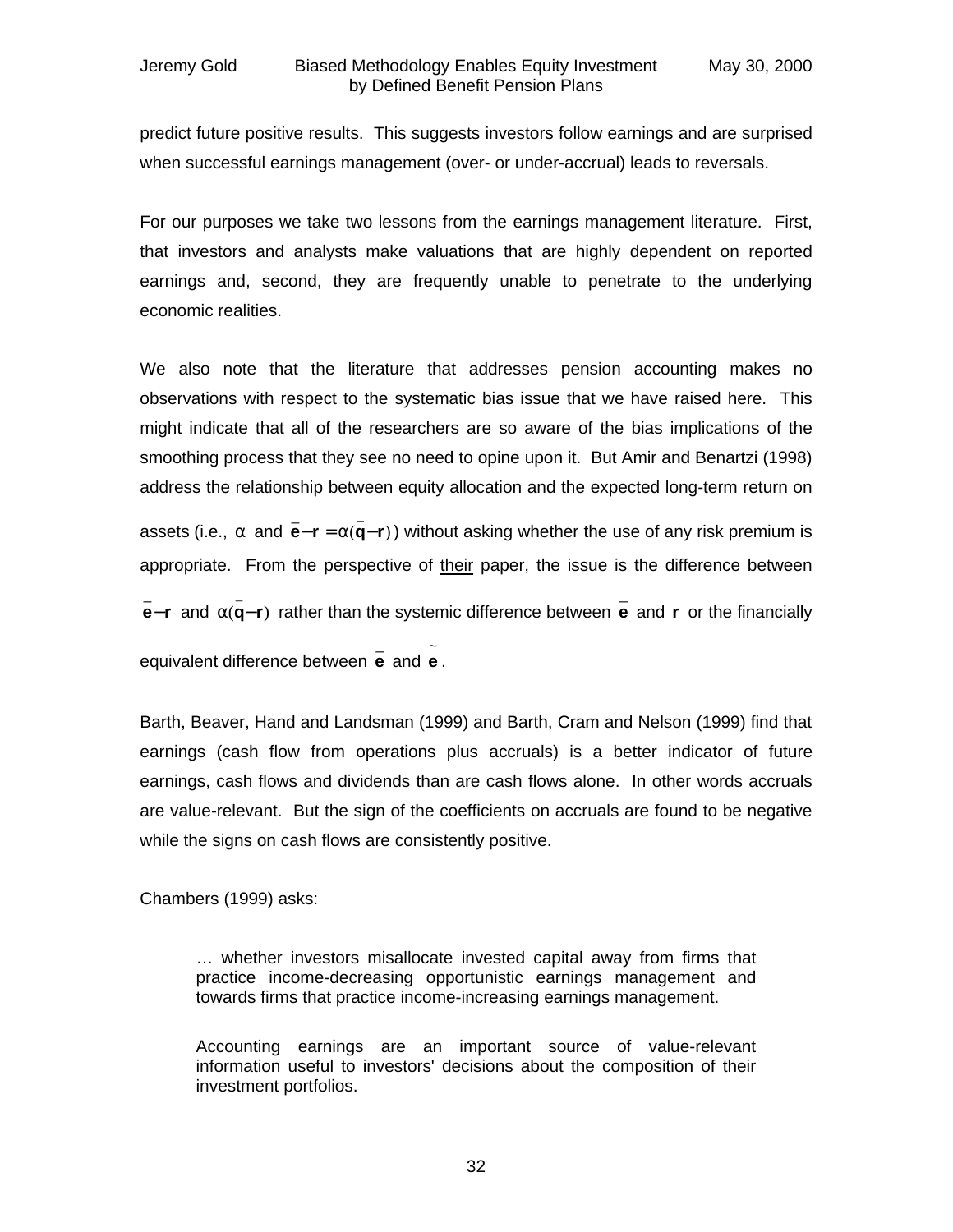predict future positive results. This suggests investors follow earnings and are surprised when successful earnings management (over- or under-accrual) leads to reversals.

For our purposes we take two lessons from the earnings management literature. First, that investors and analysts make valuations that are highly dependent on reported earnings and, second, they are frequently unable to penetrate to the underlying economic realities.

We also note that the literature that addresses pension accounting makes no observations with respect to the systematic bias issue that we have raised here. This might indicate that all of the researchers are so aware of the bias implications of the smoothing process that they see no need to opine upon it. But Amir and Benartzi (1998) address the relationship between equity allocation and the expected long-term return on assets (i.e., $\alpha$ and $\bar{\mathbf{e}} - \mathbf{r} = \alpha(\bar{\mathbf{q}} - \mathbf{r})$) without asking whether the use of any risk premium is appropriate. From the perspective of <u>their</u> paper, the issue is the difference between $\bar{\mathbf{e}} - \mathbf{r}$ and $\alpha(\bar{\mathbf{q}} - \mathbf{r})$ rather than the systemic difference between $\bar{\mathbf{e}}$ and $\mathbf{r}$ or the financially equivalent difference between $\bar{\mathbf{e}}$ and $\tilde{\mathbf{e}}$.

Barth, Beaver, Hand and Landsman (1999) and Barth, Cram and Nelson (1999) find that earnings (cash flow from operations plus accruals) is a better indicator of future earnings, cash flows and dividends than are cash flows alone. In other words accruals are value-relevant. But the sign of the coefficients on accruals are found to be negative while the signs on cash flows are consistently positive.

Chambers (1999) asks:

> … whether investors misallocate invested capital away from firms that practice income-decreasing opportunistic earnings management and towards firms that practice income-increasing earnings management.
>
> Accounting earnings are an important source of value-relevant information useful to investors' decisions about the composition of their investment portfolios.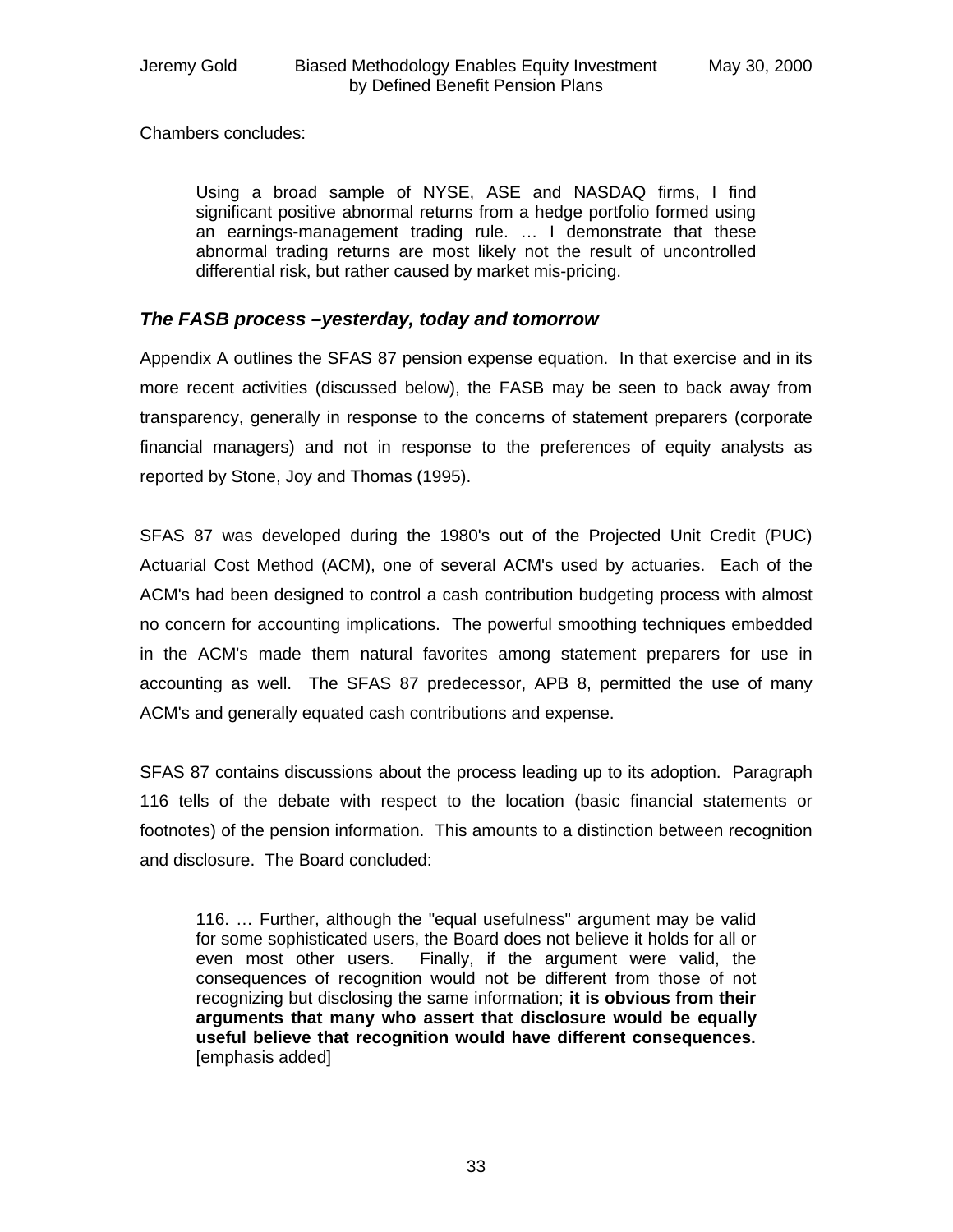Chambers concludes:

> Using a broad sample of NYSE, ASE and NASDAQ firms, I find significant positive abnormal returns from a hedge portfolio formed using an earnings-management trading rule. … I demonstrate that these abnormal trading returns are most likely not the result of uncontrolled differential risk, but rather caused by market mis-pricing.

### *The FASB process –yesterday, today and tomorrow*

Appendix A outlines the SFAS 87 pension expense equation. In that exercise and in its more recent activities (discussed below), the FASB may be seen to back away from transparency, generally in response to the concerns of statement preparers (corporate financial managers) and not in response to the preferences of equity analysts as reported by Stone, Joy and Thomas (1995).

SFAS 87 was developed during the 1980's out of the Projected Unit Credit (PUC) Actuarial Cost Method (ACM), one of several ACM's used by actuaries. Each of the ACM's had been designed to control a cash contribution budgeting process with almost no concern for accounting implications. The powerful smoothing techniques embedded in the ACM's made them natural favorites among statement preparers for use in accounting as well. The SFAS 87 predecessor, APB 8, permitted the use of many ACM's and generally equated cash contributions and expense.

SFAS 87 contains discussions about the process leading up to its adoption. Paragraph 116 tells of the debate with respect to the location (basic financial statements or footnotes) of the pension information. This amounts to a distinction between recognition and disclosure. The Board concluded:

> 116. … Further, although the "equal usefulness" argument may be valid for some sophisticated users, the Board does not believe it holds for all or even most other users. Finally, if the argument were valid, the consequences of recognition would not be different from those of not recognizing but disclosing the same information; **it is obvious from their arguments that many who assert that disclosure would be equally useful believe that recognition would have different consequences.** [emphasis added]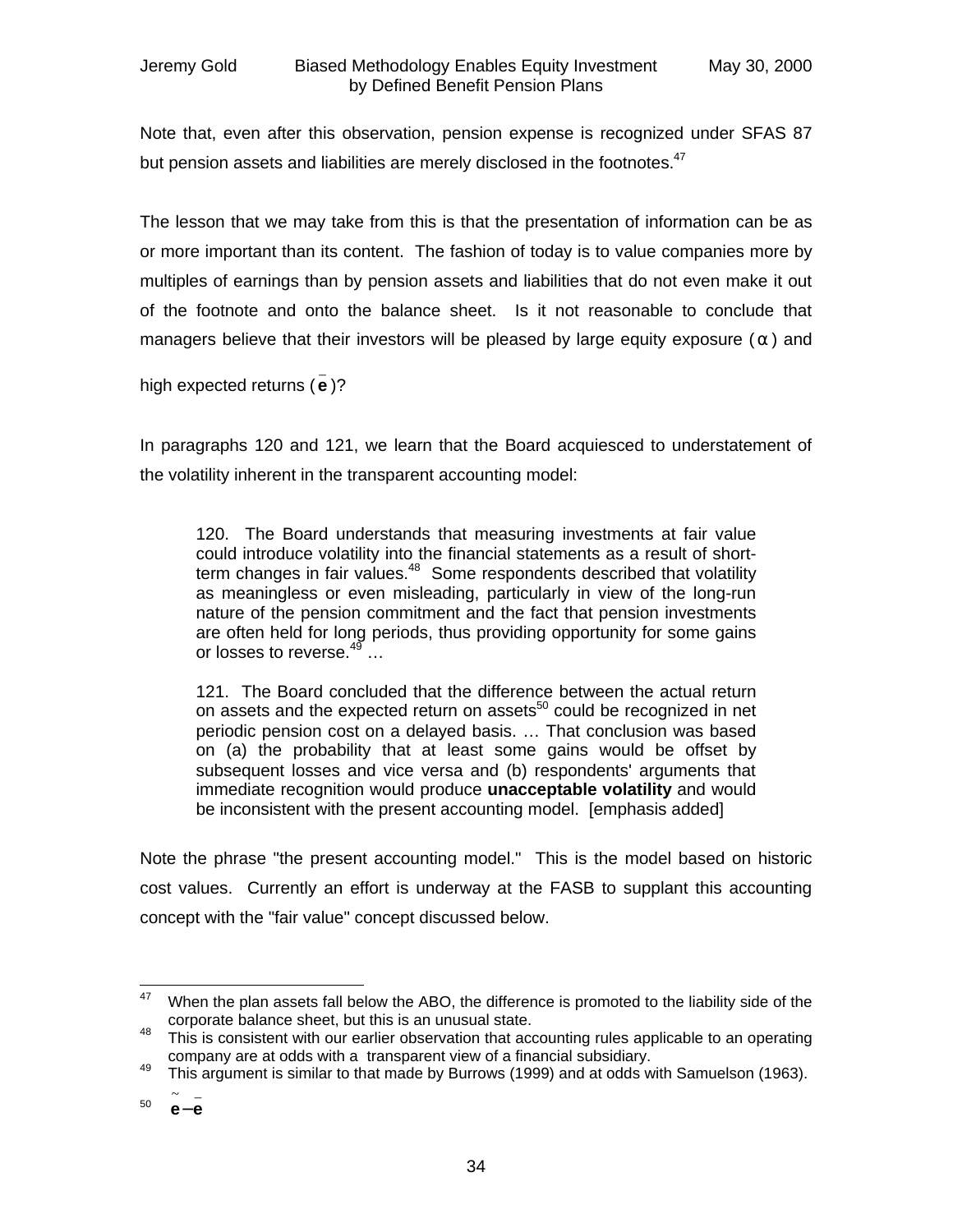Note that, even after this observation, pension expense is recognized under SFAS 87 but pension assets and liabilities are merely disclosed in the footnotes.[47]

The lesson that we may take from this is that the presentation of information can be as or more important than its content. The fashion of today is to value companies more by multiples of earnings than by pension assets and liabilities that do not even make it out of the footnote and onto the balance sheet. Is it not reasonable to conclude that managers believe that their investors will be pleased by large equity exposure ($\alpha$) and high expected returns ($\bar{e}$)?

In paragraphs 120 and 121, we learn that the Board acquiesced to understatement of the volatility inherent in the transparent accounting model:

> 120. The Board understands that measuring investments at fair value could introduce volatility into the financial statements as a result of short-term changes in fair values.[48] Some respondents described that volatility as meaningless or even misleading, particularly in view of the long-run nature of the pension commitment and the fact that pension investments are often held for long periods, thus providing opportunity for some gains or losses to reverse.[49] …
>
> 121. The Board concluded that the difference between the actual return on assets and the expected return on assets[50] could be recognized in net periodic pension cost on a delayed basis. … That conclusion was based on (a) the probability that at least some gains would be offset by subsequent losses and vice versa and (b) respondents' arguments that immediate recognition would produce **unacceptable volatility** and would be inconsistent with the present accounting model. [emphasis added]

Note the phrase "the present accounting model." This is the model based on historic cost values. Currently an effort is underway at the FASB to supplant this accounting concept with the "fair value" concept discussed below.

---

[47] When the plan assets fall below the ABO, the difference is promoted to the liability side of the corporate balance sheet, but this is an unusual state.

[48] This is consistent with our earlier observation that accounting rules applicable to an operating company are at odds with a transparent view of a financial subsidiary.

[49] This argument is similar to that made by Burrows (1999) and at odds with Samuelson (1963).

[50] $\tilde{e} - \bar{e}$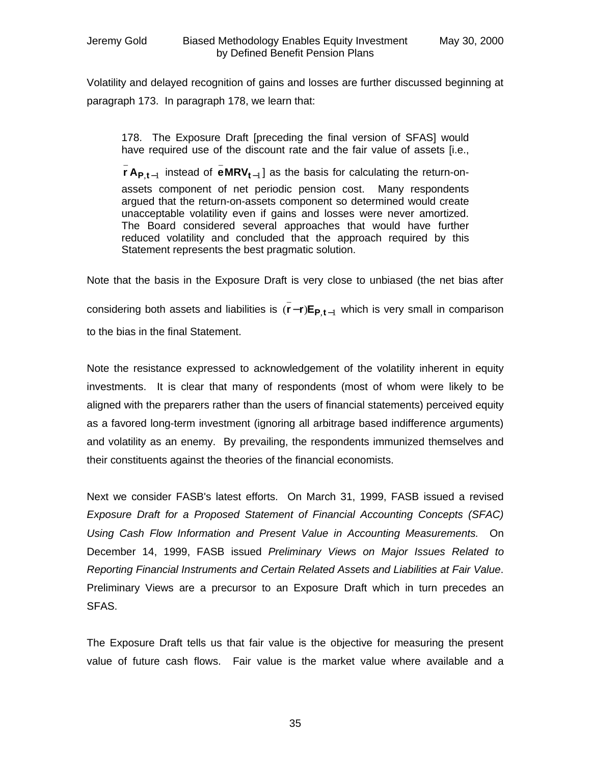Volatility and delayed recognition of gains and losses are further discussed beginning at paragraph 173. In paragraph 178, we learn that:

> 178. The Exposure Draft [preceding the final version of SFAS] would have required use of the discount rate and the fair value of assets [i.e., $\bar{\mathbf{r}}\,\mathbf{A}_{\mathbf{P},\mathbf{t}-1}$ instead of $\bar{\mathbf{e}}\mathbf{MRV}_{\mathbf{t}-1}$] as the basis for calculating the return-on-assets component of net periodic pension cost. Many respondents argued that the return-on-assets component so determined would create unacceptable volatility even if gains and losses were never amortized. The Board considered several approaches that would have further reduced volatility and concluded that the approach required by this Statement represents the best pragmatic solution.

Note that the basis in the Exposure Draft is very close to unbiased (the net bias after considering both assets and liabilities is $(\bar{\mathbf{r}}-\mathbf{r})\mathbf{E}_{\mathbf{P},\mathbf{t}-1}$ which is very small in comparison to the bias in the final Statement.

Note the resistance expressed to acknowledgement of the volatility inherent in equity investments. It is clear that many of respondents (most of whom were likely to be aligned with the preparers rather than the users of financial statements) perceived equity as a favored long-term investment (ignoring all arbitrage based indifference arguments) and volatility as an enemy. By prevailing, the respondents immunized themselves and their constituents against the theories of the financial economists.

Next we consider FASB's latest efforts. On March 31, 1999, FASB issued a revised *Exposure Draft for a Proposed Statement of Financial Accounting Concepts (SFAC) Using Cash Flow Information and Present Value in Accounting Measurements.* On December 14, 1999, FASB issued *Preliminary Views on Major Issues Related to Reporting Financial Instruments and Certain Related Assets and Liabilities at Fair Value*. Preliminary Views are a precursor to an Exposure Draft which in turn precedes an SFAS.

The Exposure Draft tells us that fair value is the objective for measuring the present value of future cash flows. Fair value is the market value where available and a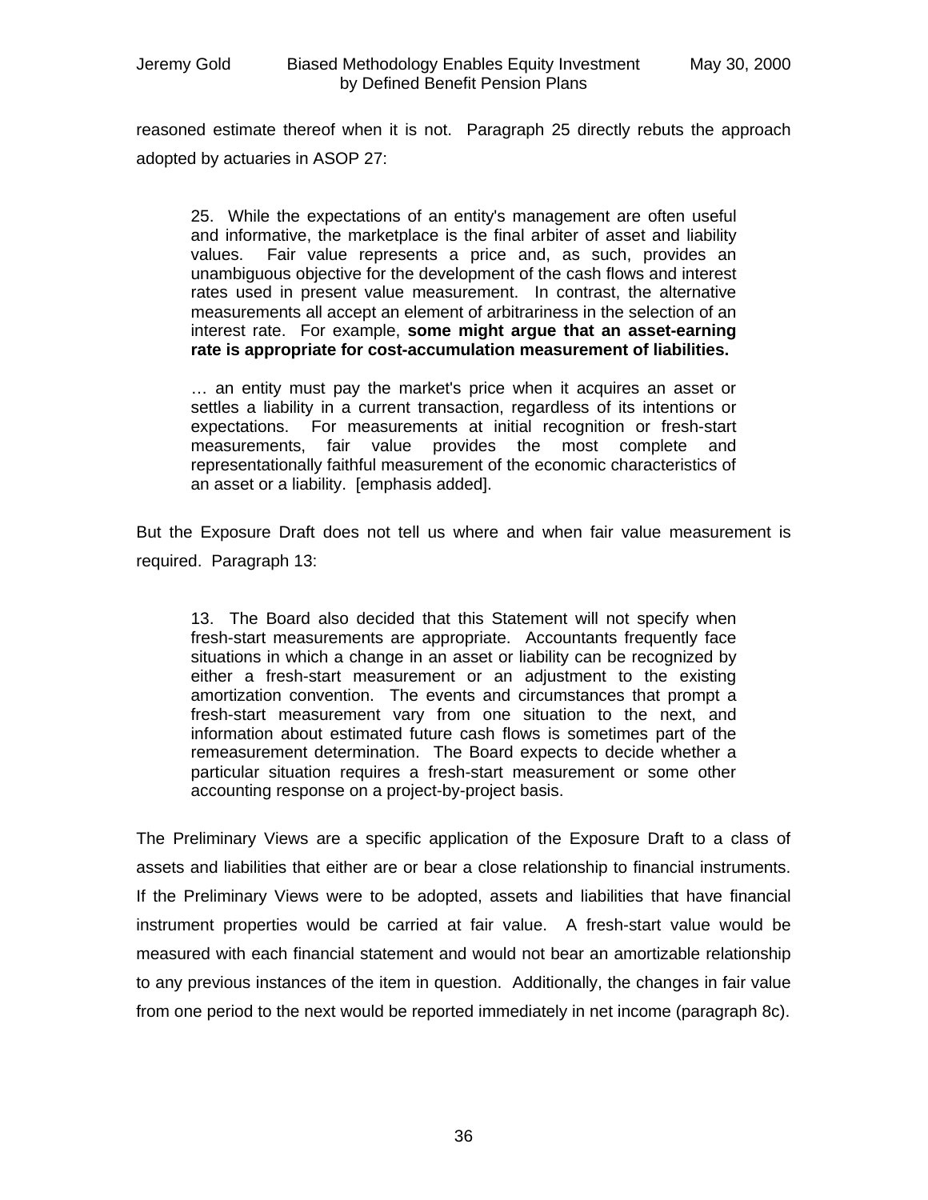reasoned estimate thereof when it is not. Paragraph 25 directly rebuts the approach adopted by actuaries in ASOP 27:

> 25. While the expectations of an entity's management are often useful and informative, the marketplace is the final arbiter of asset and liability values. Fair value represents a price and, as such, provides an unambiguous objective for the development of the cash flows and interest rates used in present value measurement. In contrast, the alternative measurements all accept an element of arbitrariness in the selection of an interest rate. For example, **some might argue that an asset-earning rate is appropriate for cost-accumulation measurement of liabilities.**
>
> … an entity must pay the market's price when it acquires an asset or settles a liability in a current transaction, regardless of its intentions or expectations. For measurements at initial recognition or fresh-start measurements, fair value provides the most complete and representationally faithful measurement of the economic characteristics of an asset or a liability. [emphasis added].

But the Exposure Draft does not tell us where and when fair value measurement is required. Paragraph 13:

> 13. The Board also decided that this Statement will not specify when fresh-start measurements are appropriate. Accountants frequently face situations in which a change in an asset or liability can be recognized by either a fresh-start measurement or an adjustment to the existing amortization convention. The events and circumstances that prompt a fresh-start measurement vary from one situation to the next, and information about estimated future cash flows is sometimes part of the remeasurement determination. The Board expects to decide whether a particular situation requires a fresh-start measurement or some other accounting response on a project-by-project basis.

The Preliminary Views are a specific application of the Exposure Draft to a class of assets and liabilities that either are or bear a close relationship to financial instruments. If the Preliminary Views were to be adopted, assets and liabilities that have financial instrument properties would be carried at fair value. A fresh-start value would be measured with each financial statement and would not bear an amortizable relationship to any previous instances of the item in question. Additionally, the changes in fair value from one period to the next would be reported immediately in net income (paragraph 8c).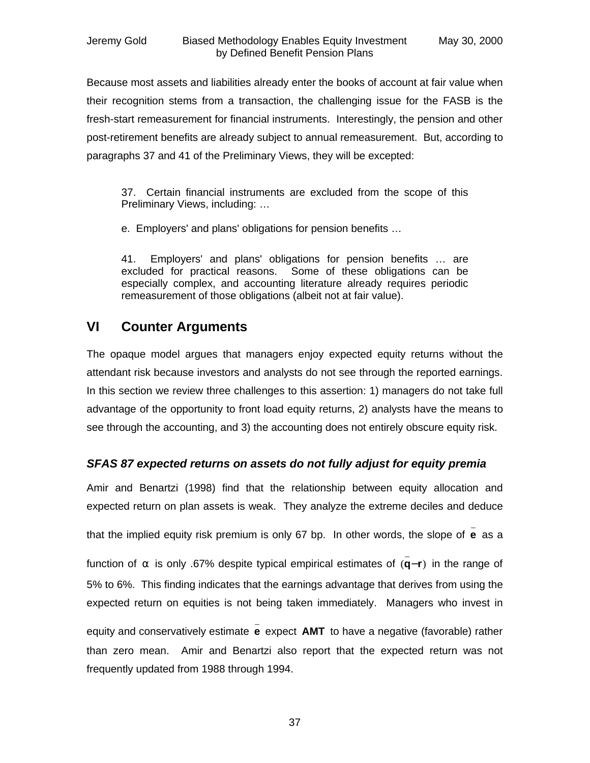Because most assets and liabilities already enter the books of account at fair value when their recognition stems from a transaction, the challenging issue for the FASB is the fresh-start remeasurement for financial instruments. Interestingly, the pension and other post-retirement benefits are already subject to annual remeasurement. But, according to paragraphs 37 and 41 of the Preliminary Views, they will be excepted:

> 37. Certain financial instruments are excluded from the scope of this Preliminary Views, including: …
>
> e. Employers' and plans' obligations for pension benefits …
>
> 41. Employers' and plans' obligations for pension benefits … are excluded for practical reasons. Some of these obligations can be especially complex, and accounting literature already requires periodic remeasurement of those obligations (albeit not at fair value).

## VI Counter Arguments

The opaque model argues that managers enjoy expected equity returns without the attendant risk because investors and analysts do not see through the reported earnings. In this section we review three challenges to this assertion: 1) managers do not take full advantage of the opportunity to front load equity returns, 2) analysts have the means to see through the accounting, and 3) the accounting does not entirely obscure equity risk.

### *SFAS 87 expected returns on assets do not fully adjust for equity premia*

Amir and Benartzi (1998) find that the relationship between equity allocation and expected return on plan assets is weak. They analyze the extreme deciles and deduce that the implied equity risk premium is only 67 bp. In other words, the slope of $\bar{\mathbf{e}}$ as a function of $\alpha$ is only .67% despite typical empirical estimates of $(\bar{\mathbf{q}} - \mathbf{r})$ in the range of 5% to 6%. This finding indicates that the earnings advantage that derives from using the expected return on equities is not being taken immediately. Managers who invest in equity and conservatively estimate $\bar{\mathbf{e}}$ expect $\mathbf{AMT}$ to have a negative (favorable) rather than zero mean. Amir and Benartzi also report that the expected return was not frequently updated from 1988 through 1994.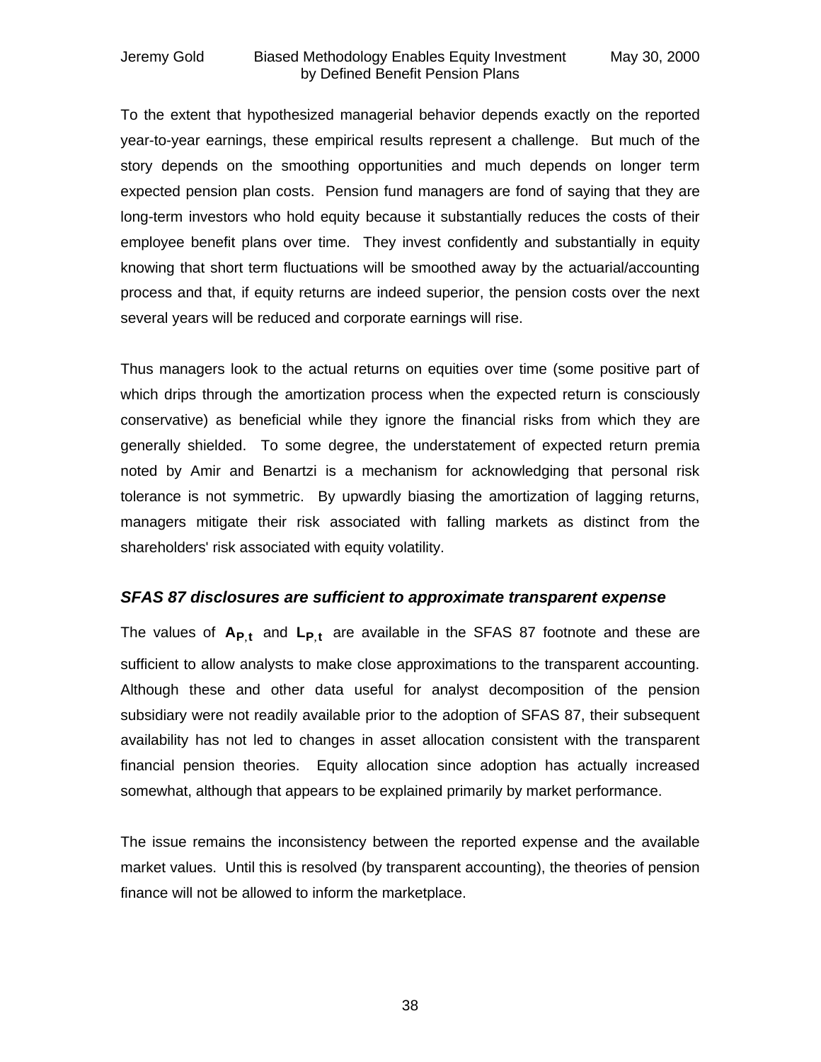To the extent that hypothesized managerial behavior depends exactly on the reported year-to-year earnings, these empirical results represent a challenge. But much of the story depends on the smoothing opportunities and much depends on longer term expected pension plan costs. Pension fund managers are fond of saying that they are long-term investors who hold equity because it substantially reduces the costs of their employee benefit plans over time. They invest confidently and substantially in equity knowing that short term fluctuations will be smoothed away by the actuarial/accounting process and that, if equity returns are indeed superior, the pension costs over the next several years will be reduced and corporate earnings will rise.

Thus managers look to the actual returns on equities over time (some positive part of which drips through the amortization process when the expected return is consciously conservative) as beneficial while they ignore the financial risks from which they are generally shielded. To some degree, the understatement of expected return premia noted by Amir and Benartzi is a mechanism for acknowledging that personal risk tolerance is not symmetric. By upwardly biasing the amortization of lagging returns, managers mitigate their risk associated with falling markets as distinct from the shareholders' risk associated with equity volatility.

### *SFAS 87 disclosures are sufficient to approximate transparent expense*

The values of $\mathbf{A}_{\mathbf{P},\mathbf{t}}$ and $\mathbf{L}_{\mathbf{P},\mathbf{t}}$ are available in the SFAS 87 footnote and these are sufficient to allow analysts to make close approximations to the transparent accounting. Although these and other data useful for analyst decomposition of the pension subsidiary were not readily available prior to the adoption of SFAS 87, their subsequent availability has not led to changes in asset allocation consistent with the transparent financial pension theories. Equity allocation since adoption has actually increased somewhat, although that appears to be explained primarily by market performance.

The issue remains the inconsistency between the reported expense and the available market values. Until this is resolved (by transparent accounting), the theories of pension finance will not be allowed to inform the marketplace.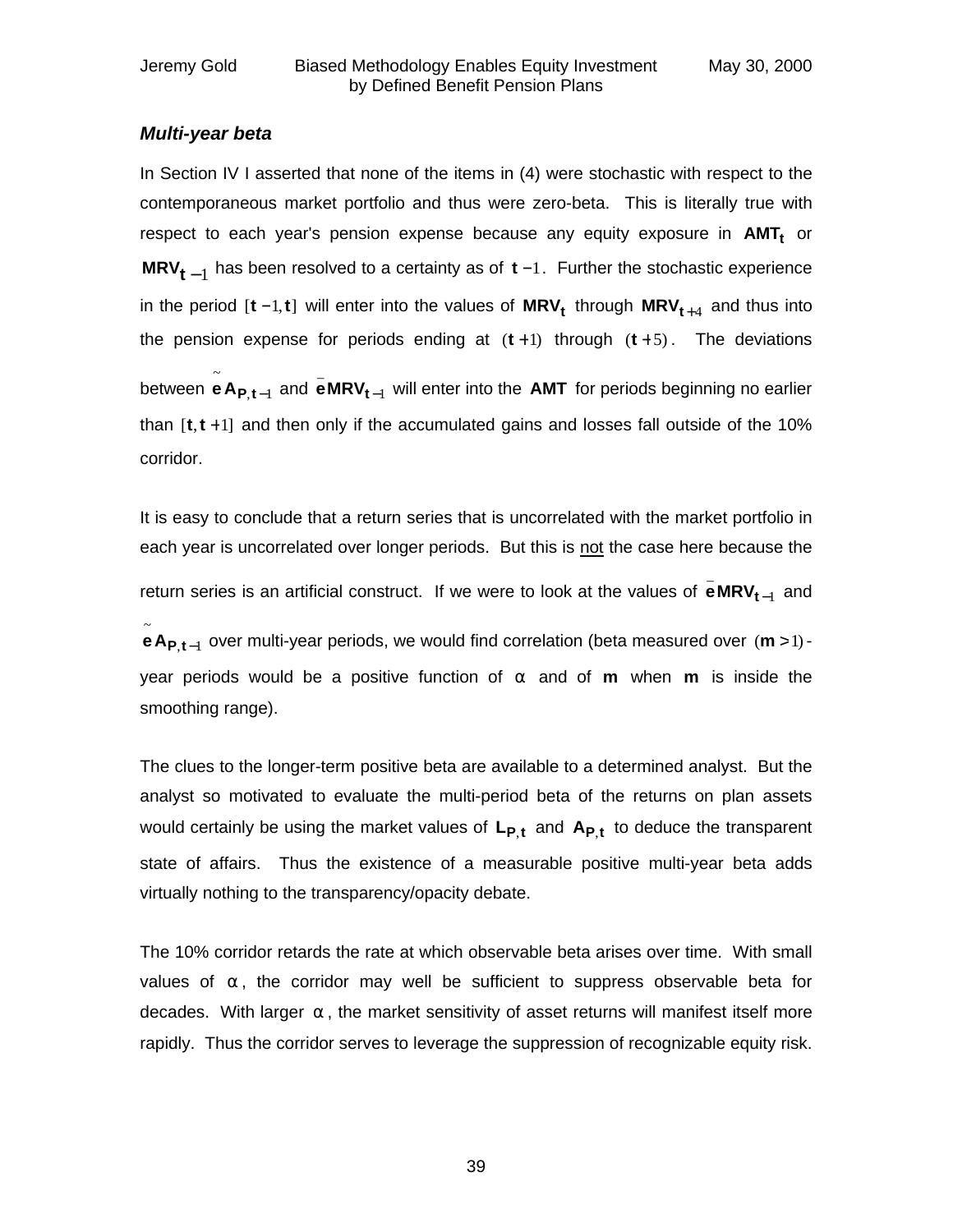### *Multi-year beta*

In Section IV I asserted that none of the items in (4) were stochastic with respect to the contemporaneous market portfolio and thus were zero-beta. This is literally true with respect to each year's pension expense because any equity exposure in $\mathbf{AMT_t}$ or $\mathbf{MRV_{t-1}}$ has been resolved to a certainty as of $\mathbf{t}-1$. Further the stochastic experience in the period $[\mathbf{t}-1, \mathbf{t}]$ will enter into the values of $\mathbf{MRV_t}$ through $\mathbf{MRV_{t+4}}$ and thus into the pension expense for periods ending at $(\mathbf{t}+1)$ through $(\mathbf{t}+5)$. The deviations between $\tilde{\mathbf{e}}\mathbf{A_{P,t-1}}$ and $\bar{\mathbf{e}}\mathbf{MRV_{t-1}}$ will enter into the $\mathbf{AMT}$ for periods beginning no earlier than $[\mathbf{t}, \mathbf{t}+1]$ and then only if the accumulated gains and losses fall outside of the 10% corridor.

It is easy to conclude that a return series that is uncorrelated with the market portfolio in each year is uncorrelated over longer periods. But this is not the case here because the return series is an artificial construct. If we were to look at the values of $\bar{\mathbf{e}}\mathbf{MRV_{t-1}}$ and $\tilde{\mathbf{e}}\mathbf{A_{P,t-1}}$ over multi-year periods, we would find correlation (beta measured over $(\mathbf{m}>1)$-year periods would be a positive function of $\alpha$ and of $\mathbf{m}$ when $\mathbf{m}$ is inside the smoothing range).

The clues to the longer-term positive beta are available to a determined analyst. But the analyst so motivated to evaluate the multi-period beta of the returns on plan assets would certainly be using the market values of $\mathbf{L_{P,t}}$ and $\mathbf{A_{P,t}}$ to deduce the transparent state of affairs. Thus the existence of a measurable positive multi-year beta adds virtually nothing to the transparency/opacity debate.

The 10% corridor retards the rate at which observable beta arises over time. With small values of $\alpha$, the corridor may well be sufficient to suppress observable beta for decades. With larger $\alpha$, the market sensitivity of asset returns will manifest itself more rapidly. Thus the corridor serves to leverage the suppression of recognizable equity risk.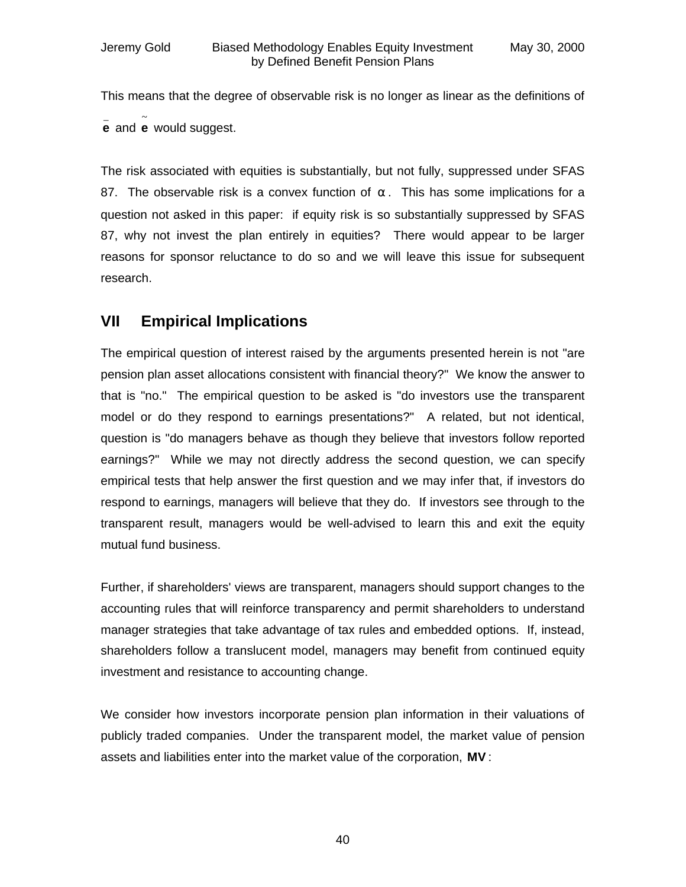This means that the degree of observable risk is no longer as linear as the definitions of $\bar{\mathbf{e}}$ and $\tilde{\mathbf{e}}$ would suggest.

The risk associated with equities is substantially, but not fully, suppressed under SFAS 87. The observable risk is a convex function of $\alpha$. This has some implications for a question not asked in this paper: if equity risk is so substantially suppressed by SFAS 87, why not invest the plan entirely in equities? There would appear to be larger reasons for sponsor reluctance to do so and we will leave this issue for subsequent research.

## VII Empirical Implications

The empirical question of interest raised by the arguments presented herein is not "are pension plan asset allocations consistent with financial theory?" We know the answer to that is "no." The empirical question to be asked is "do investors use the transparent model or do they respond to earnings presentations?" A related, but not identical, question is "do managers behave as though they believe that investors follow reported earnings?" While we may not directly address the second question, we can specify empirical tests that help answer the first question and we may infer that, if investors do respond to earnings, managers will believe that they do. If investors see through to the transparent result, managers would be well-advised to learn this and exit the equity mutual fund business.

Further, if shareholders' views are transparent, managers should support changes to the accounting rules that will reinforce transparency and permit shareholders to understand manager strategies that take advantage of tax rules and embedded options. If, instead, shareholders follow a translucent model, managers may benefit from continued equity investment and resistance to accounting change.

We consider how investors incorporate pension plan information in their valuations of publicly traded companies. Under the transparent model, the market value of pension assets and liabilities enter into the market value of the corporation, $\mathbf{MV}$: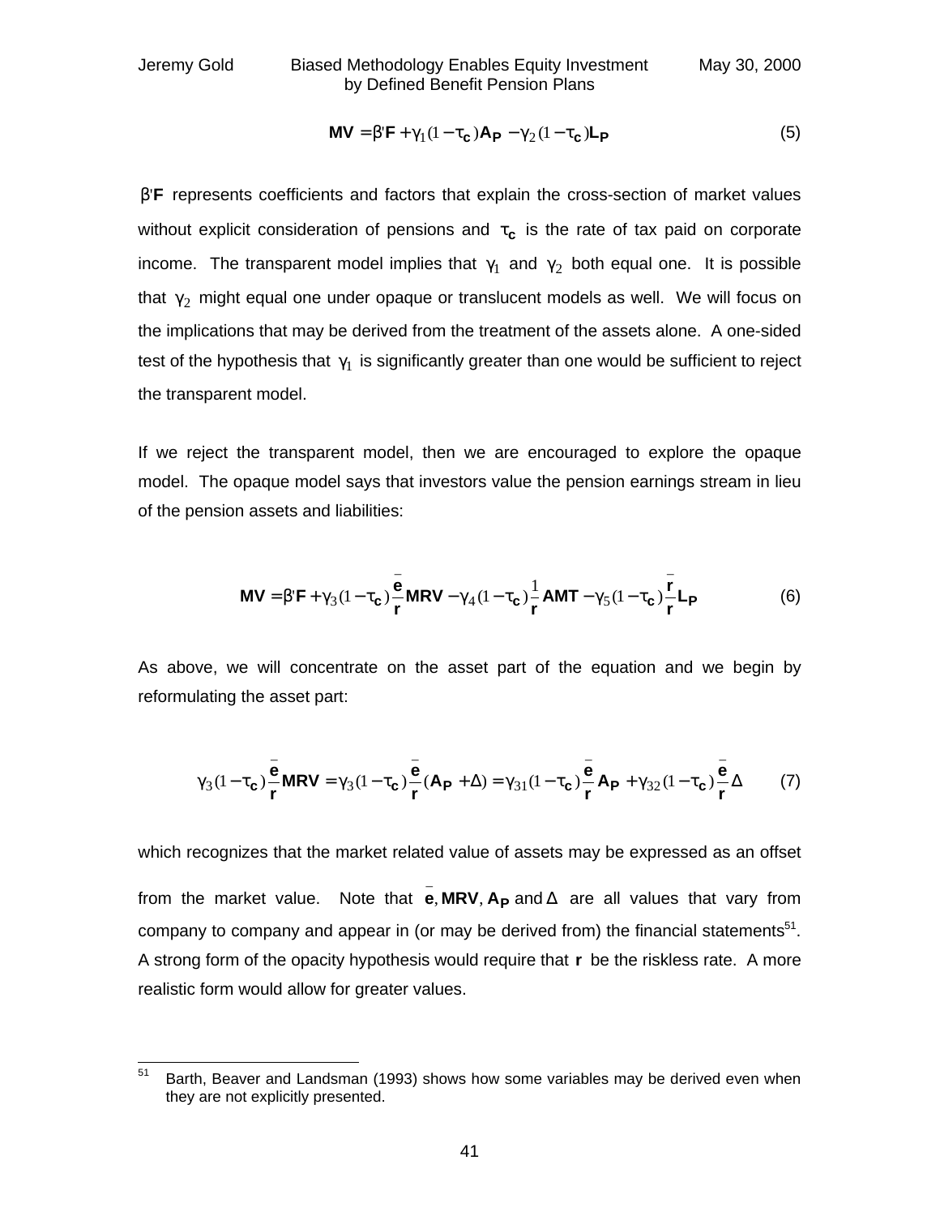$$\mathbf{MV} = \beta'\mathbf{F} + \gamma_1(1-\tau_\mathbf{c})\mathbf{A_P} - \gamma_2(1-\tau_\mathbf{c})\mathbf{L_P} \tag{5}$$

$\beta'\mathbf{F}$ represents coefficients and factors that explain the cross-section of market values without explicit consideration of pensions and $\tau_\mathbf{c}$ is the rate of tax paid on corporate income. The transparent model implies that $\gamma_1$ and $\gamma_2$ both equal one. It is possible that $\gamma_2$ might equal one under opaque or translucent models as well. We will focus on the implications that may be derived from the treatment of the assets alone. A one-sided test of the hypothesis that $\gamma_1$ is significantly greater than one would be sufficient to reject the transparent model.

If we reject the transparent model, then we are encouraged to explore the opaque model. The opaque model says that investors value the pension earnings stream in lieu of the pension assets and liabilities:

$$\mathbf{MV} = \beta'\mathbf{F} + \gamma_3(1-\tau_\mathbf{c})\frac{\bar{\mathbf{e}}}{\mathbf{r}}\mathbf{MRV} - \gamma_4(1-\tau_\mathbf{c})\frac{1}{\mathbf{r}}\mathbf{AMT} - \gamma_5(1-\tau_\mathbf{c})\frac{\bar{\mathbf{r}}}{\mathbf{r}}\mathbf{L_P} \tag{6}$$

As above, we will concentrate on the asset part of the equation and we begin by reformulating the asset part:

$$\gamma_3(1-\tau_\mathbf{c})\frac{\bar{\mathbf{e}}}{\mathbf{r}}\mathbf{MRV} = \gamma_3(1-\tau_\mathbf{c})\frac{\bar{\mathbf{e}}}{\mathbf{r}}(\mathbf{A_P} + \Delta) = \gamma_{31}(1-\tau_\mathbf{c})\frac{\bar{\mathbf{e}}}{\mathbf{r}}\mathbf{A_P} + \gamma_{32}(1-\tau_\mathbf{c})\frac{\bar{\mathbf{e}}}{\mathbf{r}}\Delta \tag{7}$$

which recognizes that the market related value of assets may be expressed as an offset from the market value. Note that $\bar{\mathbf{e}}, \mathbf{MRV}, \mathbf{A_P}$ and $\Delta$ are all values that vary from company to company and appear in (or may be derived from) the financial statements[51]. A strong form of the opacity hypothesis would require that $\mathbf{r}$ be the riskless rate. A more realistic form would allow for greater values.

---

[51] Barth, Beaver and Landsman (1993) shows how some variables may be derived even when they are not explicitly presented.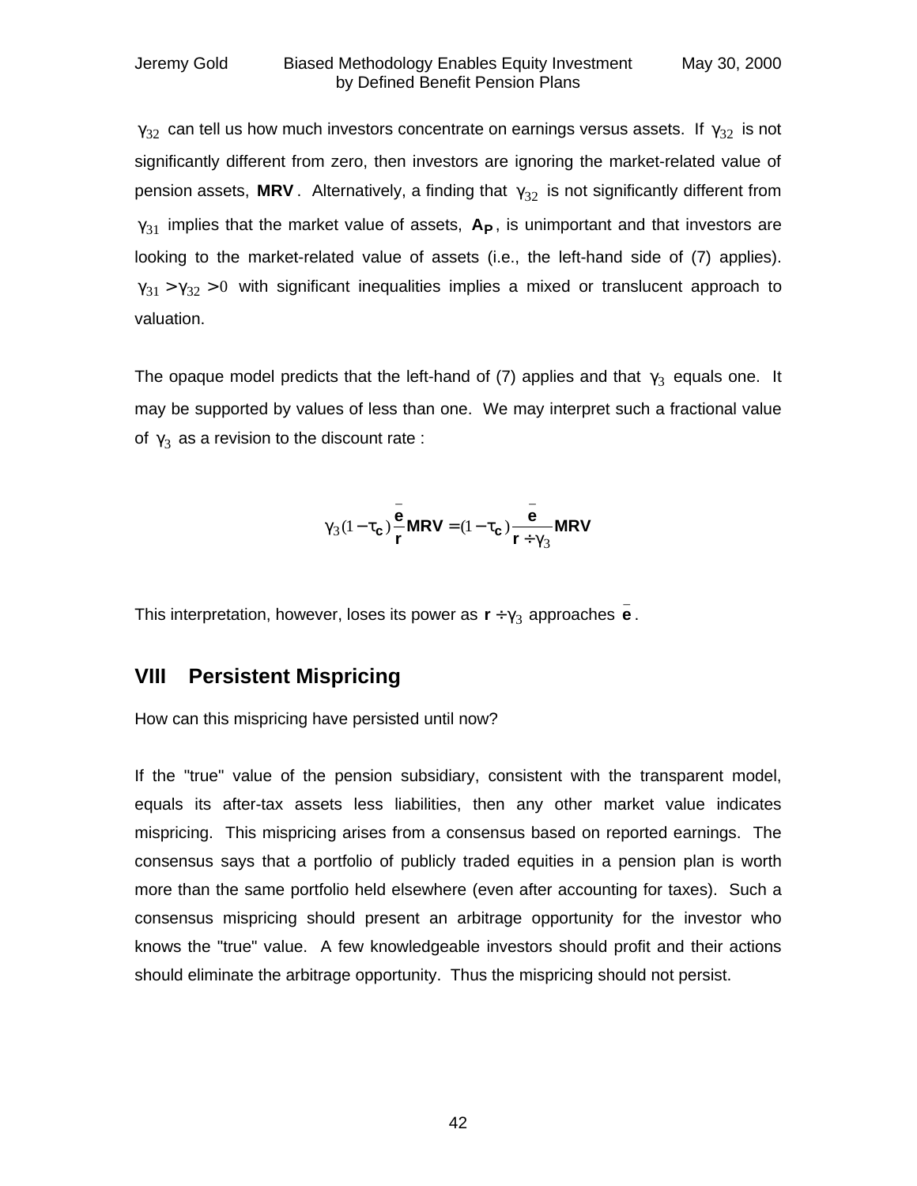$\gamma_{32}$ can tell us how much investors concentrate on earnings versus assets. If $\gamma_{32}$ is not significantly different from zero, then investors are ignoring the market-related value of pension assets, $\mathbf{MRV}$. Alternatively, a finding that $\gamma_{32}$ is not significantly different from $\gamma_{31}$ implies that the market value of assets, $\mathbf{A_P}$, is unimportant and that investors are looking to the market-related value of assets (i.e., the left-hand side of (7) applies). $\gamma_{31} > \gamma_{32} > 0$ with significant inequalities implies a mixed or translucent approach to valuation.

The opaque model predicts that the left-hand of (7) applies and that $\gamma_3$ equals one. It may be supported by values of less than one. We may interpret such a fractional value of $\gamma_3$ as a revision to the discount rate :

$$\gamma_3 (1 - \tau_{\mathbf{c}}) \frac{\bar{\mathbf{e}}}{\mathbf{r}} \mathbf{MRV} = (1 - \tau_{\mathbf{c}}) \frac{\bar{\mathbf{e}}}{\mathbf{r} \div \gamma_3} \mathbf{MRV}$$

This interpretation, however, loses its power as $\mathbf{r} \div \gamma_3$ approaches $\bar{\mathbf{e}}$.

## VIII Persistent Mispricing

How can this mispricing have persisted until now?

If the "true" value of the pension subsidiary, consistent with the transparent model, equals its after-tax assets less liabilities, then any other market value indicates mispricing. This mispricing arises from a consensus based on reported earnings. The consensus says that a portfolio of publicly traded equities in a pension plan is worth more than the same portfolio held elsewhere (even after accounting for taxes). Such a consensus mispricing should present an arbitrage opportunity for the investor who knows the "true" value. A few knowledgeable investors should profit and their actions should eliminate the arbitrage opportunity. Thus the mispricing should not persist.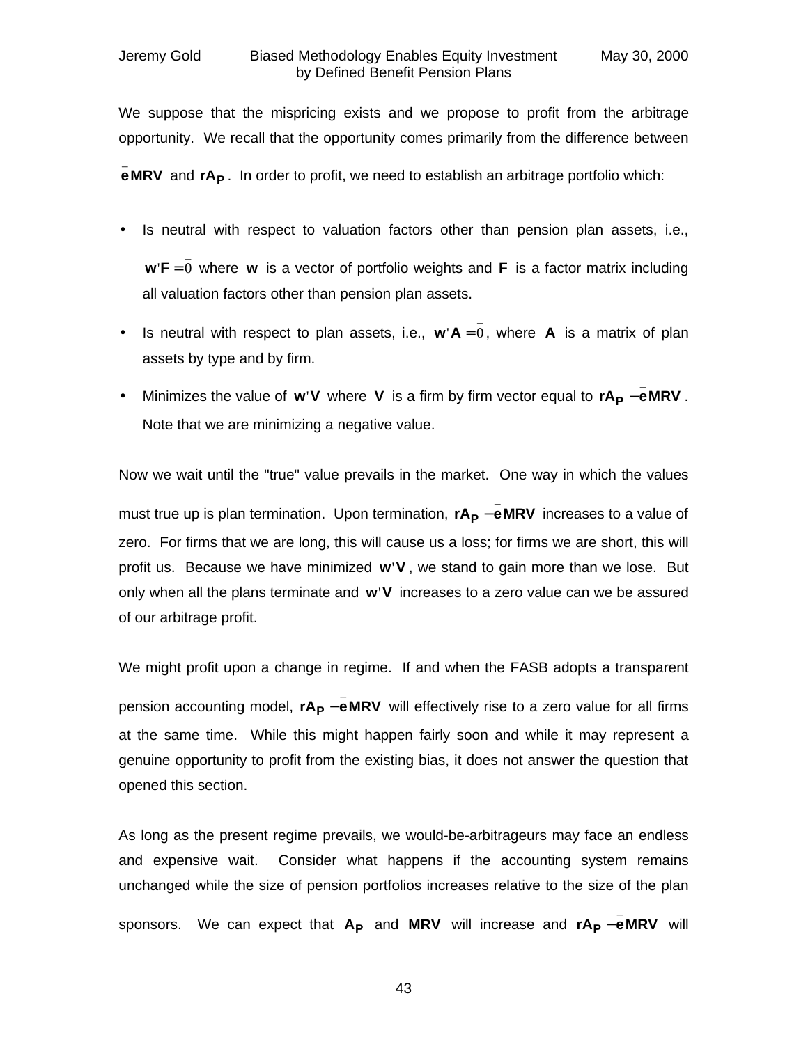We suppose that the mispricing exists and we propose to profit from the arbitrage opportunity. We recall that the opportunity comes primarily from the difference between $\bar{\mathbf{e}}\mathbf{MRV}$ and $\mathbf{rA_P}$. In order to profit, we need to establish an arbitrage portfolio which:

- Is neutral with respect to valuation factors other than pension plan assets, i.e., $\mathbf{w}'\mathbf{F} = \bar{0}$ where $\mathbf{w}$ is a vector of portfolio weights and $\mathbf{F}$ is a factor matrix including all valuation factors other than pension plan assets.
- Is neutral with respect to plan assets, i.e., $\mathbf{w}'\mathbf{A} = \bar{0}$, where $\mathbf{A}$ is a matrix of plan assets by type and by firm.
- Minimizes the value of $\mathbf{w}'\mathbf{V}$ where $\mathbf{V}$ is a firm by firm vector equal to $\mathbf{rA_P} - \bar{\mathbf{e}}\mathbf{MRV}$. Note that we are minimizing a negative value.

Now we wait until the "true" value prevails in the market. One way in which the values must true up is plan termination. Upon termination, $\mathbf{rA_P} - \bar{\mathbf{e}}\mathbf{MRV}$ increases to a value of zero. For firms that we are long, this will cause us a loss; for firms we are short, this will profit us. Because we have minimized $\mathbf{w}'\mathbf{V}$, we stand to gain more than we lose. But only when all the plans terminate and $\mathbf{w}'\mathbf{V}$ increases to a zero value can we be assured of our arbitrage profit.

We might profit upon a change in regime. If and when the FASB adopts a transparent pension accounting model, $\mathbf{rA_P} - \bar{\mathbf{e}}\mathbf{MRV}$ will effectively rise to a zero value for all firms at the same time. While this might happen fairly soon and while it may represent a genuine opportunity to profit from the existing bias, it does not answer the question that opened this section.

As long as the present regime prevails, we would-be-arbitrageurs may face an endless and expensive wait. Consider what happens if the accounting system remains unchanged while the size of pension portfolios increases relative to the size of the plan sponsors. We can expect that $\mathbf{A_P}$ and $\mathbf{MRV}$ will increase and $\mathbf{rA_P} - \bar{\mathbf{e}}\mathbf{MRV}$ will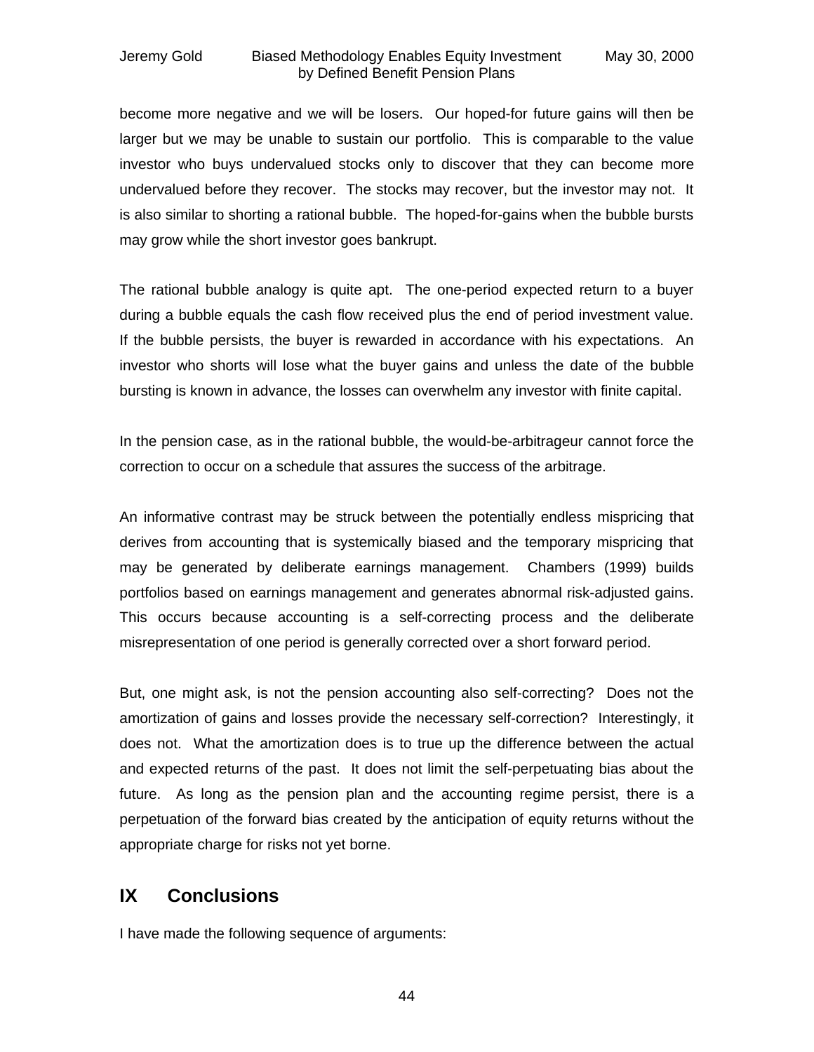become more negative and we will be losers. Our hoped-for future gains will then be larger but we may be unable to sustain our portfolio. This is comparable to the value investor who buys undervalued stocks only to discover that they can become more undervalued before they recover. The stocks may recover, but the investor may not. It is also similar to shorting a rational bubble. The hoped-for-gains when the bubble bursts may grow while the short investor goes bankrupt.

The rational bubble analogy is quite apt. The one-period expected return to a buyer during a bubble equals the cash flow received plus the end of period investment value. If the bubble persists, the buyer is rewarded in accordance with his expectations. An investor who shorts will lose what the buyer gains and unless the date of the bubble bursting is known in advance, the losses can overwhelm any investor with finite capital.

In the pension case, as in the rational bubble, the would-be-arbitrageur cannot force the correction to occur on a schedule that assures the success of the arbitrage.

An informative contrast may be struck between the potentially endless mispricing that derives from accounting that is systemically biased and the temporary mispricing that may be generated by deliberate earnings management. Chambers (1999) builds portfolios based on earnings management and generates abnormal risk-adjusted gains. This occurs because accounting is a self-correcting process and the deliberate misrepresentation of one period is generally corrected over a short forward period.

But, one might ask, is not the pension accounting also self-correcting? Does not the amortization of gains and losses provide the necessary self-correction? Interestingly, it does not. What the amortization does is to true up the difference between the actual and expected returns of the past. It does not limit the self-perpetuating bias about the future. As long as the pension plan and the accounting regime persist, there is a perpetuation of the forward bias created by the anticipation of equity returns without the appropriate charge for risks not yet borne.

## IX Conclusions

I have made the following sequence of arguments: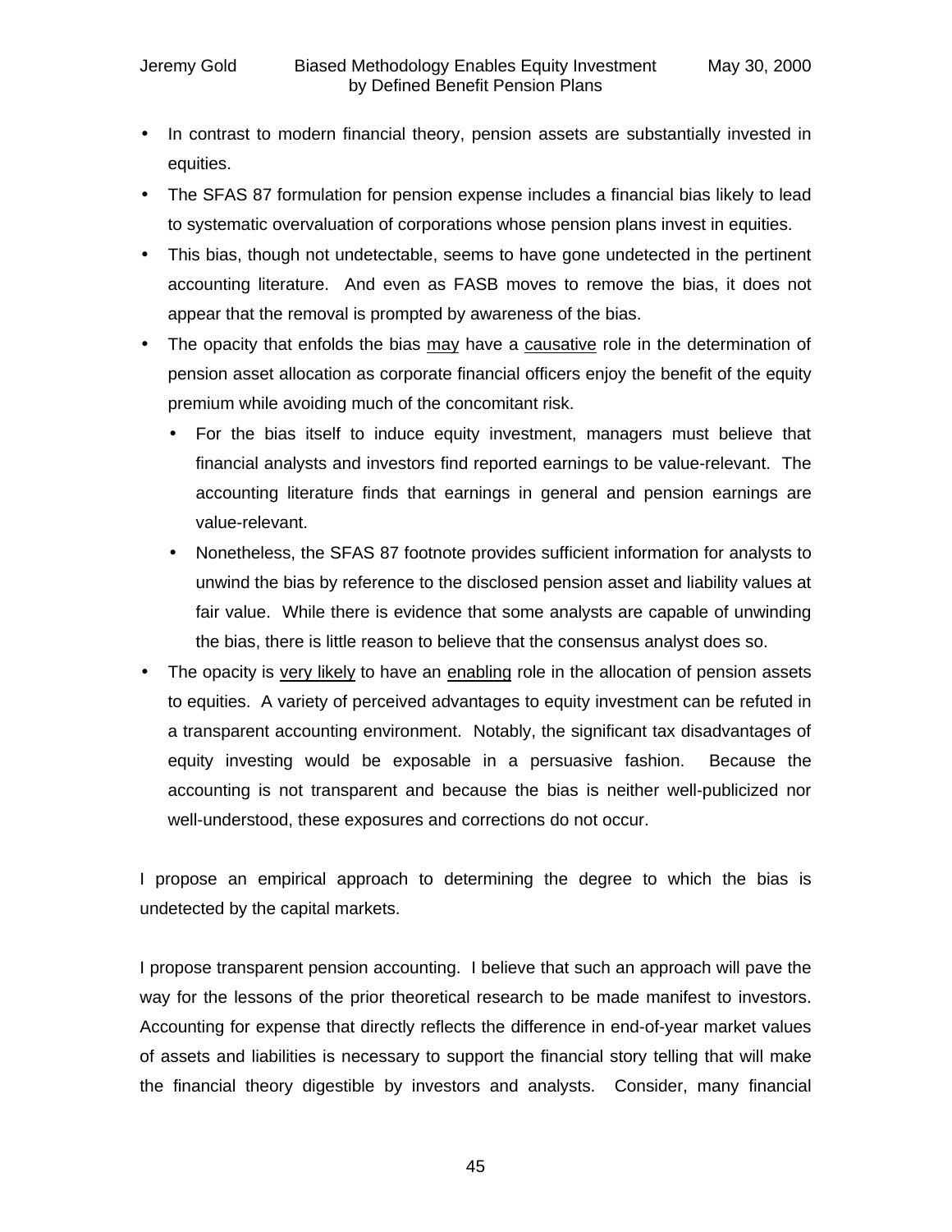- In contrast to modern financial theory, pension assets are substantially invested in equities.
- The SFAS 87 formulation for pension expense includes a financial bias likely to lead to systematic overvaluation of corporations whose pension plans invest in equities.
- This bias, though not undetectable, seems to have gone undetected in the pertinent accounting literature. And even as FASB moves to remove the bias, it does not appear that the removal is prompted by awareness of the bias.
- The opacity that enfolds the bias <u>may</u> have a <u>causative</u> role in the determination of pension asset allocation as corporate financial officers enjoy the benefit of the equity premium while avoiding much of the concomitant risk.
  - For the bias itself to induce equity investment, managers must believe that financial analysts and investors find reported earnings to be value-relevant. The accounting literature finds that earnings in general and pension earnings are value-relevant.
  - Nonetheless, the SFAS 87 footnote provides sufficient information for analysts to unwind the bias by reference to the disclosed pension asset and liability values at fair value. While there is evidence that some analysts are capable of unwinding the bias, there is little reason to believe that the consensus analyst does so.
- The opacity is <u>very likely</u> to have an <u>enabling</u> role in the allocation of pension assets to equities. A variety of perceived advantages to equity investment can be refuted in a transparent accounting environment. Notably, the significant tax disadvantages of equity investing would be exposable in a persuasive fashion. Because the accounting is not transparent and because the bias is neither well-publicized nor well-understood, these exposures and corrections do not occur.

I propose an empirical approach to determining the degree to which the bias is undetected by the capital markets.

I propose transparent pension accounting. I believe that such an approach will pave the way for the lessons of the prior theoretical research to be made manifest to investors. Accounting for expense that directly reflects the difference in end-of-year market values of assets and liabilities is necessary to support the financial story telling that will make the financial theory digestible by investors and analysts. Consider, many financial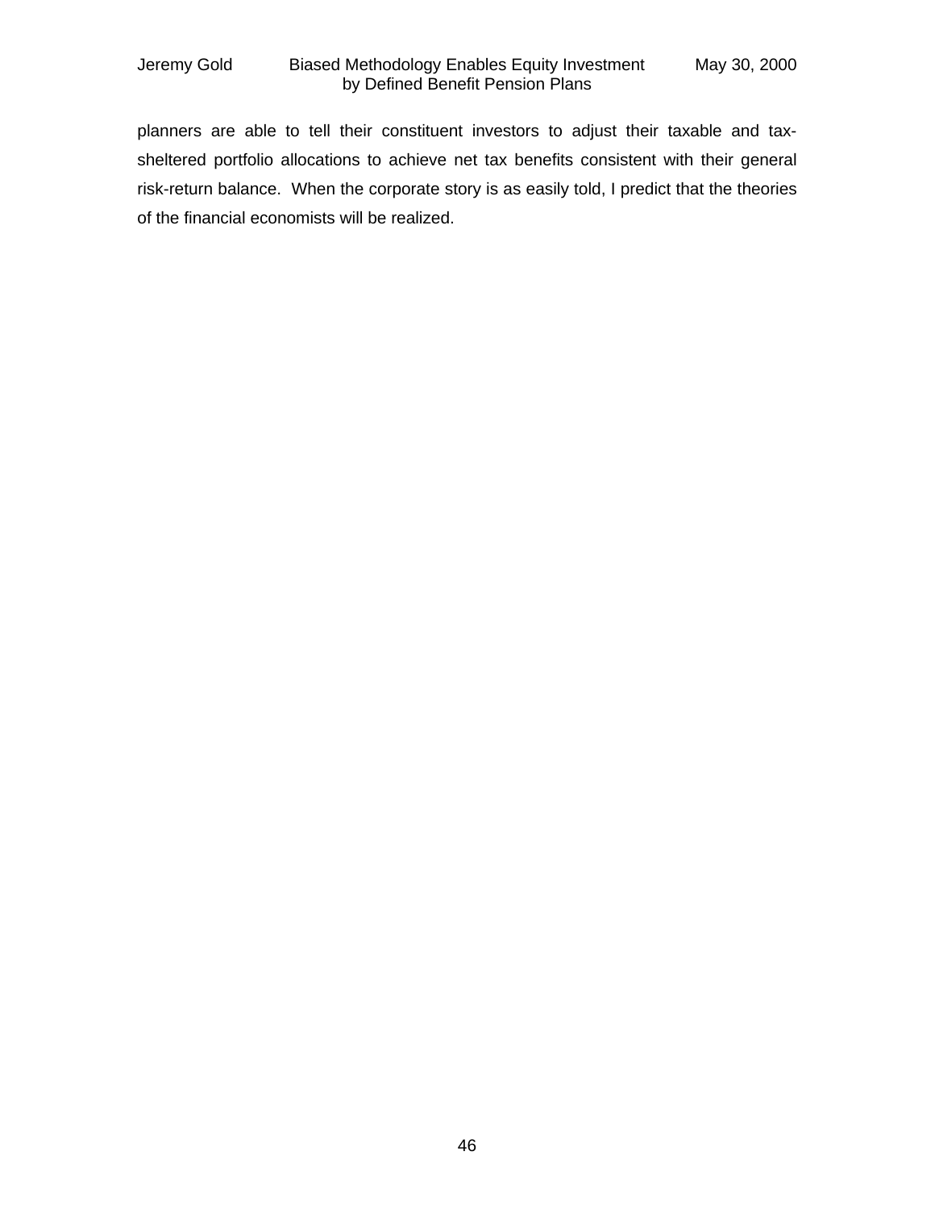planners are able to tell their constituent investors to adjust their taxable and tax-sheltered portfolio allocations to achieve net tax benefits consistent with their general risk-return balance. When the corporate story is as easily told, I predict that the theories of the financial economists will be realized.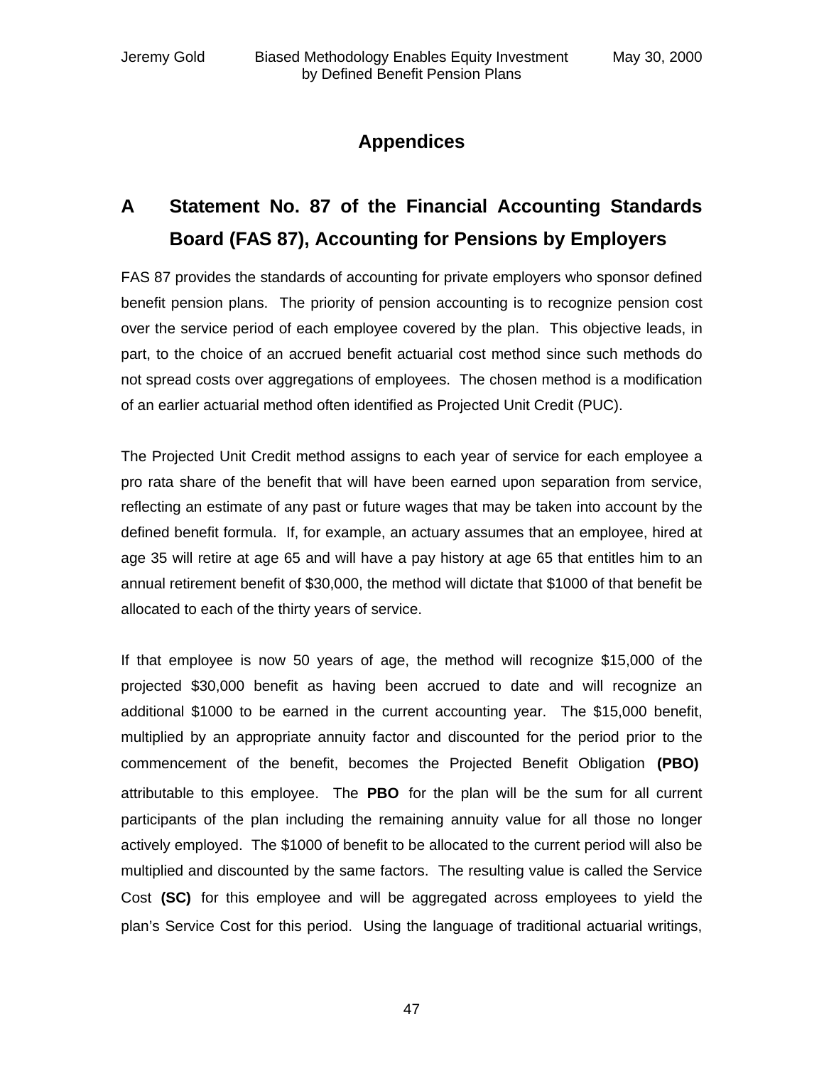# Appendices

## A Statement No. 87 of the Financial Accounting Standards Board (FAS 87), Accounting for Pensions by Employers

FAS 87 provides the standards of accounting for private employers who sponsor defined benefit pension plans. The priority of pension accounting is to recognize pension cost over the service period of each employee covered by the plan. This objective leads, in part, to the choice of an accrued benefit actuarial cost method since such methods do not spread costs over aggregations of employees. The chosen method is a modification of an earlier actuarial method often identified as Projected Unit Credit (PUC).

The Projected Unit Credit method assigns to each year of service for each employee a pro rata share of the benefit that will have been earned upon separation from service, reflecting an estimate of any past or future wages that may be taken into account by the defined benefit formula. If, for example, an actuary assumes that an employee, hired at age 35 will retire at age 65 and will have a pay history at age 65 that entitles him to an annual retirement benefit of $30,000, the method will dictate that $1000 of that benefit be allocated to each of the thirty years of service.

If that employee is now 50 years of age, the method will recognize $15,000 of the projected $30,000 benefit as having been accrued to date and will recognize an additional $1000 to be earned in the current accounting year. The $15,000 benefit, multiplied by an appropriate annuity factor and discounted for the period prior to the commencement of the benefit, becomes the Projected Benefit Obligation **(PBO)** attributable to this employee. The **PBO** for the plan will be the sum for all current participants of the plan including the remaining annuity value for all those no longer actively employed. The $1000 of benefit to be allocated to the current period will also be multiplied and discounted by the same factors. The resulting value is called the Service Cost **(SC)** for this employee and will be aggregated across employees to yield the plan's Service Cost for this period. Using the language of traditional actuarial writings,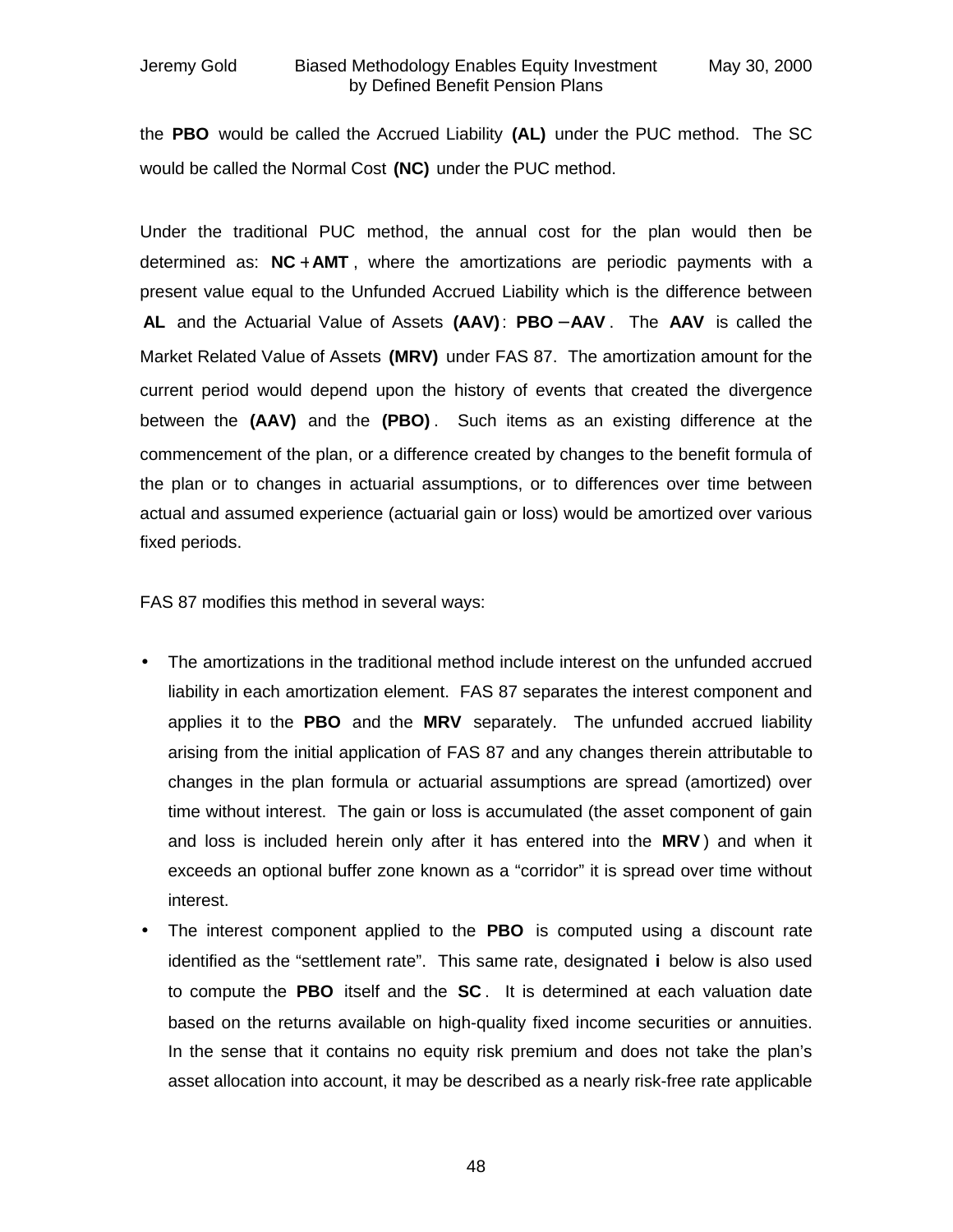the **PBO** would be called the Accrued Liability **(AL)** under the PUC method. The SC would be called the Normal Cost **(NC)** under the PUC method.

Under the traditional PUC method, the annual cost for the plan would then be determined as: $\mathbf{NC} + \mathbf{AMT}$, where the amortizations are periodic payments with a present value equal to the Unfunded Accrued Liability which is the difference between **AL** and the Actuarial Value of Assets **(AAV)**: $\mathbf{PBO} - \mathbf{AAV}$. The **AAV** is called the Market Related Value of Assets **(MRV)** under FAS 87. The amortization amount for the current period would depend upon the history of events that created the divergence between the **(AAV)** and the **(PBO)**. Such items as an existing difference at the commencement of the plan, or a difference created by changes to the benefit formula of the plan or to changes in actuarial assumptions, or to differences over time between actual and assumed experience (actuarial gain or loss) would be amortized over various fixed periods.

FAS 87 modifies this method in several ways:

- The amortizations in the traditional method include interest on the unfunded accrued liability in each amortization element. FAS 87 separates the interest component and applies it to the **PBO** and the **MRV** separately. The unfunded accrued liability arising from the initial application of FAS 87 and any changes therein attributable to changes in the plan formula or actuarial assumptions are spread (amortized) over time without interest. The gain or loss is accumulated (the asset component of gain and loss is included herein only after it has entered into the **MRV**) and when it exceeds an optional buffer zone known as a "corridor" it is spread over time without interest.
- The interest component applied to the **PBO** is computed using a discount rate identified as the "settlement rate". This same rate, designated **i** below is also used to compute the **PBO** itself and the **SC**. It is determined at each valuation date based on the returns available on high-quality fixed income securities or annuities. In the sense that it contains no equity risk premium and does not take the plan's asset allocation into account, it may be described as a nearly risk-free rate applicable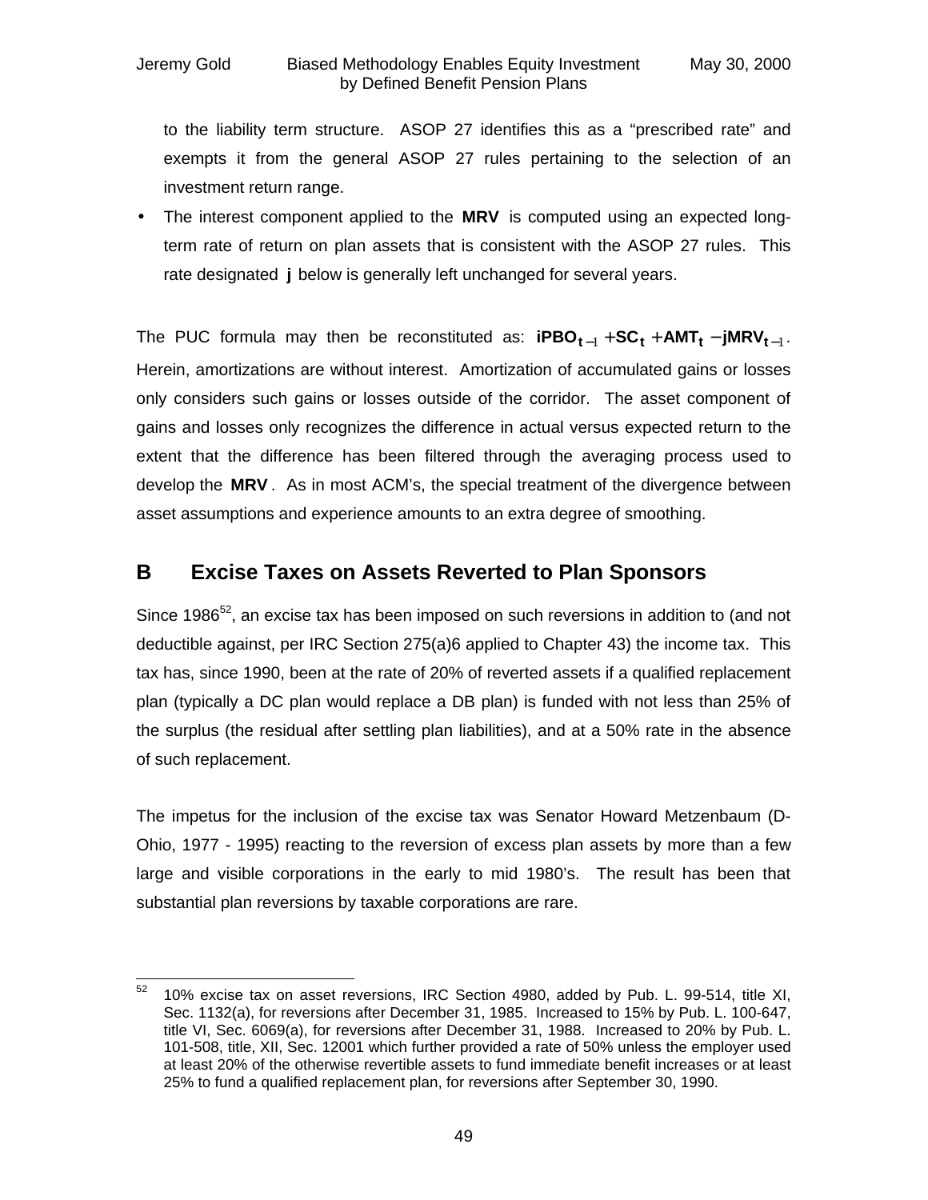to the liability term structure. ASOP 27 identifies this as a "prescribed rate" and exempts it from the general ASOP 27 rules pertaining to the selection of an investment return range.

- The interest component applied to the **MRV** is computed using an expected long-term rate of return on plan assets that is consistent with the ASOP 27 rules. This rate designated **j** below is generally left unchanged for several years.

The PUC formula may then be reconstituted as: $\mathbf{iPBO_{t-1} + SC_t + AMT_t - jMRV_{t-1}}$. Herein, amortizations are without interest. Amortization of accumulated gains or losses only considers such gains or losses outside of the corridor. The asset component of gains and losses only recognizes the difference in actual versus expected return to the extent that the difference has been filtered through the averaging process used to develop the **MRV**. As in most ACM's, the special treatment of the divergence between asset assumptions and experience amounts to an extra degree of smoothing.

## B Excise Taxes on Assets Reverted to Plan Sponsors

Since 1986[52], an excise tax has been imposed on such reversions in addition to (and not deductible against, per IRC Section 275(a)6 applied to Chapter 43) the income tax. This tax has, since 1990, been at the rate of 20% of reverted assets if a qualified replacement plan (typically a DC plan would replace a DB plan) is funded with not less than 25% of the surplus (the residual after settling plan liabilities), and at a 50% rate in the absence of such replacement.

The impetus for the inclusion of the excise tax was Senator Howard Metzenbaum (D-Ohio, 1977 - 1995) reacting to the reversion of excess plan assets by more than a few large and visible corporations in the early to mid 1980's. The result has been that substantial plan reversions by taxable corporations are rare.

---

[52] 10% excise tax on asset reversions, IRC Section 4980, added by Pub. L. 99-514, title XI, Sec. 1132(a), for reversions after December 31, 1985. Increased to 15% by Pub. L. 100-647, title VI, Sec. 6069(a), for reversions after December 31, 1988. Increased to 20% by Pub. L. 101-508, title, XII, Sec. 12001 which further provided a rate of 50% unless the employer used at least 20% of the otherwise revertible assets to fund immediate benefit increases or at least 25% to fund a qualified replacement plan, for reversions after September 30, 1990.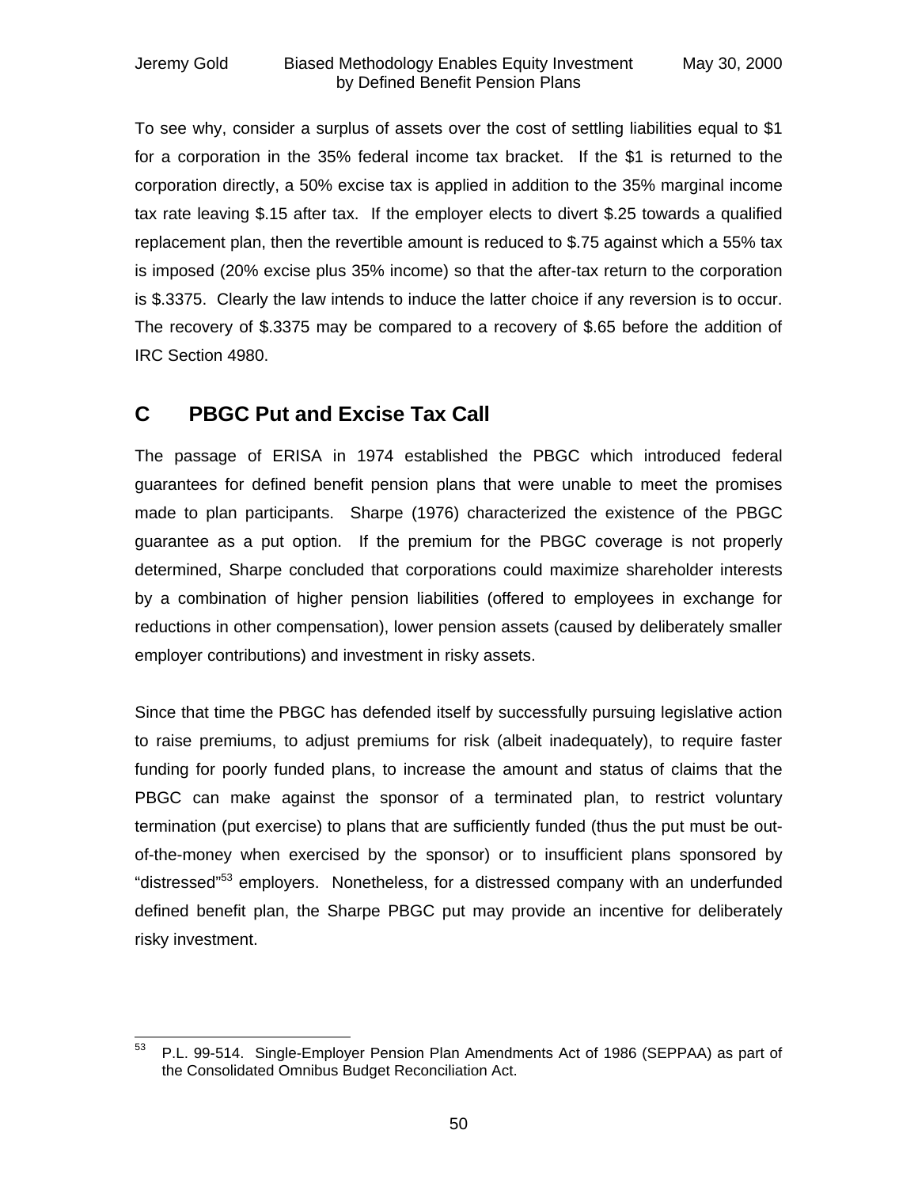To see why, consider a surplus of assets over the cost of settling liabilities equal to $1 for a corporation in the 35% federal income tax bracket. If the $1 is returned to the corporation directly, a 50% excise tax is applied in addition to the 35% marginal income tax rate leaving $.15 after tax. If the employer elects to divert $.25 towards a qualified replacement plan, then the revertible amount is reduced to $.75 against which a 55% tax is imposed (20% excise plus 35% income) so that the after-tax return to the corporation is $.3375. Clearly the law intends to induce the latter choice if any reversion is to occur. The recovery of $.3375 may be compared to a recovery of $.65 before the addition of IRC Section 4980.

## C PBGC Put and Excise Tax Call

The passage of ERISA in 1974 established the PBGC which introduced federal guarantees for defined benefit pension plans that were unable to meet the promises made to plan participants. Sharpe (1976) characterized the existence of the PBGC guarantee as a put option. If the premium for the PBGC coverage is not properly determined, Sharpe concluded that corporations could maximize shareholder interests by a combination of higher pension liabilities (offered to employees in exchange for reductions in other compensation), lower pension assets (caused by deliberately smaller employer contributions) and investment in risky assets.

Since that time the PBGC has defended itself by successfully pursuing legislative action to raise premiums, to adjust premiums for risk (albeit inadequately), to require faster funding for poorly funded plans, to increase the amount and status of claims that the PBGC can make against the sponsor of a terminated plan, to restrict voluntary termination (put exercise) to plans that are sufficiently funded (thus the put must be out-of-the-money when exercised by the sponsor) or to insufficient plans sponsored by "distressed"[53] employers. Nonetheless, for a distressed company with an underfunded defined benefit plan, the Sharpe PBGC put may provide an incentive for deliberately risky investment.

---

[53] P.L. 99-514. Single-Employer Pension Plan Amendments Act of 1986 (SEPPAA) as part of the Consolidated Omnibus Budget Reconciliation Act.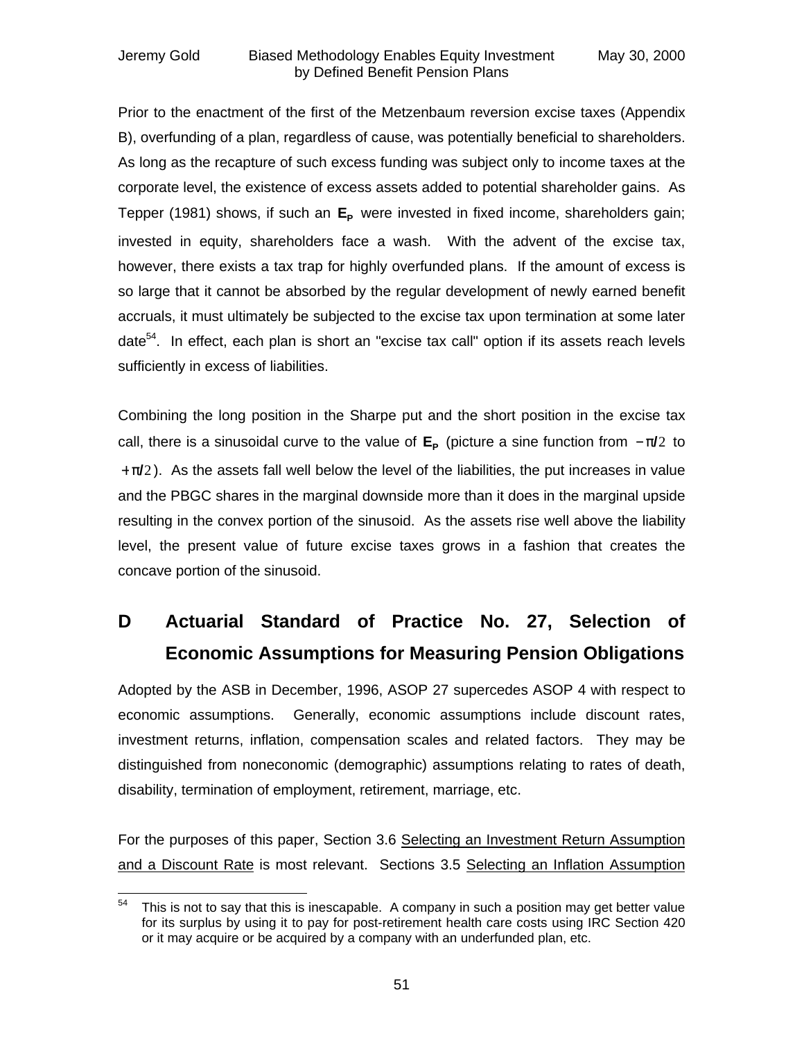Prior to the enactment of the first of the Metzenbaum reversion excise taxes (Appendix B), overfunding of a plan, regardless of cause, was potentially beneficial to shareholders. As long as the recapture of such excess funding was subject only to income taxes at the corporate level, the existence of excess assets added to potential shareholder gains. As Tepper (1981) shows, if such an $\mathbf{E_P}$ were invested in fixed income, shareholders gain; invested in equity, shareholders face a wash. With the advent of the excise tax, however, there exists a tax trap for highly overfunded plans. If the amount of excess is so large that it cannot be absorbed by the regular development of newly earned benefit accruals, it must ultimately be subjected to the excise tax upon termination at some later date[54]. In effect, each plan is short an "excise tax call" option if its assets reach levels sufficiently in excess of liabilities.

Combining the long position in the Sharpe put and the short position in the excise tax call, there is a sinusoidal curve to the value of $\mathbf{E_P}$ (picture a sine function from $-\pi/2$ to $+\pi/2$). As the assets fall well below the level of the liabilities, the put increases in value and the PBGC shares in the marginal downside more than it does in the marginal upside resulting in the convex portion of the sinusoid. As the assets rise well above the liability level, the present value of future excise taxes grows in a fashion that creates the concave portion of the sinusoid.

## D Actuarial Standard of Practice No. 27, Selection of Economic Assumptions for Measuring Pension Obligations

Adopted by the ASB in December, 1996, ASOP 27 supercedes ASOP 4 with respect to economic assumptions. Generally, economic assumptions include discount rates, investment returns, inflation, compensation scales and related factors. They may be distinguished from noneconomic (demographic) assumptions relating to rates of death, disability, termination of employment, retirement, marriage, etc.

For the purposes of this paper, Section 3.6 Selecting an Investment Return Assumption and a Discount Rate is most relevant. Sections 3.5 Selecting an Inflation Assumption

---

[54] This is not to say that this is inescapable. A company in such a position may get better value for its surplus by using it to pay for post-retirement health care costs using IRC Section 420 or it may acquire or be acquired by a company with an underfunded plan, etc.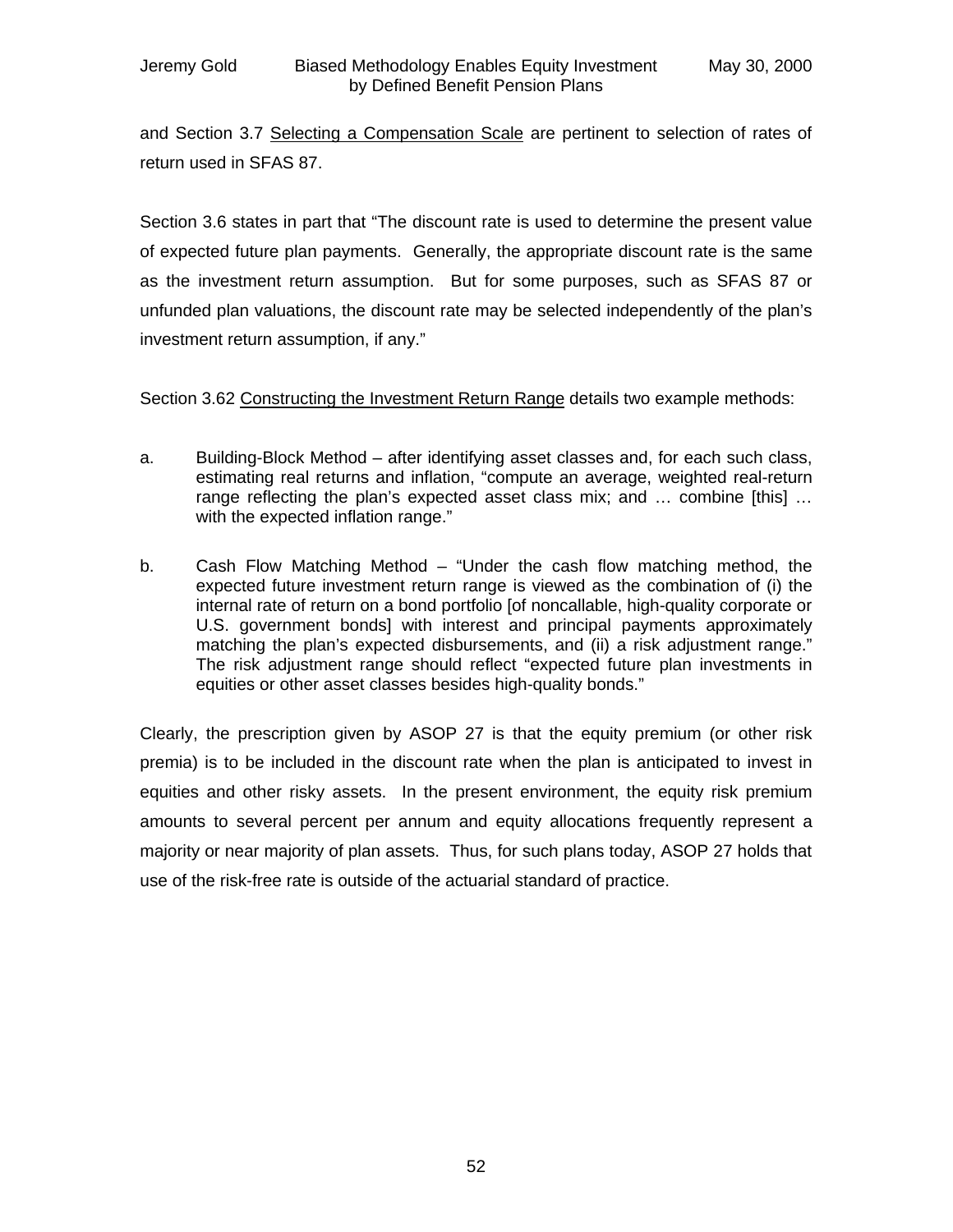and Section 3.7 Selecting a Compensation Scale are pertinent to selection of rates of return used in SFAS 87.

Section 3.6 states in part that “The discount rate is used to determine the present value of expected future plan payments. Generally, the appropriate discount rate is the same as the investment return assumption. But for some purposes, such as SFAS 87 or unfunded plan valuations, the discount rate may be selected independently of the plan’s investment return assumption, if any.”

Section 3.62 Constructing the Investment Return Range details two example methods:

a. Building-Block Method – after identifying asset classes and, for each such class, estimating real returns and inflation, “compute an average, weighted real-return range reflecting the plan’s expected asset class mix; and … combine [this] … with the expected inflation range.”

b. Cash Flow Matching Method – “Under the cash flow matching method, the expected future investment return range is viewed as the combination of (i) the internal rate of return on a bond portfolio [of noncallable, high-quality corporate or U.S. government bonds] with interest and principal payments approximately matching the plan’s expected disbursements, and (ii) a risk adjustment range.” The risk adjustment range should reflect “expected future plan investments in equities or other asset classes besides high-quality bonds.”

Clearly, the prescription given by ASOP 27 is that the equity premium (or other risk premia) is to be included in the discount rate when the plan is anticipated to invest in equities and other risky assets. In the present environment, the equity risk premium amounts to several percent per annum and equity allocations frequently represent a majority or near majority of plan assets. Thus, for such plans today, ASOP 27 holds that use of the risk-free rate is outside of the actuarial standard of practice.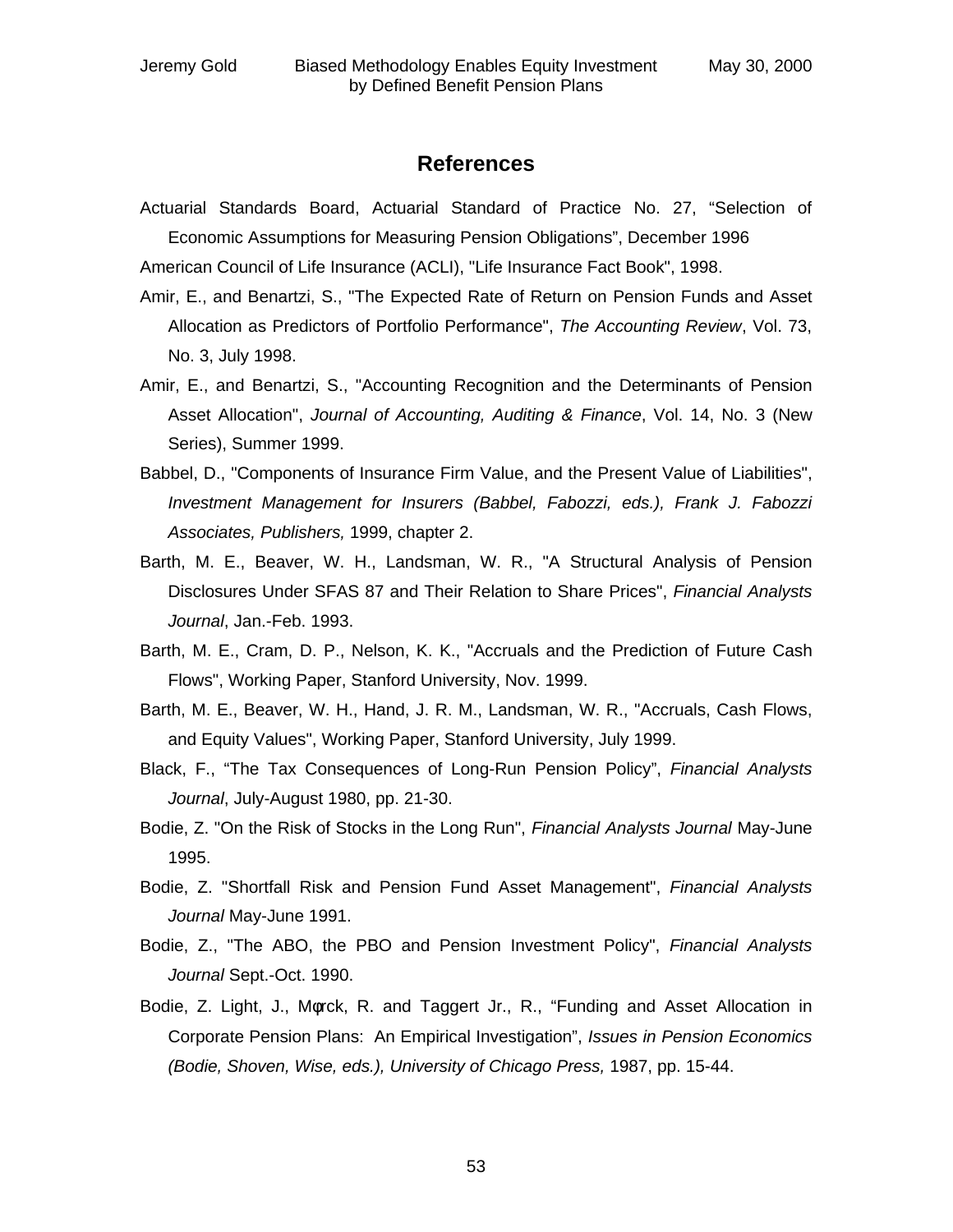## References

Actuarial Standards Board, Actuarial Standard of Practice No. 27, "Selection of Economic Assumptions for Measuring Pension Obligations", December 1996

American Council of Life Insurance (ACLI), "Life Insurance Fact Book", 1998.

Amir, E., and Benartzi, S., "The Expected Rate of Return on Pension Funds and Asset Allocation as Predictors of Portfolio Performance", *The Accounting Review*, Vol. 73, No. 3, July 1998.

Amir, E., and Benartzi, S., "Accounting Recognition and the Determinants of Pension Asset Allocation", *Journal of Accounting, Auditing & Finance*, Vol. 14, No. 3 (New Series), Summer 1999.

Babbel, D., "Components of Insurance Firm Value, and the Present Value of Liabilities", *Investment Management for Insurers (Babbel, Fabozzi, eds.), Frank J. Fabozzi Associates, Publishers,* 1999, chapter 2.

Barth, M. E., Beaver, W. H., Landsman, W. R., "A Structural Analysis of Pension Disclosures Under SFAS 87 and Their Relation to Share Prices", *Financial Analysts Journal*, Jan.-Feb. 1993.

Barth, M. E., Cram, D. P., Nelson, K. K., "Accruals and the Prediction of Future Cash Flows", Working Paper, Stanford University, Nov. 1999.

Barth, M. E., Beaver, W. H., Hand, J. R. M., Landsman, W. R., "Accruals, Cash Flows, and Equity Values", Working Paper, Stanford University, July 1999.

Black, F., "The Tax Consequences of Long-Run Pension Policy", *Financial Analysts Journal*, July-August 1980, pp. 21-30.

Bodie, Z. "On the Risk of Stocks in the Long Run", *Financial Analysts Journal* May-June 1995.

Bodie, Z. "Shortfall Risk and Pension Fund Asset Management", *Financial Analysts Journal* May-June 1991.

Bodie, Z., "The ABO, the PBO and Pension Investment Policy", *Financial Analysts Journal* Sept.-Oct. 1990.

Bodie, Z. Light, J., Mørck, R. and Taggert Jr., R., "Funding and Asset Allocation in Corporate Pension Plans: An Empirical Investigation", *Issues in Pension Economics (Bodie, Shoven, Wise, eds.), University of Chicago Press,* 1987, pp. 15-44.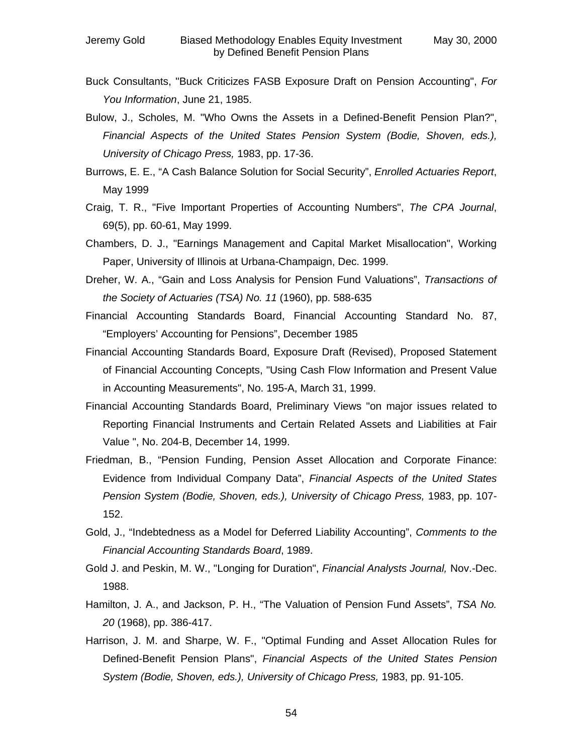Buck Consultants, "Buck Criticizes FASB Exposure Draft on Pension Accounting", *For You Information*, June 21, 1985.

Bulow, J., Scholes, M. "Who Owns the Assets in a Defined-Benefit Pension Plan?", *Financial Aspects of the United States Pension System (Bodie, Shoven, eds.), University of Chicago Press,* 1983, pp. 17-36.

Burrows, E. E., "A Cash Balance Solution for Social Security", *Enrolled Actuaries Report*, May 1999

Craig, T. R., "Five Important Properties of Accounting Numbers", *The CPA Journal*, 69(5), pp. 60-61, May 1999.

Chambers, D. J., "Earnings Management and Capital Market Misallocation", Working Paper, University of Illinois at Urbana-Champaign, Dec. 1999.

Dreher, W. A., "Gain and Loss Analysis for Pension Fund Valuations", *Transactions of the Society of Actuaries (TSA) No. 11* (1960), pp. 588-635

Financial Accounting Standards Board, Financial Accounting Standard No. 87, "Employers' Accounting for Pensions", December 1985

Financial Accounting Standards Board, Exposure Draft (Revised), Proposed Statement of Financial Accounting Concepts, "Using Cash Flow Information and Present Value in Accounting Measurements", No. 195-A, March 31, 1999.

Financial Accounting Standards Board, Preliminary Views "on major issues related to Reporting Financial Instruments and Certain Related Assets and Liabilities at Fair Value ", No. 204-B, December 14, 1999.

Friedman, B., "Pension Funding, Pension Asset Allocation and Corporate Finance: Evidence from Individual Company Data", *Financial Aspects of the United States Pension System (Bodie, Shoven, eds.), University of Chicago Press,* 1983, pp. 107-152.

Gold, J., "Indebtedness as a Model for Deferred Liability Accounting", *Comments to the Financial Accounting Standards Board*, 1989.

Gold J. and Peskin, M. W., "Longing for Duration", *Financial Analysts Journal,* Nov.-Dec. 1988.

Hamilton, J. A., and Jackson, P. H., "The Valuation of Pension Fund Assets", *TSA No. 20* (1968), pp. 386-417.

Harrison, J. M. and Sharpe, W. F., "Optimal Funding and Asset Allocation Rules for Defined-Benefit Pension Plans", *Financial Aspects of the United States Pension System (Bodie, Shoven, eds.), University of Chicago Press,* 1983, pp. 91-105.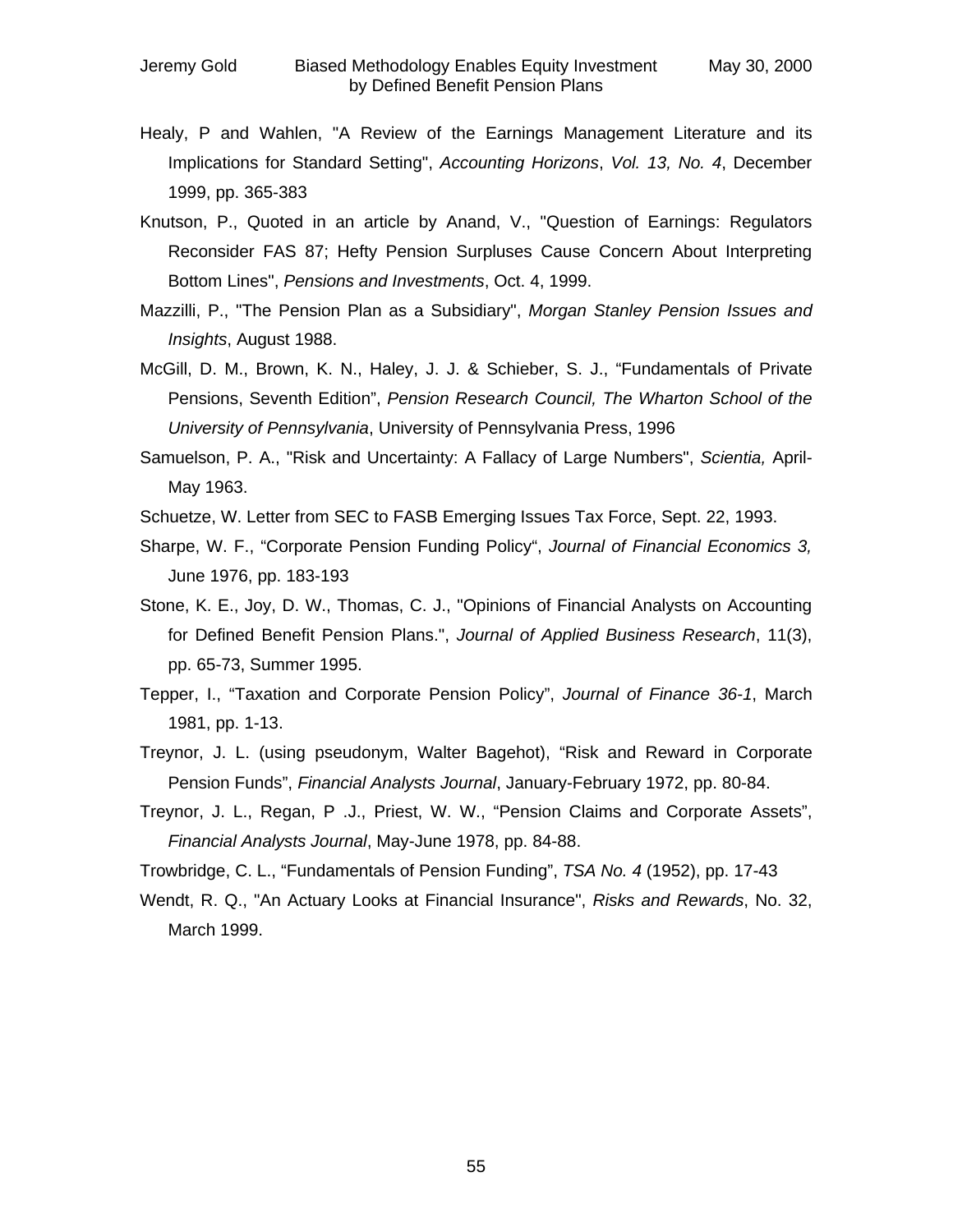Healy, P and Wahlen, "A Review of the Earnings Management Literature and its Implications for Standard Setting", *Accounting Horizons*, *Vol. 13, No. 4*, December 1999, pp. 365-383

Knutson, P., Quoted in an article by Anand, V., "Question of Earnings: Regulators Reconsider FAS 87; Hefty Pension Surpluses Cause Concern About Interpreting Bottom Lines", *Pensions and Investments*, Oct. 4, 1999.

Mazzilli, P., "The Pension Plan as a Subsidiary", *Morgan Stanley Pension Issues and Insights*, August 1988.

McGill, D. M., Brown, K. N., Haley, J. J. & Schieber, S. J., "Fundamentals of Private Pensions, Seventh Edition", *Pension Research Council, The Wharton School of the University of Pennsylvania*, University of Pennsylvania Press, 1996

Samuelson, P. A., "Risk and Uncertainty: A Fallacy of Large Numbers", *Scientia,* April-May 1963.

Schuetze, W. Letter from SEC to FASB Emerging Issues Tax Force, Sept. 22, 1993.

Sharpe, W. F., "Corporate Pension Funding Policy", *Journal of Financial Economics 3,* June 1976, pp. 183-193

Stone, K. E., Joy, D. W., Thomas, C. J., "Opinions of Financial Analysts on Accounting for Defined Benefit Pension Plans.", *Journal of Applied Business Research*, 11(3), pp. 65-73, Summer 1995.

Tepper, I., "Taxation and Corporate Pension Policy", *Journal of Finance 36-1*, March 1981, pp. 1-13.

Treynor, J. L. (using pseudonym, Walter Bagehot), "Risk and Reward in Corporate Pension Funds", *Financial Analysts Journal*, January-February 1972, pp. 80-84.

Treynor, J. L., Regan, P .J., Priest, W. W., "Pension Claims and Corporate Assets", *Financial Analysts Journal*, May-June 1978, pp. 84-88.

Trowbridge, C. L., "Fundamentals of Pension Funding", *TSA No. 4* (1952), pp. 17-43

Wendt, R. Q., "An Actuary Looks at Financial Insurance", *Risks and Rewards*, No. 32, March 1999.